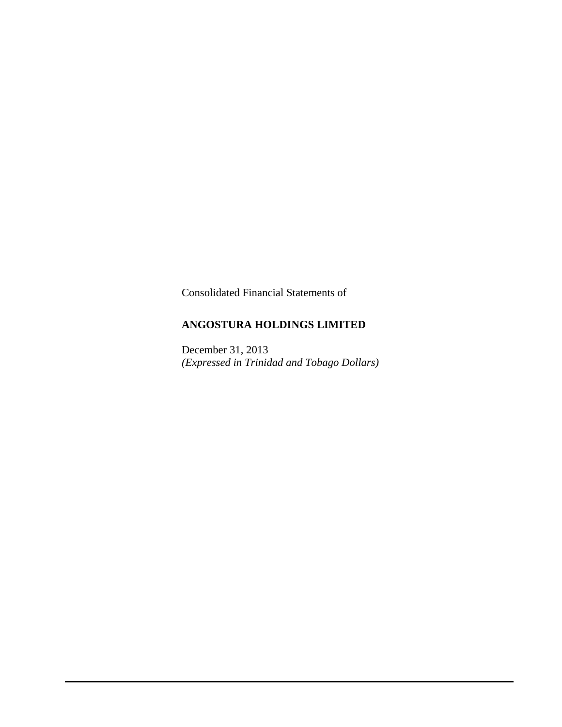Consolidated Financial Statements of

# ANGOSTURA HOLDINGS LIMITED

December 31, 2013
*(Expressed in Trinidad and Tobago Dollars)*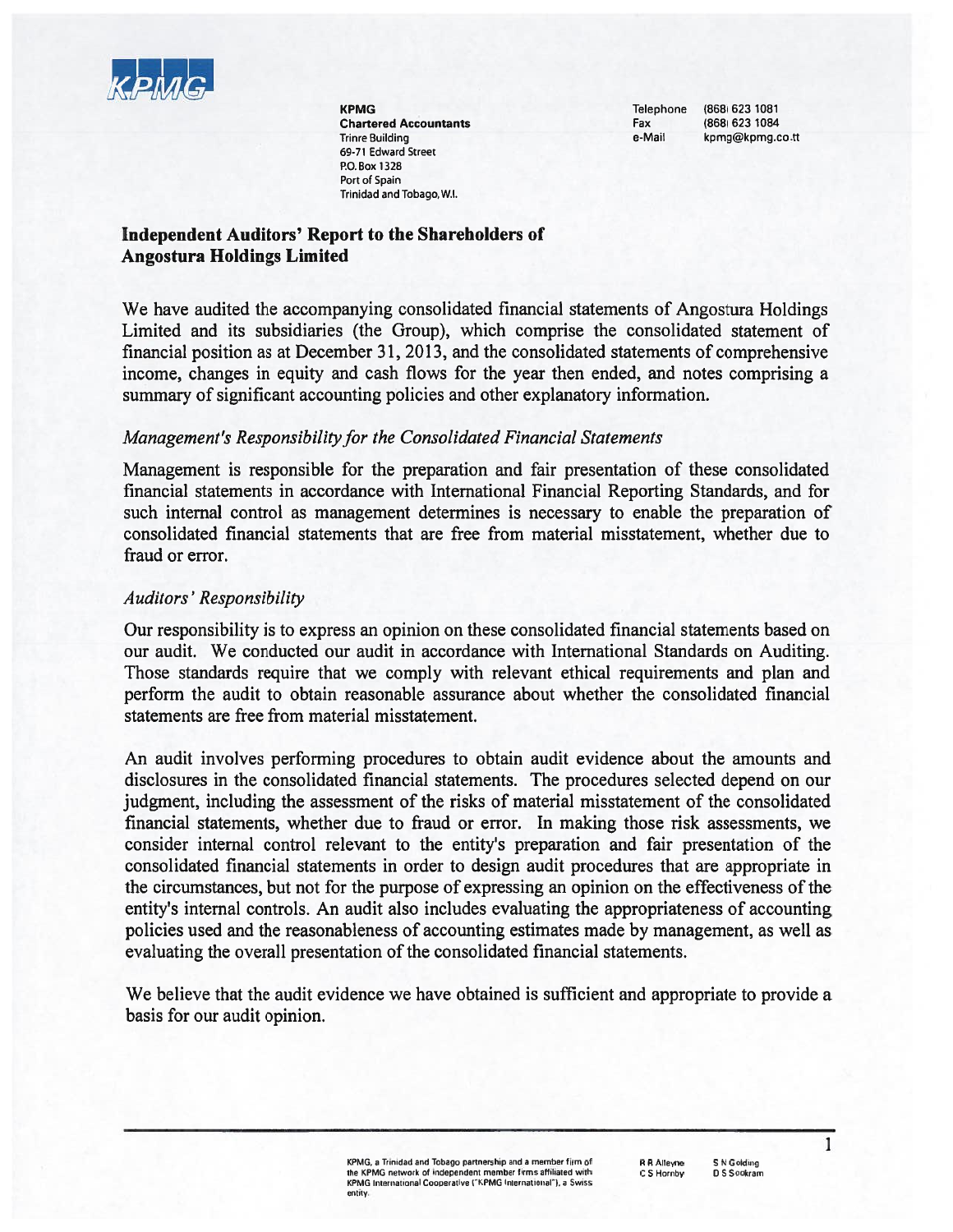KPMG

**KPMG**
**Chartered Accountants**
Trinre Building
69-71 Edward Street
P.O. Box 1328
Port of Spain
Trinidad and Tobago, W.I.

Telephone (868) 623 1081
Fax (868) 623 1084
e-Mail kpmg@kpmg.co.tt

## Independent Auditors' Report to the Shareholders of Angostura Holdings Limited

We have audited the accompanying consolidated financial statements of Angostura Holdings Limited and its subsidiaries (the Group), which comprise the consolidated statement of financial position as at December 31, 2013, and the consolidated statements of comprehensive income, changes in equity and cash flows for the year then ended, and notes comprising a summary of significant accounting policies and other explanatory information.

### *Management's Responsibility for the Consolidated Financial Statements*

Management is responsible for the preparation and fair presentation of these consolidated financial statements in accordance with International Financial Reporting Standards, and for such internal control as management determines is necessary to enable the preparation of consolidated financial statements that are free from material misstatement, whether due to fraud or error.

### *Auditors' Responsibility*

Our responsibility is to express an opinion on these consolidated financial statements based on our audit. We conducted our audit in accordance with International Standards on Auditing. Those standards require that we comply with relevant ethical requirements and plan and perform the audit to obtain reasonable assurance about whether the consolidated financial statements are free from material misstatement.

An audit involves performing procedures to obtain audit evidence about the amounts and disclosures in the consolidated financial statements. The procedures selected depend on our judgment, including the assessment of the risks of material misstatement of the consolidated financial statements, whether due to fraud or error. In making those risk assessments, we consider internal control relevant to the entity's preparation and fair presentation of the consolidated financial statements in order to design audit procedures that are appropriate in the circumstances, but not for the purpose of expressing an opinion on the effectiveness of the entity's internal controls. An audit also includes evaluating the appropriateness of accounting policies used and the reasonableness of accounting estimates made by management, as well as evaluating the overall presentation of the consolidated financial statements.

We believe that the audit evidence we have obtained is sufficient and appropriate to provide a basis for our audit opinion.

KPMG, a Trinidad and Tobago partnership and a member firm of the KPMG network of independent member firms affiliated with KPMG International Cooperative ("KPMG International"), a Swiss entity.

R R Alleyne C S Hornby S N Golding D S Sookram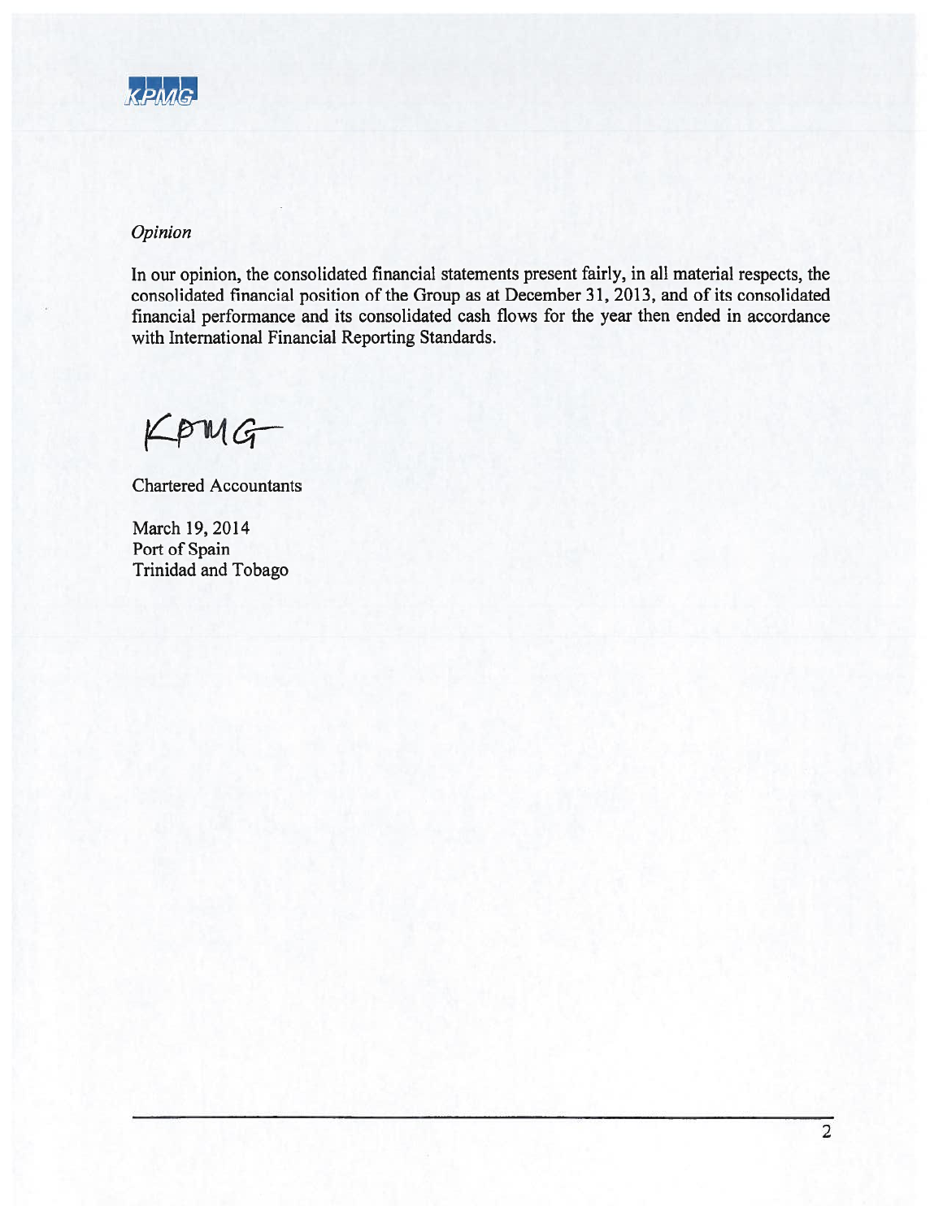*Opinion*

In our opinion, the consolidated financial statements present fairly, in all material respects, the consolidated financial position of the Group as at December 31, 2013, and of its consolidated financial performance and its consolidated cash flows for the year then ended in accordance with International Financial Reporting Standards.

KPMG

Chartered Accountants

March 19, 2014
Port of Spain
Trinidad and Tobago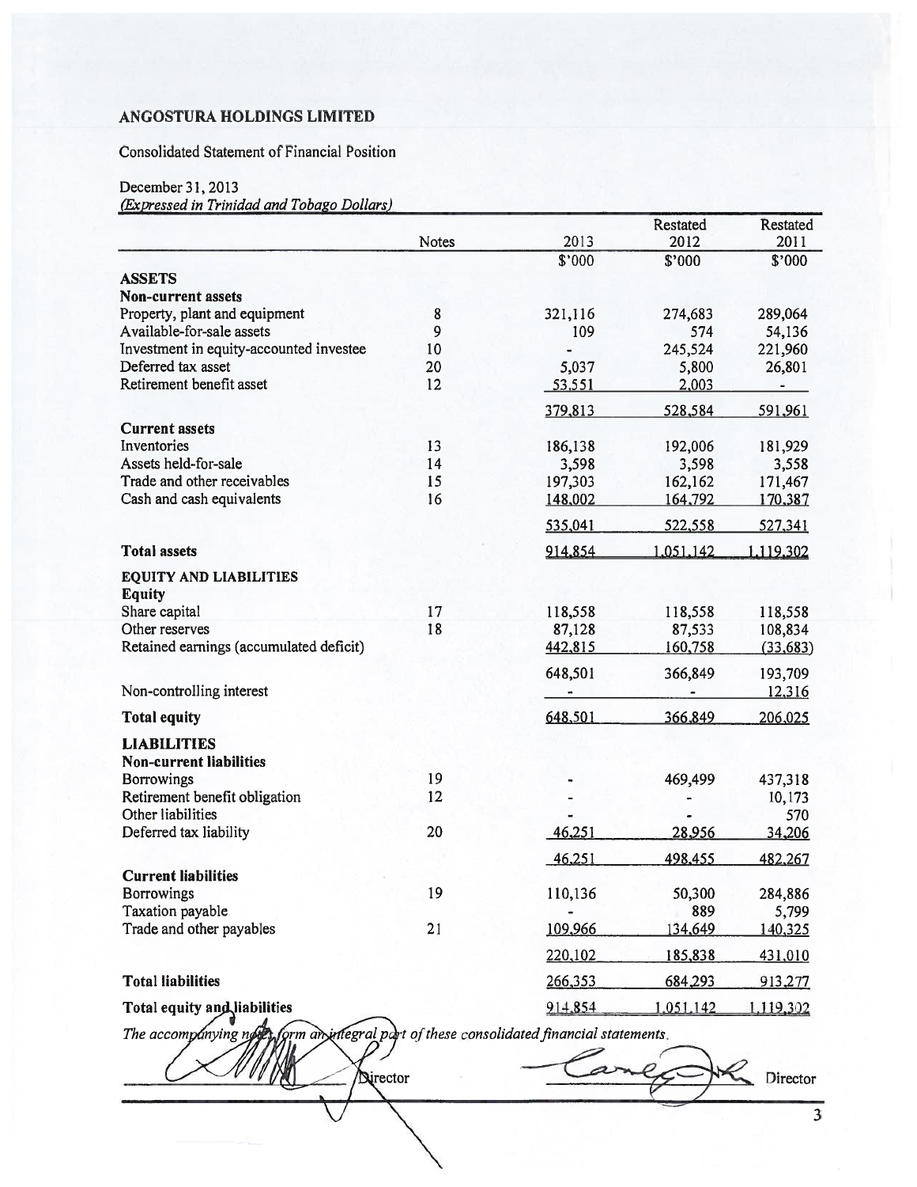# ANGOSTURA HOLDINGS LIMITED

Consolidated Statement of Financial Position

December 31, 2013

*(Expressed in Trinidad and Tobago Dollars)*

| | Notes | 2013 | Restated 2012 | Restated 2011 |
|---|---|---|---|---|
| | | $'000 | $'000 | $'000 |
| **ASSETS** | | | | |
| **Non-current assets** | | | | |
| Property, plant and equipment | 8 | 321,116 | 274,683 | 289,064 |
| Available-for-sale assets | 9 | 109 | 574 | 54,136 |
| Investment in equity-accounted investee | 10 | - | 245,524 | 221,960 |
| Deferred tax asset | 20 | 5,037 | 5,800 | 26,801 |
| Retirement benefit asset | 12 | 53,551 | 2,003 | - |
| | | 379,813 | 528,584 | 591,961 |
| **Current assets** | | | | |
| Inventories | 13 | 186,138 | 192,006 | 181,929 |
| Assets held-for-sale | 14 | 3,598 | 3,598 | 3,558 |
| Trade and other receivables | 15 | 197,303 | 162,162 | 171,467 |
| Cash and cash equivalents | 16 | 148,002 | 164,792 | 170,387 |
| | | 535,041 | 522,558 | 527,341 |
| **Total assets** | | 914,854 | 1,051,142 | 1,119,302 |
| **EQUITY AND LIABILITIES** | | | | |
| **Equity** | | | | |
| Share capital | 17 | 118,558 | 118,558 | 118,558 |
| Other reserves | 18 | 87,128 | 87,533 | 108,834 |
| Retained earnings (accumulated deficit) | | 442,815 | 160,758 | (33,683) |
| | | 648,501 | 366,849 | 193,709 |
| Non-controlling interest | | - | - | 12,316 |
| **Total equity** | | 648,501 | 366,849 | 206,025 |
| **LIABILITIES** | | | | |
| **Non-current liabilities** | | | | |
| Borrowings | 19 | - | 469,499 | 437,318 |
| Retirement benefit obligation | 12 | - | - | 10,173 |
| Other liabilities | | - | - | 570 |
| Deferred tax liability | 20 | 46,251 | 28,956 | 34,206 |
| | | 46,251 | 498,455 | 482,267 |
| **Current liabilities** | | | | |
| Borrowings | 19 | 110,136 | 50,300 | 284,886 |
| Taxation payable | | - | 889 | 5,799 |
| Trade and other payables | 21 | 109,966 | 134,649 | 140,325 |
| | | 220,102 | 185,838 | 431,010 |
| **Total liabilities** | | 266,353 | 684,293 | 913,277 |
| **Total equity and liabilities** | | 914,854 | 1,051,142 | 1,119,302 |

*The accompanying notes form an integral part of these consolidated financial statements.*

Director &emsp;&emsp;&emsp;&emsp; Director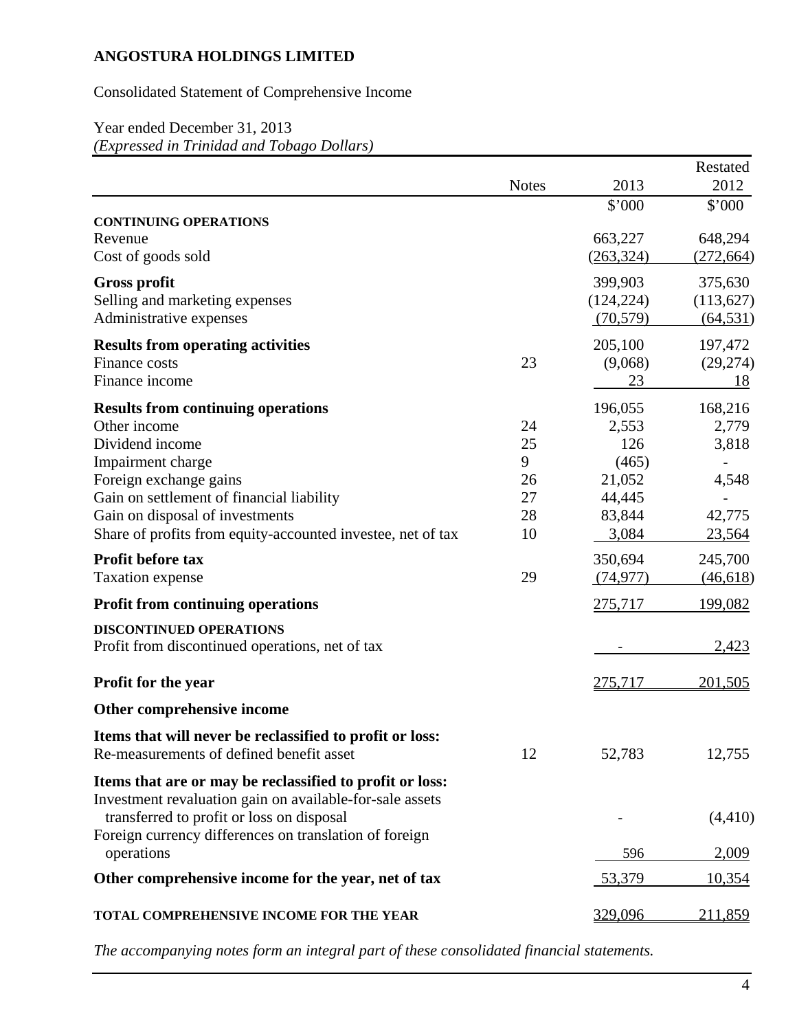# ANGOSTURA HOLDINGS LIMITED

Consolidated Statement of Comprehensive Income

Year ended December 31, 2013
*(Expressed in Trinidad and Tobago Dollars)*

| | Notes | 2013 | Restated 2012 |
|---|---|---|---|
| | | $'000 | $'000 |
| **CONTINUING OPERATIONS** | | | |
| Revenue | | 663,227 | 648,294 |
| Cost of goods sold | | (263,324) | (272,664) |
| **Gross profit** | | 399,903 | 375,630 |
| Selling and marketing expenses | | (124,224) | (113,627) |
| Administrative expenses | | (70,579) | (64,531) |
| **Results from operating activities** | | 205,100 | 197,472 |
| Finance costs | 23 | (9,068) | (29,274) |
| Finance income | | 23 | 18 |
| **Results from continuing operations** | | 196,055 | 168,216 |
| Other income | 24 | 2,553 | 2,779 |
| Dividend income | 25 | 126 | 3,818 |
| Impairment charge | 9 | (465) | - |
| Foreign exchange gains | 26 | 21,052 | 4,548 |
| Gain on settlement of financial liability | 27 | 44,445 | - |
| Gain on disposal of investments | 28 | 83,844 | 42,775 |
| Share of profits from equity-accounted investee, net of tax | 10 | 3,084 | 23,564 |
| **Profit before tax** | | 350,694 | 245,700 |
| Taxation expense | 29 | (74,977) | (46,618) |
| **Profit from continuing operations** | | 275,717 | 199,082 |
| **DISCONTINUED OPERATIONS** | | | |
| Profit from discontinued operations, net of tax | | - | 2,423 |
| **Profit for the year** | | 275,717 | 201,505 |
| **Other comprehensive income** | | | |
| **Items that will never be reclassified to profit or loss:** | | | |
| Re-measurements of defined benefit asset | 12 | 52,783 | 12,755 |
| **Items that are or may be reclassified to profit or loss:** | | | |
| Investment revaluation gain on available-for-sale assets transferred to profit or loss on disposal | | - | (4,410) |
| Foreign currency differences on translation of foreign operations | | 596 | 2,009 |
| **Other comprehensive income for the year, net of tax** | | 53,379 | 10,354 |
| **TOTAL COMPREHENSIVE INCOME FOR THE YEAR** | | 329,096 | 211,859 |

*The accompanying notes form an integral part of these consolidated financial statements.*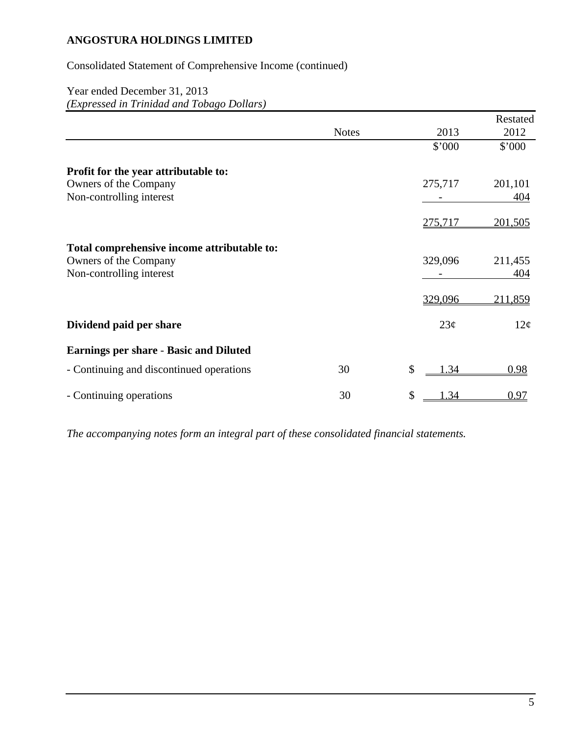**ANGOSTURA HOLDINGS LIMITED**

Consolidated Statement of Comprehensive Income (continued)

Year ended December 31, 2013
*(Expressed in Trinidad and Tobago Dollars)*

| | Notes | 2013 | Restated 2012 |
|---|---|---|---|
| | | \$'000 | \$'000 |
| **Profit for the year attributable to:** | | | |
| Owners of the Company | | 275,717 | 201,101 |
| Non-controlling interest | | - | 404 |
| | | 275,717 | 201,505 |
| **Total comprehensive income attributable to:** | | | |
| Owners of the Company | | 329,096 | 211,455 |
| Non-controlling interest | | - | 404 |
| | | 329,096 | 211,859 |
| **Dividend paid per share** | | 23¢ | 12¢ |
| **Earnings per share - Basic and Diluted** | | | |
| - Continuing and discontinued operations | 30 | \$ 1.34 | 0.98 |
| - Continuing operations | 30 | \$ 1.34 | 0.97 |

*The accompanying notes form an integral part of these consolidated financial statements.*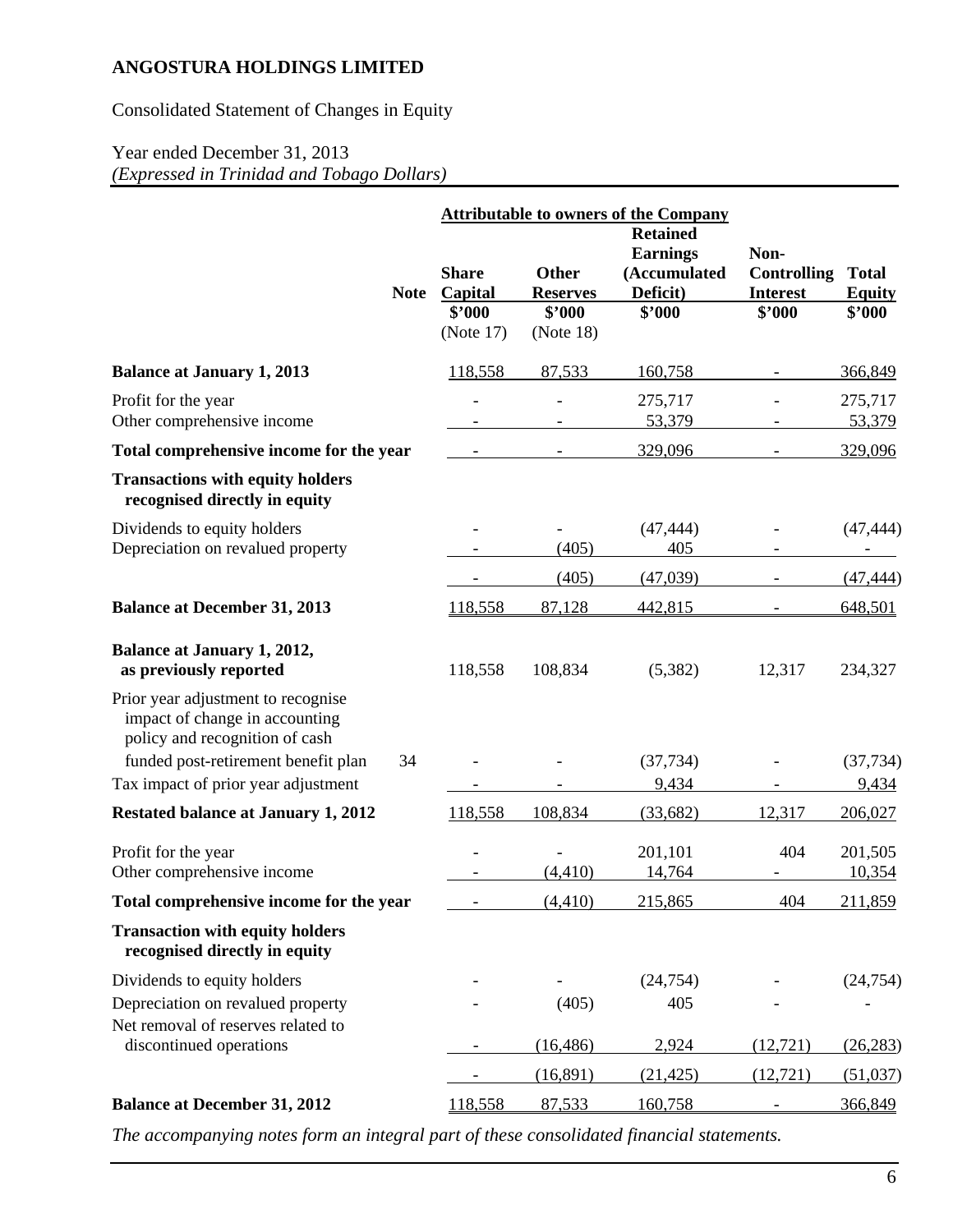# ANGOSTURA HOLDINGS LIMITED

Consolidated Statement of Changes in Equity

Year ended December 31, 2013
*(Expressed in Trinidad and Tobago Dollars)*

| | Note | Share Capital $'000 (Note 17) | Other Reserves $'000 (Note 18) | Retained Earnings (Accumulated Deficit) $'000 | Non-Controlling Interest $'000 | Total Equity $'000 |
|---|---|---|---|---|---|---|
| | | *Attributable to owners of the Company* | | | | |
| **Balance at January 1, 2013** | | 118,558 | 87,533 | 160,758 | - | 366,849 |
| Profit for the year | | - | - | 275,717 | - | 275,717 |
| Other comprehensive income | | - | - | 53,379 | - | 53,379 |
| **Total comprehensive income for the year** | | - | - | 329,096 | - | 329,096 |
| **Transactions with equity holders recognised directly in equity** | | | | | | |
| Dividends to equity holders | | - | - | (47,444) | - | (47,444) |
| Depreciation on revalued property | | - | (405) | 405 | - | - |
| | | - | (405) | (47,039) | - | (47,444) |
| **Balance at December 31, 2013** | | 118,558 | 87,128 | 442,815 | - | 648,501 |
| **Balance at January 1, 2012, as previously reported** | | 118,558 | 108,834 | (5,382) | 12,317 | 234,327 |
| Prior year adjustment to recognise impact of change in accounting policy and recognition of cash funded post-retirement benefit plan | 34 | - | - | (37,734) | - | (37,734) |
| Tax impact of prior year adjustment | | - | - | 9,434 | - | 9,434 |
| **Restated balance at January 1, 2012** | | 118,558 | 108,834 | (33,682) | 12,317 | 206,027 |
| Profit for the year | | - | - | 201,101 | 404 | 201,505 |
| Other comprehensive income | | - | (4,410) | 14,764 | - | 10,354 |
| **Total comprehensive income for the year** | | - | (4,410) | 215,865 | 404 | 211,859 |
| **Transaction with equity holders recognised directly in equity** | | | | | | |
| Dividends to equity holders | | - | - | (24,754) | - | (24,754) |
| Depreciation on revalued property | | - | (405) | 405 | - | - |
| Net removal of reserves related to discontinued operations | | - | (16,486) | 2,924 | (12,721) | (26,283) |
| | | - | (16,891) | (21,425) | (12,721) | (51,037) |
| **Balance at December 31, 2012** | | 118,558 | 87,533 | 160,758 | - | 366,849 |

*The accompanying notes form an integral part of these consolidated financial statements.*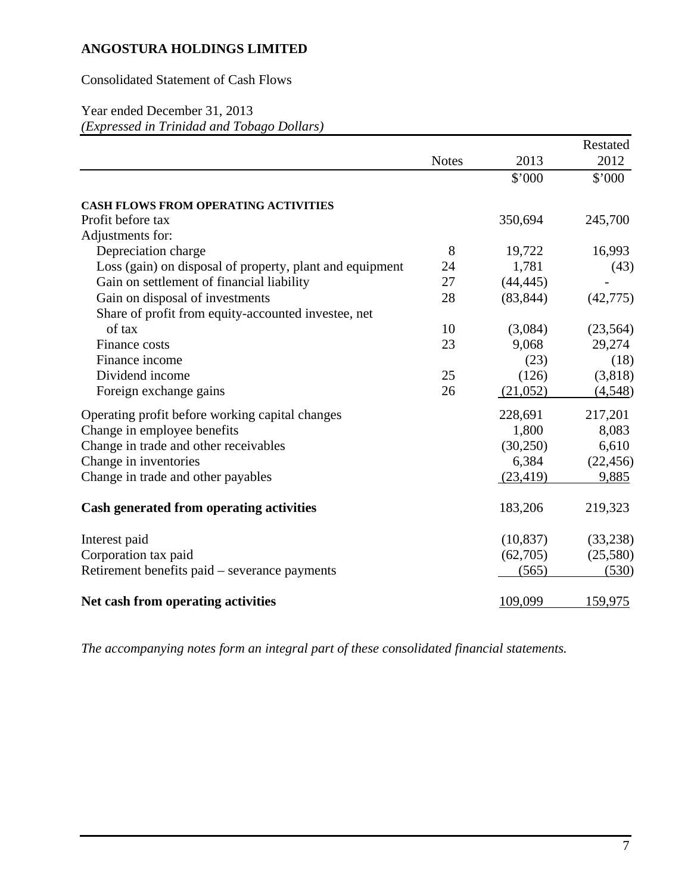# ANGOSTURA HOLDINGS LIMITED

Consolidated Statement of Cash Flows

Year ended December 31, 2013
*(Expressed in Trinidad and Tobago Dollars)*

| | Notes | 2013 | Restated 2012 |
|---|---|---|---|
| | | \$'000 | \$'000 |
| **CASH FLOWS FROM OPERATING ACTIVITIES** | | | |
| Profit before tax | | 350,694 | 245,700 |
| Adjustments for: | | | |
| Depreciation charge | 8 | 19,722 | 16,993 |
| Loss (gain) on disposal of property, plant and equipment | 24 | 1,781 | (43) |
| Gain on settlement of financial liability | 27 | (44,445) | - |
| Gain on disposal of investments | 28 | (83,844) | (42,775) |
| Share of profit from equity-accounted investee, net of tax | 10 | (3,084) | (23,564) |
| Finance costs | 23 | 9,068 | 29,274 |
| Finance income | | (23) | (18) |
| Dividend income | 25 | (126) | (3,818) |
| Foreign exchange gains | 26 | (21,052) | (4,548) |
| Operating profit before working capital changes | | 228,691 | 217,201 |
| Change in employee benefits | | 1,800 | 8,083 |
| Change in trade and other receivables | | (30,250) | 6,610 |
| Change in inventories | | 6,384 | (22,456) |
| Change in trade and other payables | | (23,419) | 9,885 |
| **Cash generated from operating activities** | | 183,206 | 219,323 |
| Interest paid | | (10,837) | (33,238) |
| Corporation tax paid | | (62,705) | (25,580) |
| Retirement benefits paid – severance payments | | (565) | (530) |
| **Net cash from operating activities** | | 109,099 | 159,975 |

*The accompanying notes form an integral part of these consolidated financial statements.*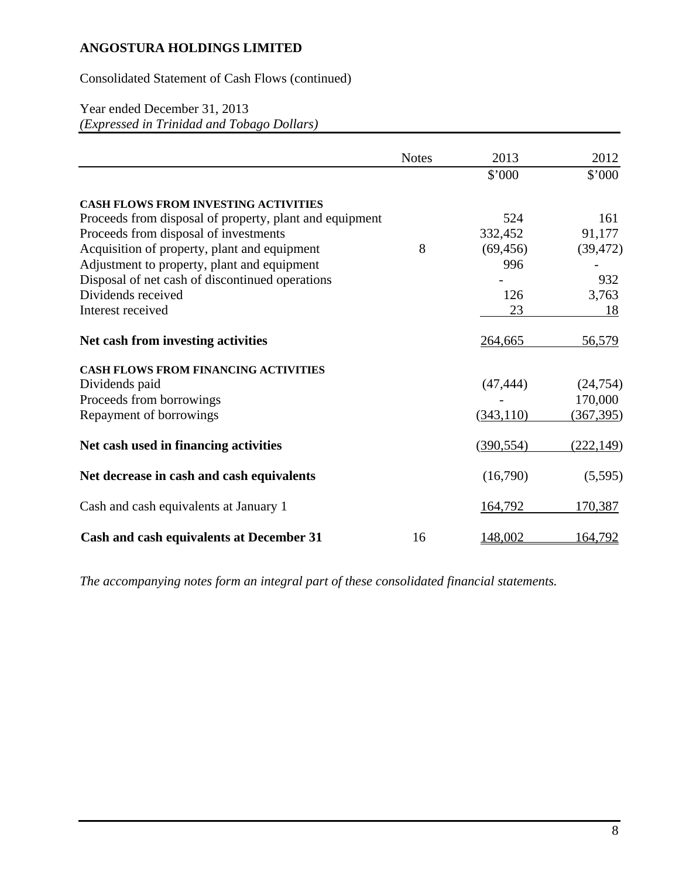# ANGOSTURA HOLDINGS LIMITED

Consolidated Statement of Cash Flows (continued)

Year ended December 31, 2013
*(Expressed in Trinidad and Tobago Dollars)*

| | Notes | 2013 | 2012 |
|---|---|---|---|
| | | $'000 | $'000 |
| **CASH FLOWS FROM INVESTING ACTIVITIES** | | | |
| Proceeds from disposal of property, plant and equipment | | 524 | 161 |
| Proceeds from disposal of investments | | 332,452 | 91,177 |
| Acquisition of property, plant and equipment | 8 | (69,456) | (39,472) |
| Adjustment to property, plant and equipment | | 996 | - |
| Disposal of net cash of discontinued operations | | - | 932 |
| Dividends received | | 126 | 3,763 |
| Interest received | | 23 | 18 |
| **Net cash from investing activities** | | 264,665 | 56,579 |
| **CASH FLOWS FROM FINANCING ACTIVITIES** | | | |
| Dividends paid | | (47,444) | (24,754) |
| Proceeds from borrowings | | - | 170,000 |
| Repayment of borrowings | | (343,110) | (367,395) |
| **Net cash used in financing activities** | | (390,554) | (222,149) |
| **Net decrease in cash and cash equivalents** | | (16,790) | (5,595) |
| Cash and cash equivalents at January 1 | | 164,792 | 170,387 |
| **Cash and cash equivalents at December 31** | 16 | 148,002 | 164,792 |

*The accompanying notes form an integral part of these consolidated financial statements.*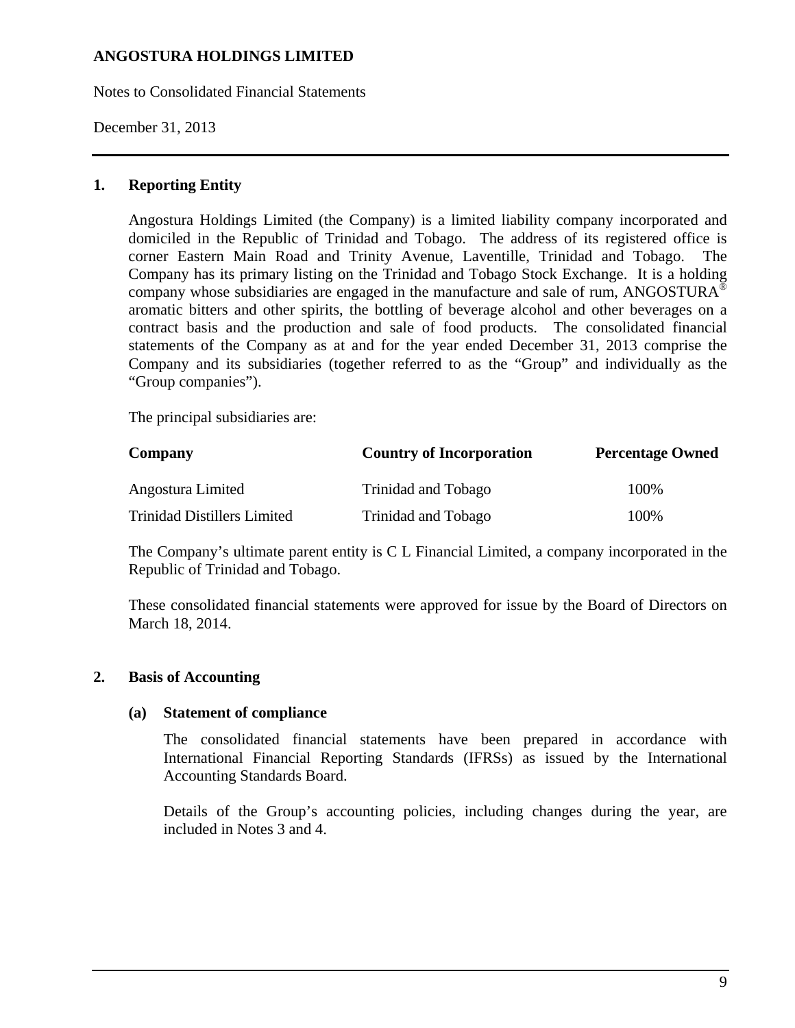## 1. Reporting Entity

Angostura Holdings Limited (the Company) is a limited liability company incorporated and domiciled in the Republic of Trinidad and Tobago. The address of its registered office is corner Eastern Main Road and Trinity Avenue, Laventille, Trinidad and Tobago. The Company has its primary listing on the Trinidad and Tobago Stock Exchange. It is a holding company whose subsidiaries are engaged in the manufacture and sale of rum, ANGOSTURA® aromatic bitters and other spirits, the bottling of beverage alcohol and other beverages on a contract basis and the production and sale of food products. The consolidated financial statements of the Company as at and for the year ended December 31, 2013 comprise the Company and its subsidiaries (together referred to as the "Group" and individually as the "Group companies").

The principal subsidiaries are:

| Company | Country of Incorporation | Percentage Owned |
|---|---|---|
| Angostura Limited | Trinidad and Tobago | 100% |
| Trinidad Distillers Limited | Trinidad and Tobago | 100% |

The Company's ultimate parent entity is C L Financial Limited, a company incorporated in the Republic of Trinidad and Tobago.

These consolidated financial statements were approved for issue by the Board of Directors on March 18, 2014.

## 2. Basis of Accounting

### (a) Statement of compliance

The consolidated financial statements have been prepared in accordance with International Financial Reporting Standards (IFRSs) as issued by the International Accounting Standards Board.

Details of the Group's accounting policies, including changes during the year, are included in Notes 3 and 4.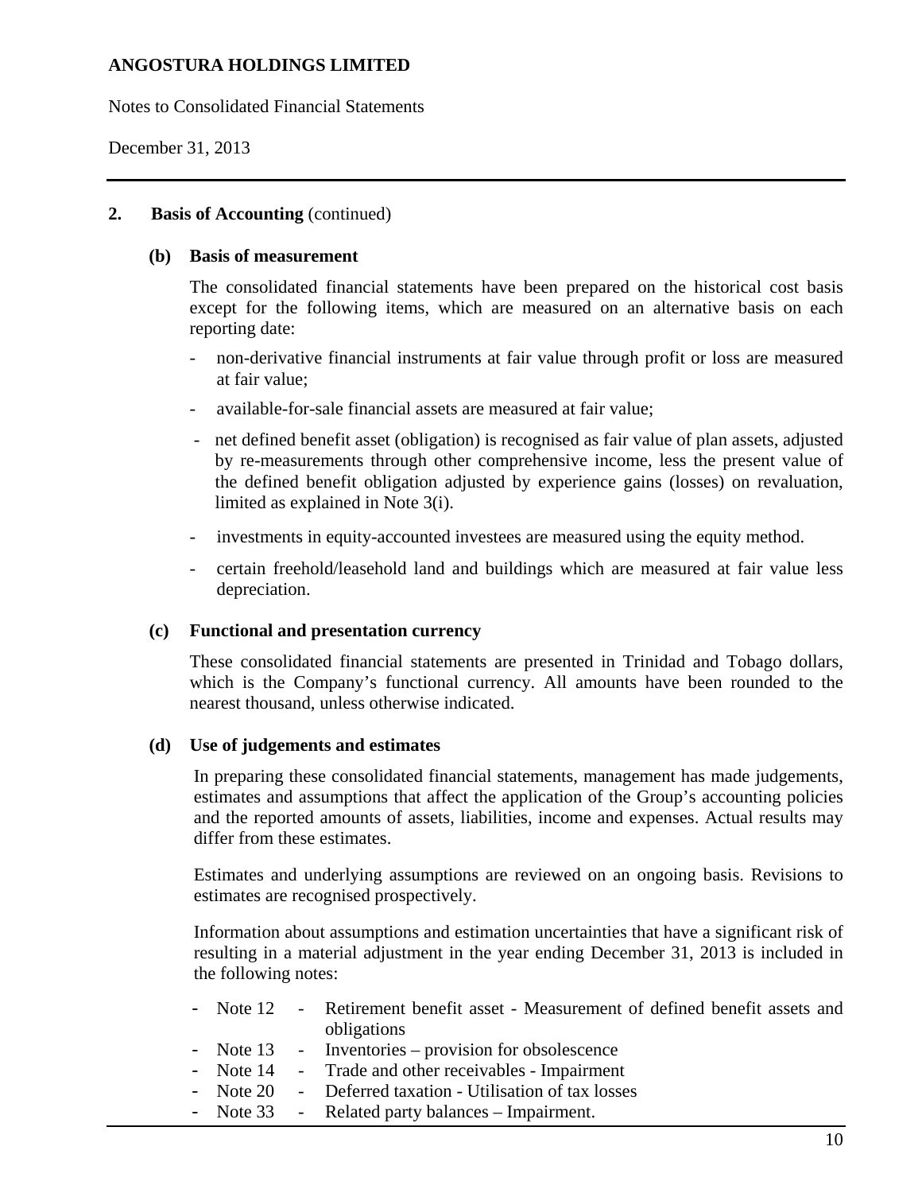## 2. Basis of Accounting (continued)

### (b) Basis of measurement

The consolidated financial statements have been prepared on the historical cost basis except for the following items, which are measured on an alternative basis on each reporting date:

- non-derivative financial instruments at fair value through profit or loss are measured at fair value;
- available-for-sale financial assets are measured at fair value;
- net defined benefit asset (obligation) is recognised as fair value of plan assets, adjusted by re-measurements through other comprehensive income, less the present value of the defined benefit obligation adjusted by experience gains (losses) on revaluation, limited as explained in Note 3(i).
- investments in equity-accounted investees are measured using the equity method.
- certain freehold/leasehold land and buildings which are measured at fair value less depreciation.

### (c) Functional and presentation currency

These consolidated financial statements are presented in Trinidad and Tobago dollars, which is the Company's functional currency. All amounts have been rounded to the nearest thousand, unless otherwise indicated.

### (d) Use of judgements and estimates

In preparing these consolidated financial statements, management has made judgements, estimates and assumptions that affect the application of the Group's accounting policies and the reported amounts of assets, liabilities, income and expenses. Actual results may differ from these estimates.

Estimates and underlying assumptions are reviewed on an ongoing basis. Revisions to estimates are recognised prospectively.

Information about assumptions and estimation uncertainties that have a significant risk of resulting in a material adjustment in the year ending December 31, 2013 is included in the following notes:

- Note 12 - Retirement benefit asset - Measurement of defined benefit assets and obligations
- Note 13 - Inventories – provision for obsolescence
- Note 14 - Trade and other receivables - Impairment
- Note 20 - Deferred taxation - Utilisation of tax losses
- Note 33 - Related party balances – Impairment.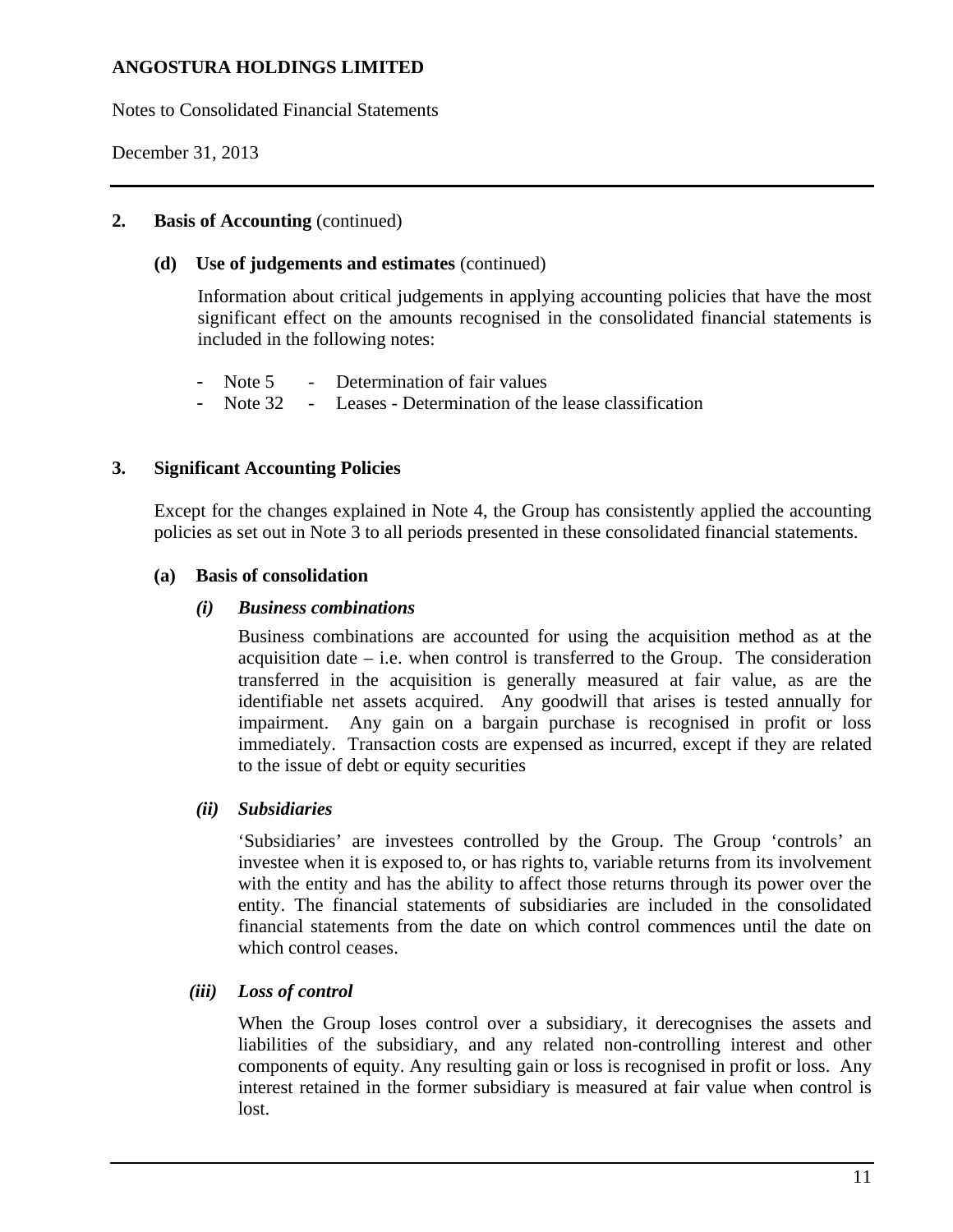## 2. Basis of Accounting (continued)

### (d) Use of judgements and estimates (continued)

Information about critical judgements in applying accounting policies that have the most significant effect on the amounts recognised in the consolidated financial statements is included in the following notes:

- Note 5 - Determination of fair values
- Note 32 - Leases - Determination of the lease classification

## 3. Significant Accounting Policies

Except for the changes explained in Note 4, the Group has consistently applied the accounting policies as set out in Note 3 to all periods presented in these consolidated financial statements.

### (a) Basis of consolidation

#### *(i) Business combinations*

Business combinations are accounted for using the acquisition method as at the acquisition date – i.e. when control is transferred to the Group. The consideration transferred in the acquisition is generally measured at fair value, as are the identifiable net assets acquired. Any goodwill that arises is tested annually for impairment. Any gain on a bargain purchase is recognised in profit or loss immediately. Transaction costs are expensed as incurred, except if they are related to the issue of debt or equity securities

#### *(ii) Subsidiaries*

'Subsidiaries' are investees controlled by the Group. The Group 'controls' an investee when it is exposed to, or has rights to, variable returns from its involvement with the entity and has the ability to affect those returns through its power over the entity. The financial statements of subsidiaries are included in the consolidated financial statements from the date on which control commences until the date on which control ceases.

#### *(iii) Loss of control*

When the Group loses control over a subsidiary, it derecognises the assets and liabilities of the subsidiary, and any related non-controlling interest and other components of equity. Any resulting gain or loss is recognised in profit or loss. Any interest retained in the former subsidiary is measured at fair value when control is lost.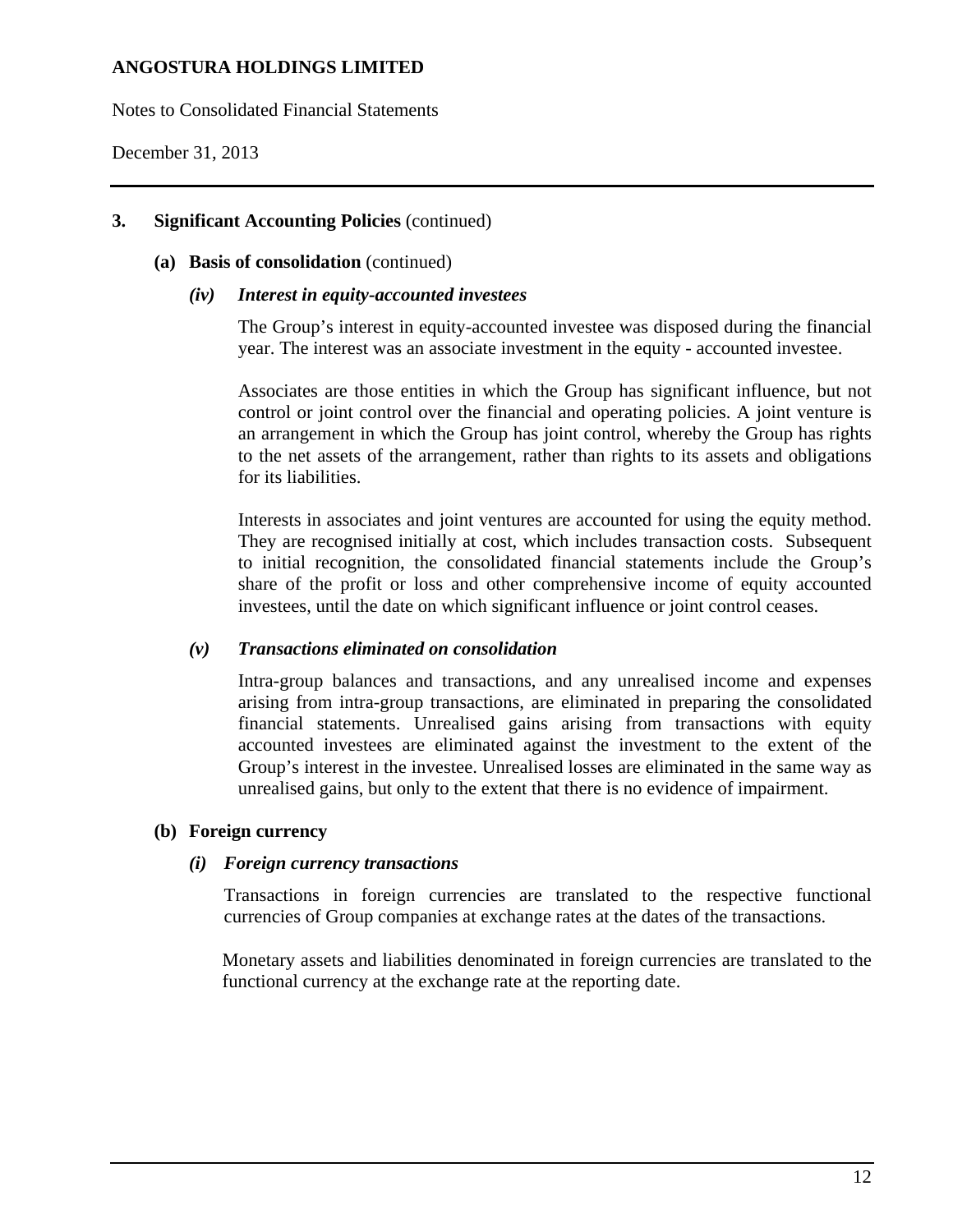## 3. Significant Accounting Policies (continued)

### (a) Basis of consolidation (continued)

#### *(iv) Interest in equity-accounted investees*

The Group's interest in equity-accounted investee was disposed during the financial year. The interest was an associate investment in the equity - accounted investee.

Associates are those entities in which the Group has significant influence, but not control or joint control over the financial and operating policies. A joint venture is an arrangement in which the Group has joint control, whereby the Group has rights to the net assets of the arrangement, rather than rights to its assets and obligations for its liabilities.

Interests in associates and joint ventures are accounted for using the equity method. They are recognised initially at cost, which includes transaction costs. Subsequent to initial recognition, the consolidated financial statements include the Group's share of the profit or loss and other comprehensive income of equity accounted investees, until the date on which significant influence or joint control ceases.

#### *(v) Transactions eliminated on consolidation*

Intra-group balances and transactions, and any unrealised income and expenses arising from intra-group transactions, are eliminated in preparing the consolidated financial statements. Unrealised gains arising from transactions with equity accounted investees are eliminated against the investment to the extent of the Group's interest in the investee. Unrealised losses are eliminated in the same way as unrealised gains, but only to the extent that there is no evidence of impairment.

### (b) Foreign currency

#### *(i) Foreign currency transactions*

Transactions in foreign currencies are translated to the respective functional currencies of Group companies at exchange rates at the dates of the transactions.

Monetary assets and liabilities denominated in foreign currencies are translated to the functional currency at the exchange rate at the reporting date.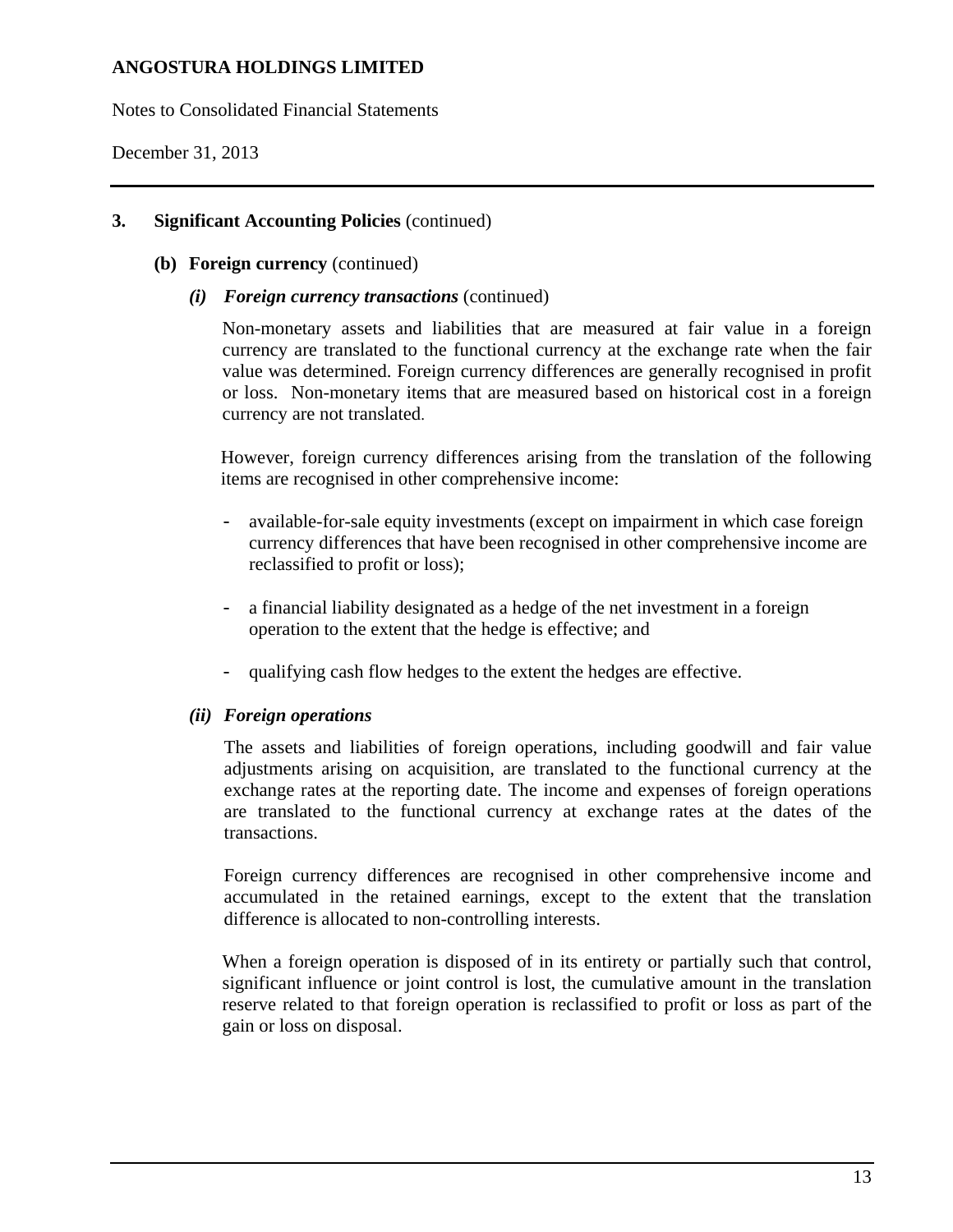## 3. Significant Accounting Policies (continued)

### (b) Foreign currency (continued)

#### *(i) Foreign currency transactions* (continued)

Non-monetary assets and liabilities that are measured at fair value in a foreign currency are translated to the functional currency at the exchange rate when the fair value was determined. Foreign currency differences are generally recognised in profit or loss. Non-monetary items that are measured based on historical cost in a foreign currency are not translated.

However, foreign currency differences arising from the translation of the following items are recognised in other comprehensive income:

- available-for-sale equity investments (except on impairment in which case foreign currency differences that have been recognised in other comprehensive income are reclassified to profit or loss);

- a financial liability designated as a hedge of the net investment in a foreign operation to the extent that the hedge is effective; and

- qualifying cash flow hedges to the extent the hedges are effective.

#### *(ii) Foreign operations*

The assets and liabilities of foreign operations, including goodwill and fair value adjustments arising on acquisition, are translated to the functional currency at the exchange rates at the reporting date. The income and expenses of foreign operations are translated to the functional currency at exchange rates at the dates of the transactions.

Foreign currency differences are recognised in other comprehensive income and accumulated in the retained earnings, except to the extent that the translation difference is allocated to non-controlling interests.

When a foreign operation is disposed of in its entirety or partially such that control, significant influence or joint control is lost, the cumulative amount in the translation reserve related to that foreign operation is reclassified to profit or loss as part of the gain or loss on disposal.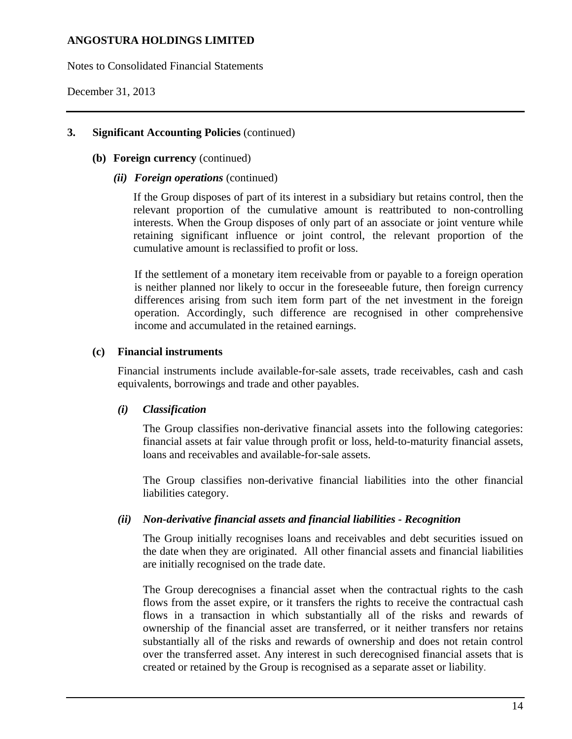## 3. Significant Accounting Policies (continued)

### (b) Foreign currency (continued)

#### *(ii) Foreign operations* (continued)

If the Group disposes of part of its interest in a subsidiary but retains control, then the relevant proportion of the cumulative amount is reattributed to non-controlling interests. When the Group disposes of only part of an associate or joint venture while retaining significant influence or joint control, the relevant proportion of the cumulative amount is reclassified to profit or loss.

If the settlement of a monetary item receivable from or payable to a foreign operation is neither planned nor likely to occur in the foreseeable future, then foreign currency differences arising from such item form part of the net investment in the foreign operation. Accordingly, such difference are recognised in other comprehensive income and accumulated in the retained earnings.

### (c) Financial instruments

Financial instruments include available-for-sale assets, trade receivables, cash and cash equivalents, borrowings and trade and other payables.

#### *(i) Classification*

The Group classifies non-derivative financial assets into the following categories: financial assets at fair value through profit or loss, held-to-maturity financial assets, loans and receivables and available-for-sale assets.

The Group classifies non-derivative financial liabilities into the other financial liabilities category.

#### *(ii) Non-derivative financial assets and financial liabilities - Recognition*

The Group initially recognises loans and receivables and debt securities issued on the date when they are originated. All other financial assets and financial liabilities are initially recognised on the trade date.

The Group derecognises a financial asset when the contractual rights to the cash flows from the asset expire, or it transfers the rights to receive the contractual cash flows in a transaction in which substantially all of the risks and rewards of ownership of the financial asset are transferred, or it neither transfers nor retains substantially all of the risks and rewards of ownership and does not retain control over the transferred asset. Any interest in such derecognised financial assets that is created or retained by the Group is recognised as a separate asset or liability.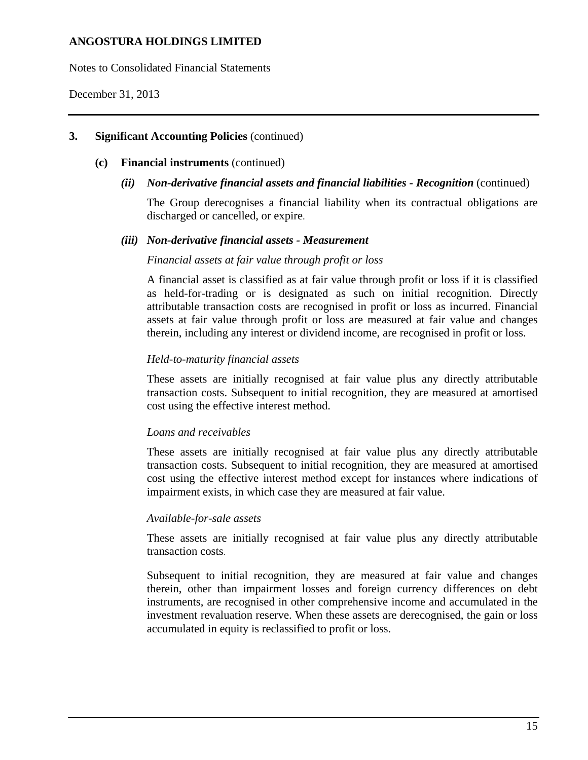## 3. Significant Accounting Policies (continued)

### (c) Financial instruments (continued)

#### *(ii) Non-derivative financial assets and financial liabilities - Recognition* (continued)

The Group derecognises a financial liability when its contractual obligations are discharged or cancelled, or expire.

#### *(iii) Non-derivative financial assets - Measurement*

*Financial assets at fair value through profit or loss*

A financial asset is classified as at fair value through profit or loss if it is classified as held-for-trading or is designated as such on initial recognition. Directly attributable transaction costs are recognised in profit or loss as incurred. Financial assets at fair value through profit or loss are measured at fair value and changes therein, including any interest or dividend income, are recognised in profit or loss.

*Held-to-maturity financial assets*

These assets are initially recognised at fair value plus any directly attributable transaction costs. Subsequent to initial recognition, they are measured at amortised cost using the effective interest method.

*Loans and receivables*

These assets are initially recognised at fair value plus any directly attributable transaction costs. Subsequent to initial recognition, they are measured at amortised cost using the effective interest method except for instances where indications of impairment exists, in which case they are measured at fair value.

*Available-for-sale assets*

These assets are initially recognised at fair value plus any directly attributable transaction costs.

Subsequent to initial recognition, they are measured at fair value and changes therein, other than impairment losses and foreign currency differences on debt instruments, are recognised in other comprehensive income and accumulated in the investment revaluation reserve. When these assets are derecognised, the gain or loss accumulated in equity is reclassified to profit or loss.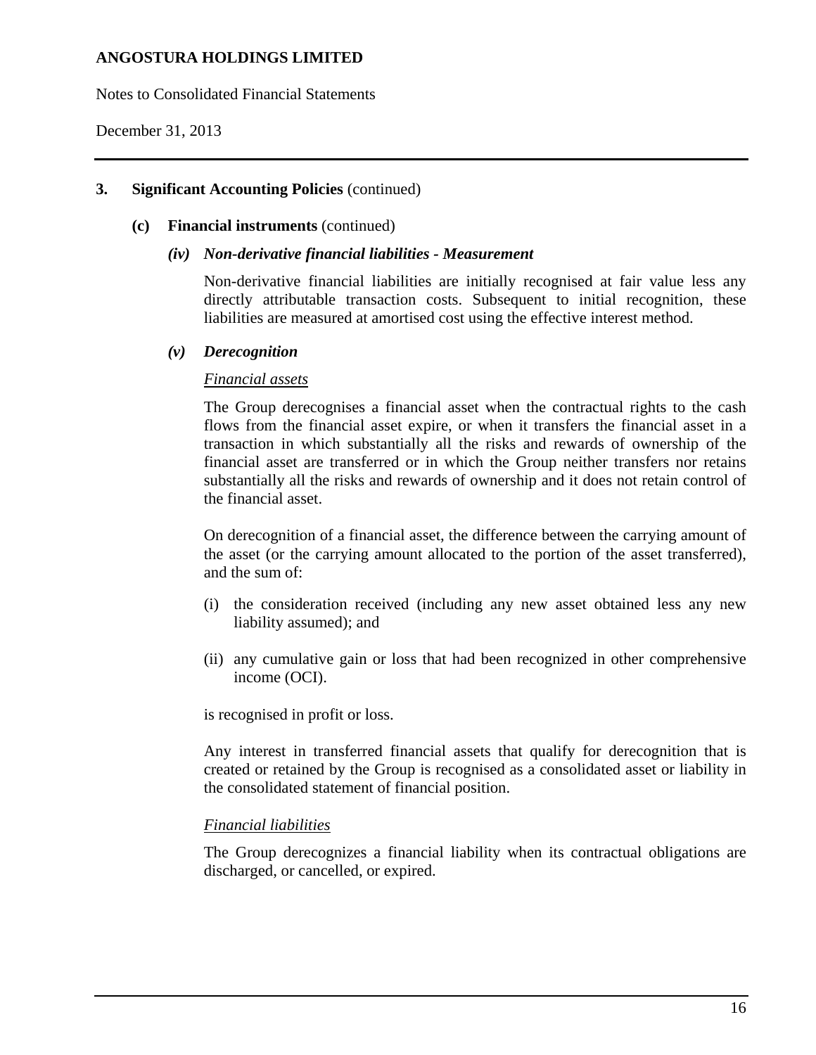### 3. Significant Accounting Policies (continued)

#### (c) Financial instruments (continued)

##### *(iv) Non-derivative financial liabilities - Measurement*

Non-derivative financial liabilities are initially recognised at fair value less any directly attributable transaction costs. Subsequent to initial recognition, these liabilities are measured at amortised cost using the effective interest method.

##### *(v) Derecognition*

*Financial assets*

The Group derecognises a financial asset when the contractual rights to the cash flows from the financial asset expire, or when it transfers the financial asset in a transaction in which substantially all the risks and rewards of ownership of the financial asset are transferred or in which the Group neither transfers nor retains substantially all the risks and rewards of ownership and it does not retain control of the financial asset.

On derecognition of a financial asset, the difference between the carrying amount of the asset (or the carrying amount allocated to the portion of the asset transferred), and the sum of:

(i) the consideration received (including any new asset obtained less any new liability assumed); and

(ii) any cumulative gain or loss that had been recognized in other comprehensive income (OCI).

is recognised in profit or loss.

Any interest in transferred financial assets that qualify for derecognition that is created or retained by the Group is recognised as a consolidated asset or liability in the consolidated statement of financial position.

*Financial liabilities*

The Group derecognizes a financial liability when its contractual obligations are discharged, or cancelled, or expired.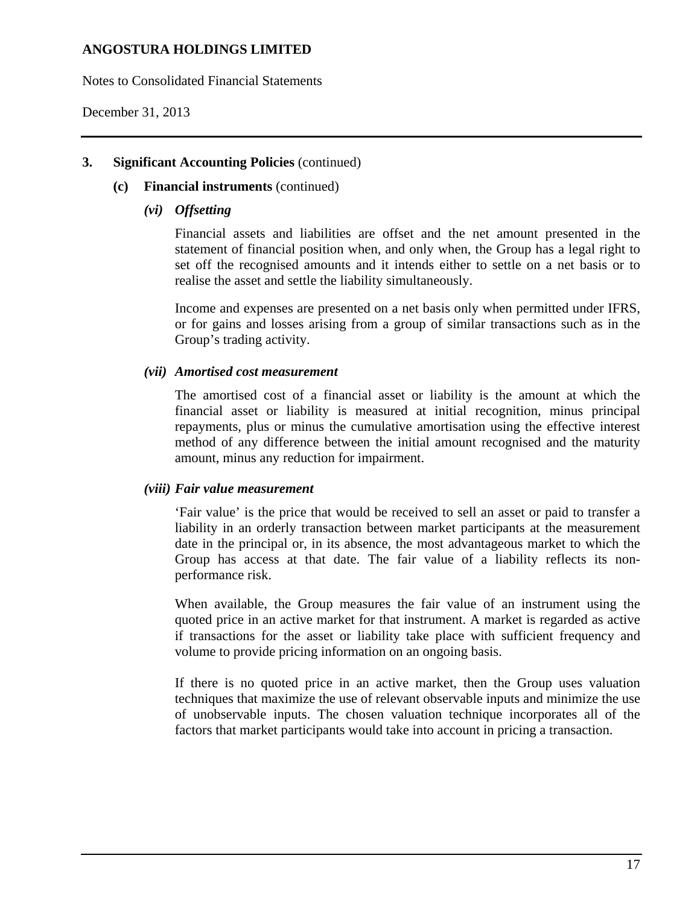### 3. Significant Accounting Policies (continued)

#### (c) Financial instruments (continued)

##### *(vi) Offsetting*

Financial assets and liabilities are offset and the net amount presented in the statement of financial position when, and only when, the Group has a legal right to set off the recognised amounts and it intends either to settle on a net basis or to realise the asset and settle the liability simultaneously.

Income and expenses are presented on a net basis only when permitted under IFRS, or for gains and losses arising from a group of similar transactions such as in the Group's trading activity.

##### *(vii) Amortised cost measurement*

The amortised cost of a financial asset or liability is the amount at which the financial asset or liability is measured at initial recognition, minus principal repayments, plus or minus the cumulative amortisation using the effective interest method of any difference between the initial amount recognised and the maturity amount, minus any reduction for impairment.

##### *(viii) Fair value measurement*

'Fair value' is the price that would be received to sell an asset or paid to transfer a liability in an orderly transaction between market participants at the measurement date in the principal or, in its absence, the most advantageous market to which the Group has access at that date. The fair value of a liability reflects its non-performance risk.

When available, the Group measures the fair value of an instrument using the quoted price in an active market for that instrument. A market is regarded as active if transactions for the asset or liability take place with sufficient frequency and volume to provide pricing information on an ongoing basis.

If there is no quoted price in an active market, then the Group uses valuation techniques that maximize the use of relevant observable inputs and minimize the use of unobservable inputs. The chosen valuation technique incorporates all of the factors that market participants would take into account in pricing a transaction.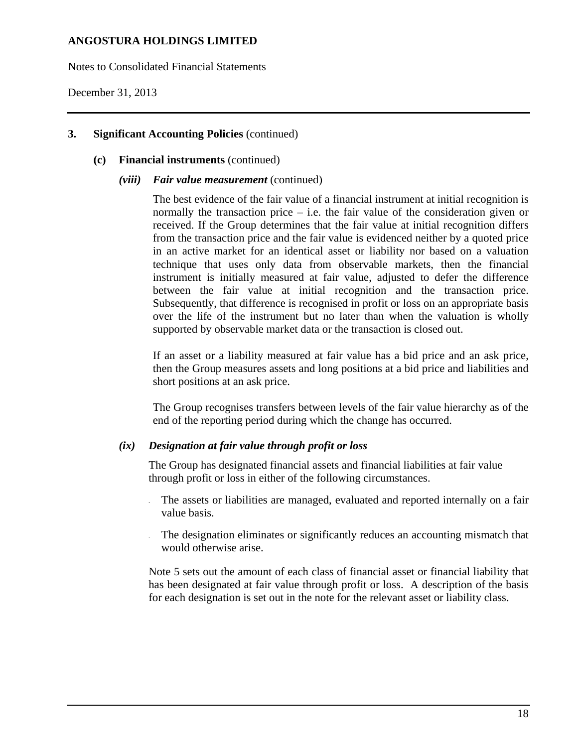### 3. Significant Accounting Policies (continued)

#### (c) Financial instruments (continued)

##### *(viii) Fair value measurement* (continued)

The best evidence of the fair value of a financial instrument at initial recognition is normally the transaction price – i.e. the fair value of the consideration given or received. If the Group determines that the fair value at initial recognition differs from the transaction price and the fair value is evidenced neither by a quoted price in an active market for an identical asset or liability nor based on a valuation technique that uses only data from observable markets, then the financial instrument is initially measured at fair value, adjusted to defer the difference between the fair value at initial recognition and the transaction price. Subsequently, that difference is recognised in profit or loss on an appropriate basis over the life of the instrument but no later than when the valuation is wholly supported by observable market data or the transaction is closed out.

If an asset or a liability measured at fair value has a bid price and an ask price, then the Group measures assets and long positions at a bid price and liabilities and short positions at an ask price.

The Group recognises transfers between levels of the fair value hierarchy as of the end of the reporting period during which the change has occurred.

##### *(ix) Designation at fair value through profit or loss*

The Group has designated financial assets and financial liabilities at fair value through profit or loss in either of the following circumstances.

- The assets or liabilities are managed, evaluated and reported internally on a fair value basis.
- The designation eliminates or significantly reduces an accounting mismatch that would otherwise arise.

Note 5 sets out the amount of each class of financial asset or financial liability that has been designated at fair value through profit or loss. A description of the basis for each designation is set out in the note for the relevant asset or liability class.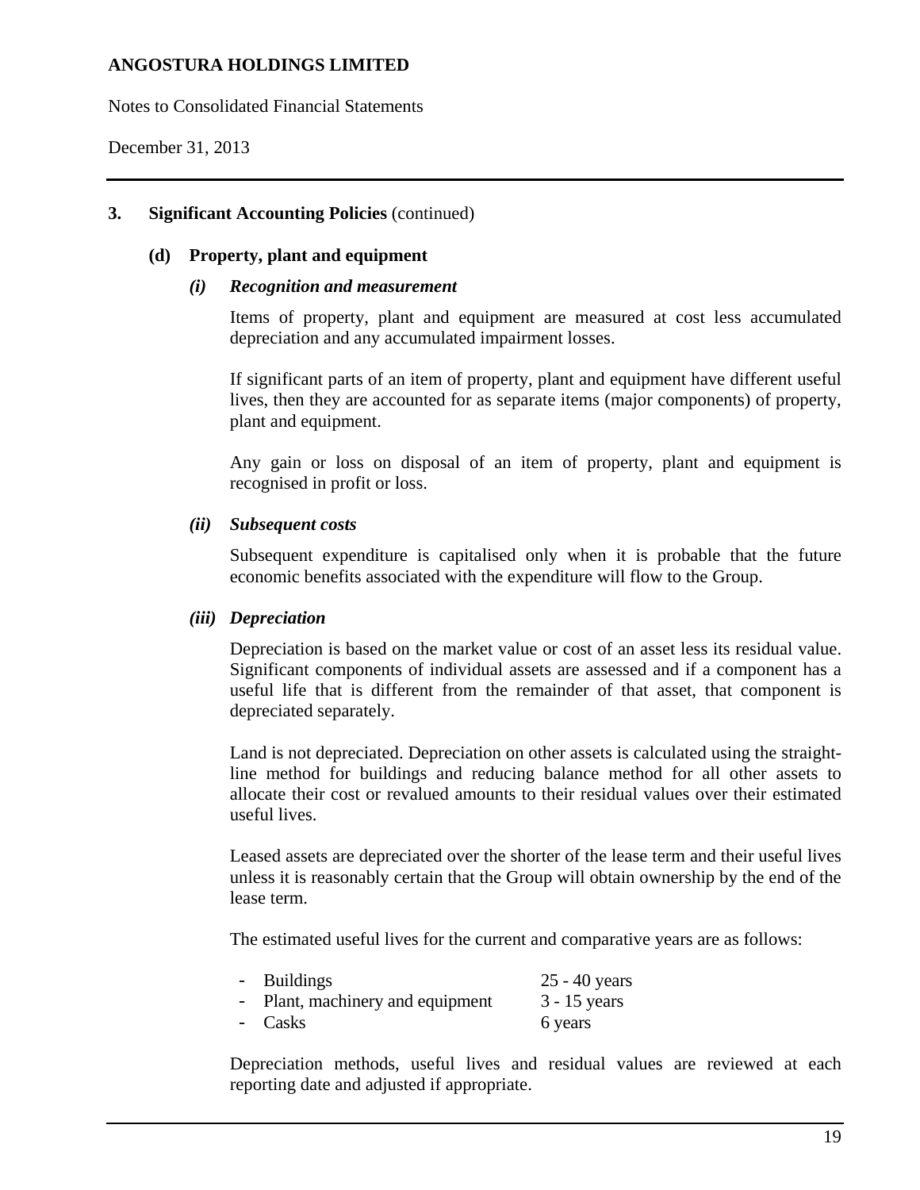## 3. Significant Accounting Policies (continued)

### (d) Property, plant and equipment

#### *(i) Recognition and measurement*

Items of property, plant and equipment are measured at cost less accumulated depreciation and any accumulated impairment losses.

If significant parts of an item of property, plant and equipment have different useful lives, then they are accounted for as separate items (major components) of property, plant and equipment.

Any gain or loss on disposal of an item of property, plant and equipment is recognised in profit or loss.

#### *(ii) Subsequent costs*

Subsequent expenditure is capitalised only when it is probable that the future economic benefits associated with the expenditure will flow to the Group.

#### *(iii) Depreciation*

Depreciation is based on the market value or cost of an asset less its residual value. Significant components of individual assets are assessed and if a component has a useful life that is different from the remainder of that asset, that component is depreciated separately.

Land is not depreciated. Depreciation on other assets is calculated using the straight-line method for buildings and reducing balance method for all other assets to allocate their cost or revalued amounts to their residual values over their estimated useful lives.

Leased assets are depreciated over the shorter of the lease term and their useful lives unless it is reasonably certain that the Group will obtain ownership by the end of the lease term.

The estimated useful lives for the current and comparative years are as follows:

| | |
|---|---|
| - Buildings | 25 - 40 years |
| - Plant, machinery and equipment | 3 - 15 years |
| - Casks | 6 years |

Depreciation methods, useful lives and residual values are reviewed at each reporting date and adjusted if appropriate.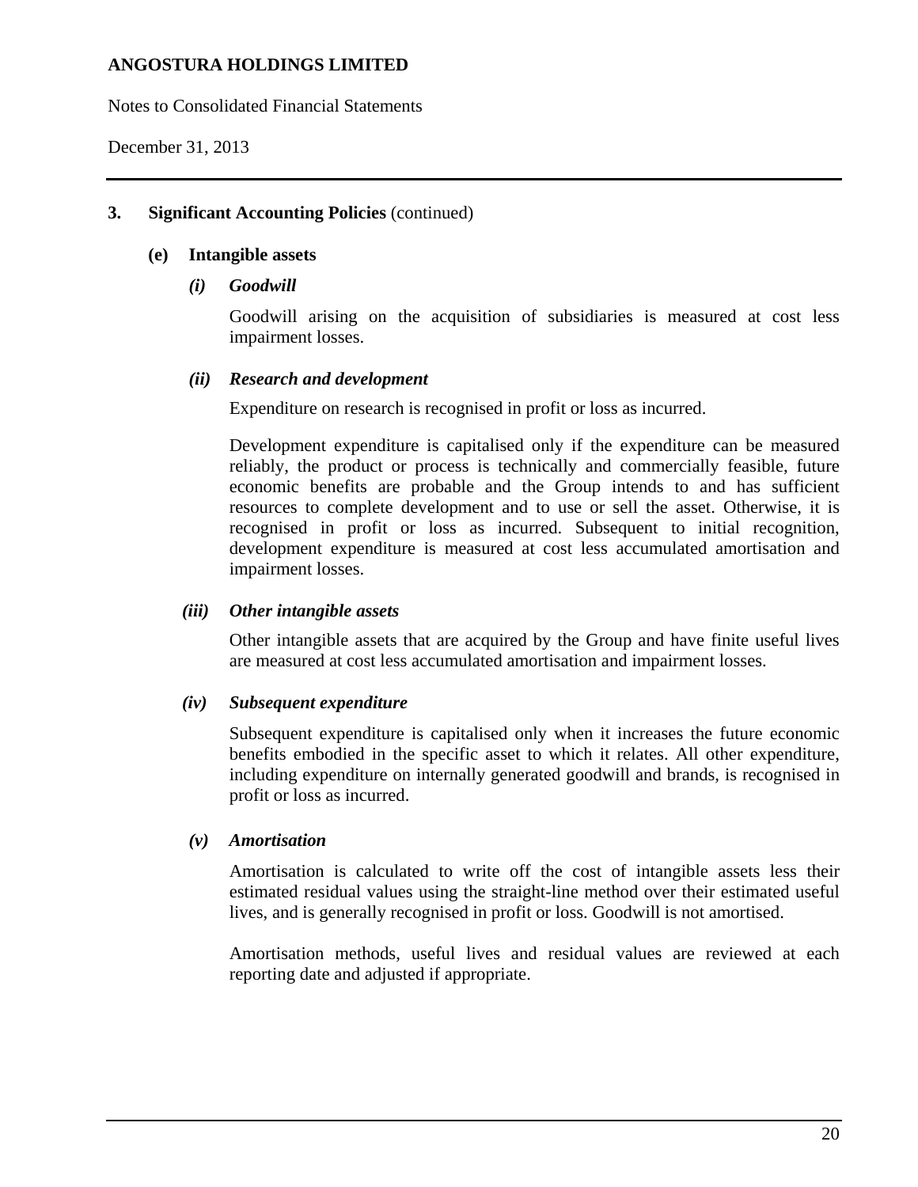## 3. Significant Accounting Policies (continued)

### (e) Intangible assets

#### *(i) Goodwill*

Goodwill arising on the acquisition of subsidiaries is measured at cost less impairment losses.

#### *(ii) Research and development*

Expenditure on research is recognised in profit or loss as incurred.

Development expenditure is capitalised only if the expenditure can be measured reliably, the product or process is technically and commercially feasible, future economic benefits are probable and the Group intends to and has sufficient resources to complete development and to use or sell the asset. Otherwise, it is recognised in profit or loss as incurred. Subsequent to initial recognition, development expenditure is measured at cost less accumulated amortisation and impairment losses.

#### *(iii) Other intangible assets*

Other intangible assets that are acquired by the Group and have finite useful lives are measured at cost less accumulated amortisation and impairment losses.

#### *(iv) Subsequent expenditure*

Subsequent expenditure is capitalised only when it increases the future economic benefits embodied in the specific asset to which it relates. All other expenditure, including expenditure on internally generated goodwill and brands, is recognised in profit or loss as incurred.

#### *(v) Amortisation*

Amortisation is calculated to write off the cost of intangible assets less their estimated residual values using the straight-line method over their estimated useful lives, and is generally recognised in profit or loss. Goodwill is not amortised.

Amortisation methods, useful lives and residual values are reviewed at each reporting date and adjusted if appropriate.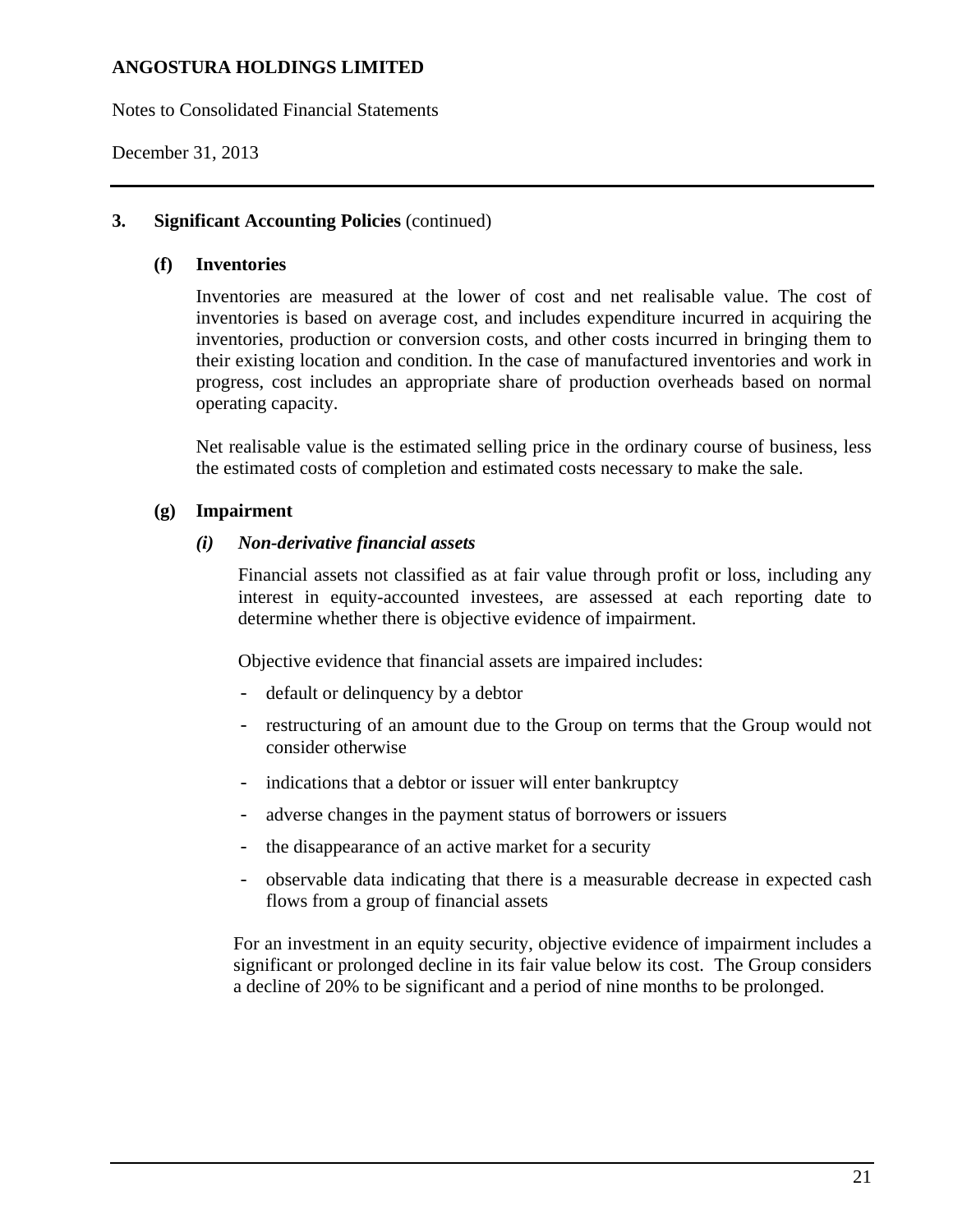## 3. Significant Accounting Policies (continued)

### (f) Inventories

Inventories are measured at the lower of cost and net realisable value. The cost of inventories is based on average cost, and includes expenditure incurred in acquiring the inventories, production or conversion costs, and other costs incurred in bringing them to their existing location and condition. In the case of manufactured inventories and work in progress, cost includes an appropriate share of production overheads based on normal operating capacity.

Net realisable value is the estimated selling price in the ordinary course of business, less the estimated costs of completion and estimated costs necessary to make the sale.

### (g) Impairment

#### *(i) Non-derivative financial assets*

Financial assets not classified as at fair value through profit or loss, including any interest in equity-accounted investees, are assessed at each reporting date to determine whether there is objective evidence of impairment.

Objective evidence that financial assets are impaired includes:

- default or delinquency by a debtor
- restructuring of an amount due to the Group on terms that the Group would not consider otherwise
- indications that a debtor or issuer will enter bankruptcy
- adverse changes in the payment status of borrowers or issuers
- the disappearance of an active market for a security
- observable data indicating that there is a measurable decrease in expected cash flows from a group of financial assets

For an investment in an equity security, objective evidence of impairment includes a significant or prolonged decline in its fair value below its cost. The Group considers a decline of 20% to be significant and a period of nine months to be prolonged.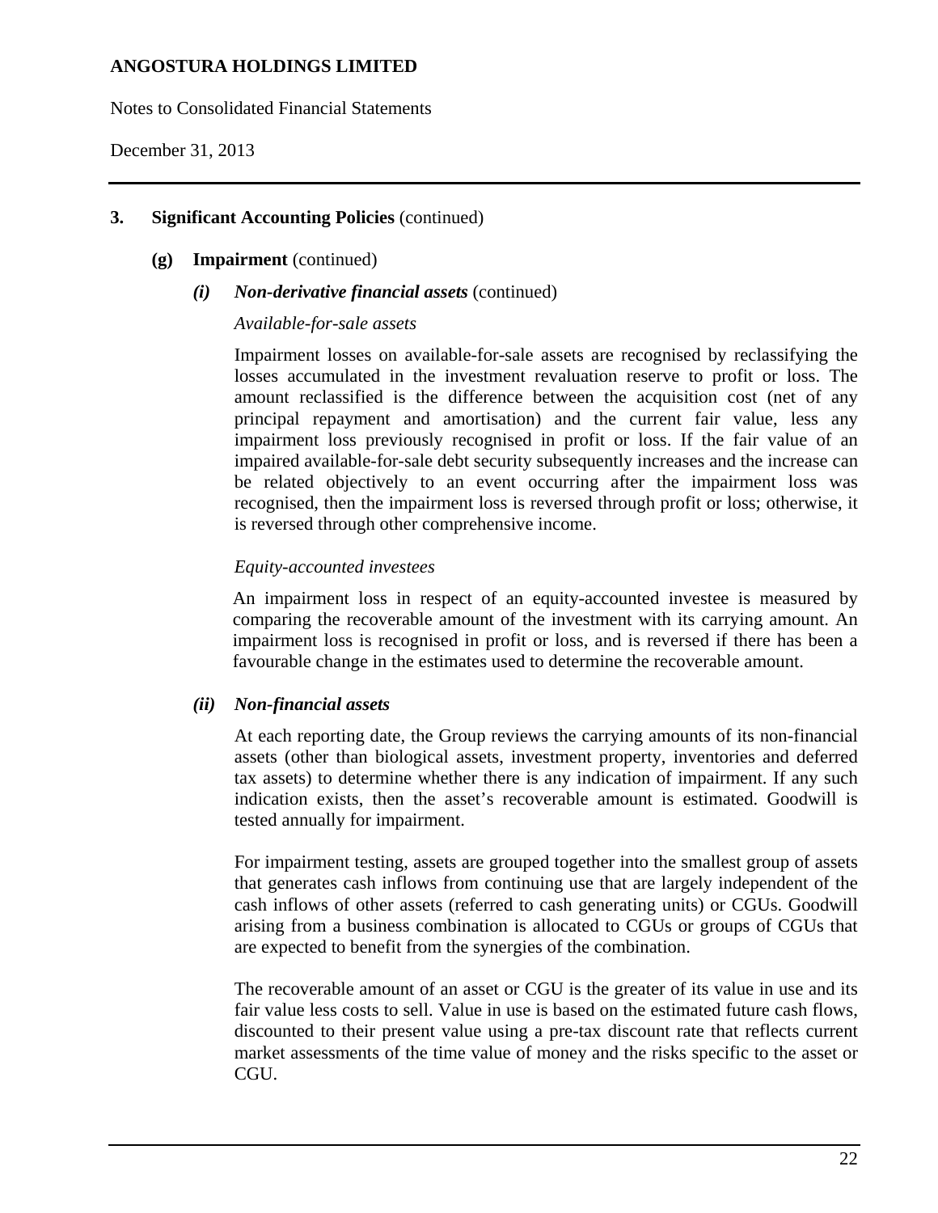## 3. Significant Accounting Policies (continued)

### (g) Impairment (continued)

#### *(i) Non-derivative financial assets* (continued)

*Available-for-sale assets*

Impairment losses on available-for-sale assets are recognised by reclassifying the losses accumulated in the investment revaluation reserve to profit or loss. The amount reclassified is the difference between the acquisition cost (net of any principal repayment and amortisation) and the current fair value, less any impairment loss previously recognised in profit or loss. If the fair value of an impaired available-for-sale debt security subsequently increases and the increase can be related objectively to an event occurring after the impairment loss was recognised, then the impairment loss is reversed through profit or loss; otherwise, it is reversed through other comprehensive income.

*Equity-accounted investees*

An impairment loss in respect of an equity-accounted investee is measured by comparing the recoverable amount of the investment with its carrying amount. An impairment loss is recognised in profit or loss, and is reversed if there has been a favourable change in the estimates used to determine the recoverable amount.

#### *(ii) Non-financial assets*

At each reporting date, the Group reviews the carrying amounts of its non-financial assets (other than biological assets, investment property, inventories and deferred tax assets) to determine whether there is any indication of impairment. If any such indication exists, then the asset's recoverable amount is estimated. Goodwill is tested annually for impairment.

For impairment testing, assets are grouped together into the smallest group of assets that generates cash inflows from continuing use that are largely independent of the cash inflows of other assets (referred to cash generating units) or CGUs. Goodwill arising from a business combination is allocated to CGUs or groups of CGUs that are expected to benefit from the synergies of the combination.

The recoverable amount of an asset or CGU is the greater of its value in use and its fair value less costs to sell. Value in use is based on the estimated future cash flows, discounted to their present value using a pre-tax discount rate that reflects current market assessments of the time value of money and the risks specific to the asset or CGU.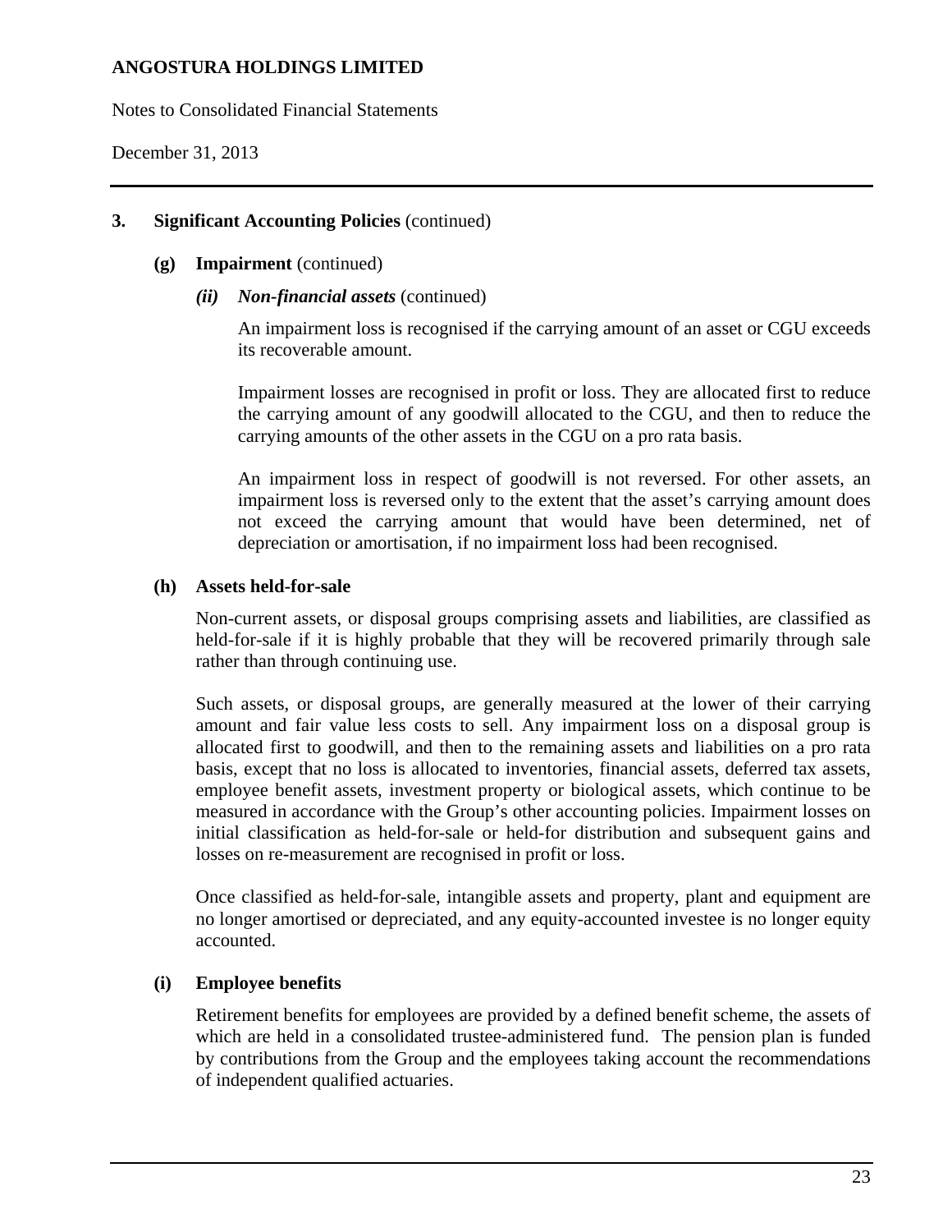## 3. Significant Accounting Policies (continued)

### (g) Impairment (continued)

#### *(ii) Non-financial assets* (continued)

An impairment loss is recognised if the carrying amount of an asset or CGU exceeds its recoverable amount.

Impairment losses are recognised in profit or loss. They are allocated first to reduce the carrying amount of any goodwill allocated to the CGU, and then to reduce the carrying amounts of the other assets in the CGU on a pro rata basis.

An impairment loss in respect of goodwill is not reversed. For other assets, an impairment loss is reversed only to the extent that the asset's carrying amount does not exceed the carrying amount that would have been determined, net of depreciation or amortisation, if no impairment loss had been recognised.

### (h) Assets held-for-sale

Non-current assets, or disposal groups comprising assets and liabilities, are classified as held-for-sale if it is highly probable that they will be recovered primarily through sale rather than through continuing use.

Such assets, or disposal groups, are generally measured at the lower of their carrying amount and fair value less costs to sell. Any impairment loss on a disposal group is allocated first to goodwill, and then to the remaining assets and liabilities on a pro rata basis, except that no loss is allocated to inventories, financial assets, deferred tax assets, employee benefit assets, investment property or biological assets, which continue to be measured in accordance with the Group's other accounting policies. Impairment losses on initial classification as held-for-sale or held-for distribution and subsequent gains and losses on re-measurement are recognised in profit or loss.

Once classified as held-for-sale, intangible assets and property, plant and equipment are no longer amortised or depreciated, and any equity-accounted investee is no longer equity accounted.

### (i) Employee benefits

Retirement benefits for employees are provided by a defined benefit scheme, the assets of which are held in a consolidated trustee-administered fund. The pension plan is funded by contributions from the Group and the employees taking account the recommendations of independent qualified actuaries.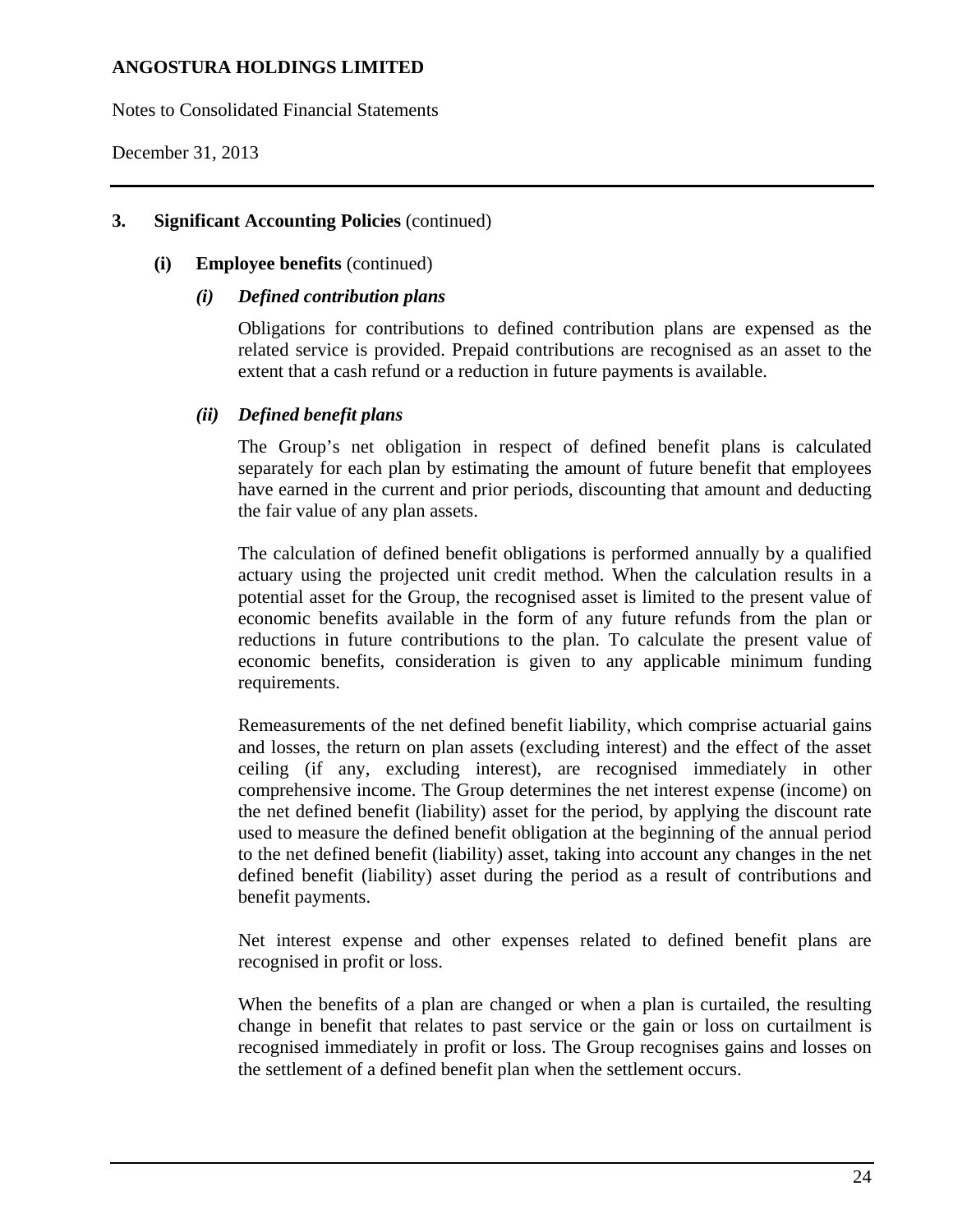## 3. Significant Accounting Policies (continued)

### (i) Employee benefits (continued)

#### *(i) Defined contribution plans*

Obligations for contributions to defined contribution plans are expensed as the related service is provided. Prepaid contributions are recognised as an asset to the extent that a cash refund or a reduction in future payments is available.

#### *(ii) Defined benefit plans*

The Group's net obligation in respect of defined benefit plans is calculated separately for each plan by estimating the amount of future benefit that employees have earned in the current and prior periods, discounting that amount and deducting the fair value of any plan assets.

The calculation of defined benefit obligations is performed annually by a qualified actuary using the projected unit credit method. When the calculation results in a potential asset for the Group, the recognised asset is limited to the present value of economic benefits available in the form of any future refunds from the plan or reductions in future contributions to the plan. To calculate the present value of economic benefits, consideration is given to any applicable minimum funding requirements.

Remeasurements of the net defined benefit liability, which comprise actuarial gains and losses, the return on plan assets (excluding interest) and the effect of the asset ceiling (if any, excluding interest), are recognised immediately in other comprehensive income. The Group determines the net interest expense (income) on the net defined benefit (liability) asset for the period, by applying the discount rate used to measure the defined benefit obligation at the beginning of the annual period to the net defined benefit (liability) asset, taking into account any changes in the net defined benefit (liability) asset during the period as a result of contributions and benefit payments.

Net interest expense and other expenses related to defined benefit plans are recognised in profit or loss.

When the benefits of a plan are changed or when a plan is curtailed, the resulting change in benefit that relates to past service or the gain or loss on curtailment is recognised immediately in profit or loss. The Group recognises gains and losses on the settlement of a defined benefit plan when the settlement occurs.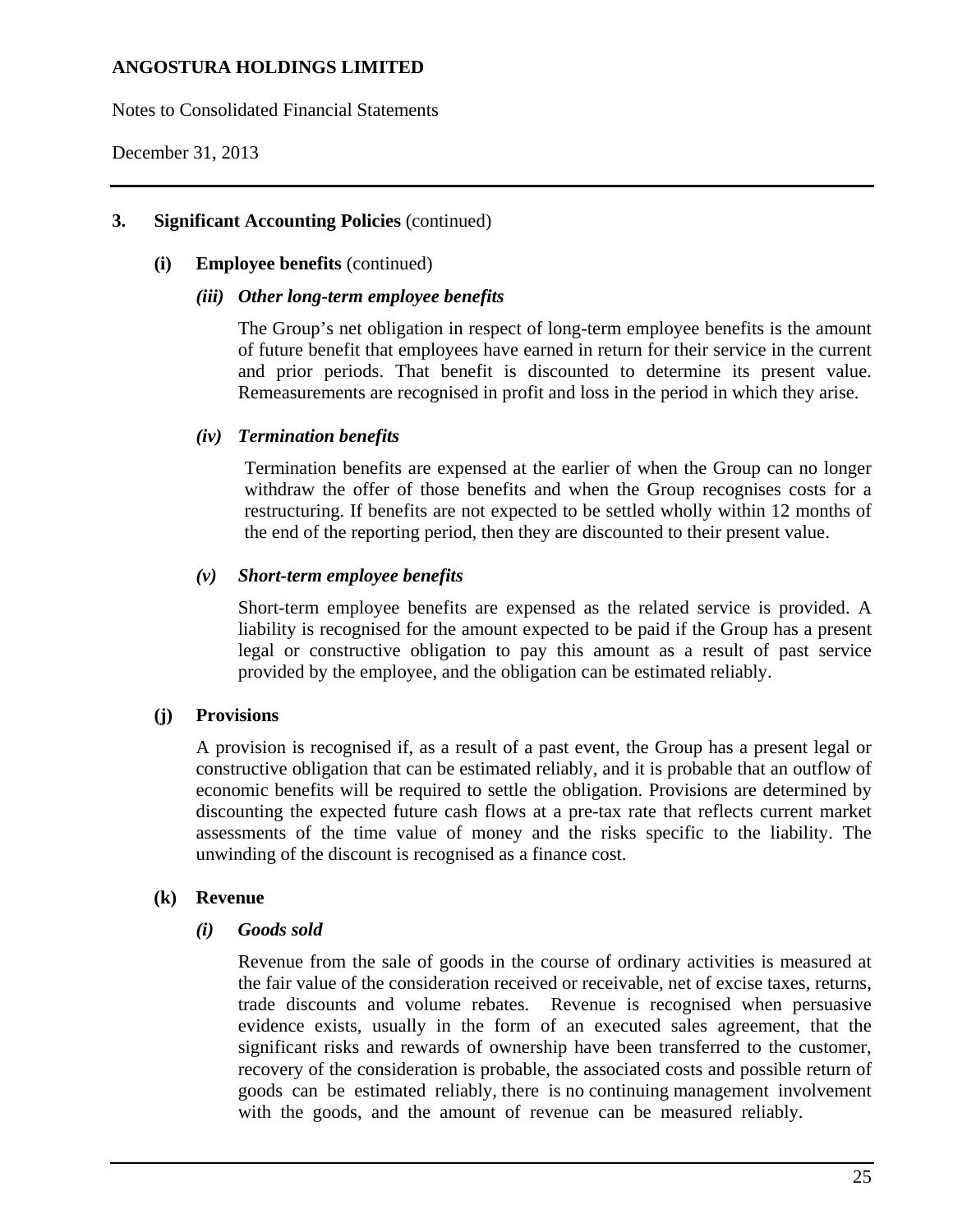## 3. Significant Accounting Policies (continued)

### (i) Employee benefits (continued)

#### *(iii) Other long-term employee benefits*

The Group's net obligation in respect of long-term employee benefits is the amount of future benefit that employees have earned in return for their service in the current and prior periods. That benefit is discounted to determine its present value. Remeasurements are recognised in profit and loss in the period in which they arise.

#### *(iv) Termination benefits*

Termination benefits are expensed at the earlier of when the Group can no longer withdraw the offer of those benefits and when the Group recognises costs for a restructuring. If benefits are not expected to be settled wholly within 12 months of the end of the reporting period, then they are discounted to their present value.

#### *(v) Short-term employee benefits*

Short-term employee benefits are expensed as the related service is provided. A liability is recognised for the amount expected to be paid if the Group has a present legal or constructive obligation to pay this amount as a result of past service provided by the employee, and the obligation can be estimated reliably.

### (j) Provisions

A provision is recognised if, as a result of a past event, the Group has a present legal or constructive obligation that can be estimated reliably, and it is probable that an outflow of economic benefits will be required to settle the obligation. Provisions are determined by discounting the expected future cash flows at a pre-tax rate that reflects current market assessments of the time value of money and the risks specific to the liability. The unwinding of the discount is recognised as a finance cost.

### (k) Revenue

#### *(i) Goods sold*

Revenue from the sale of goods in the course of ordinary activities is measured at the fair value of the consideration received or receivable, net of excise taxes, returns, trade discounts and volume rebates. Revenue is recognised when persuasive evidence exists, usually in the form of an executed sales agreement, that the significant risks and rewards of ownership have been transferred to the customer, recovery of the consideration is probable, the associated costs and possible return of goods can be estimated reliably, there is no continuing management involvement with the goods, and the amount of revenue can be measured reliably.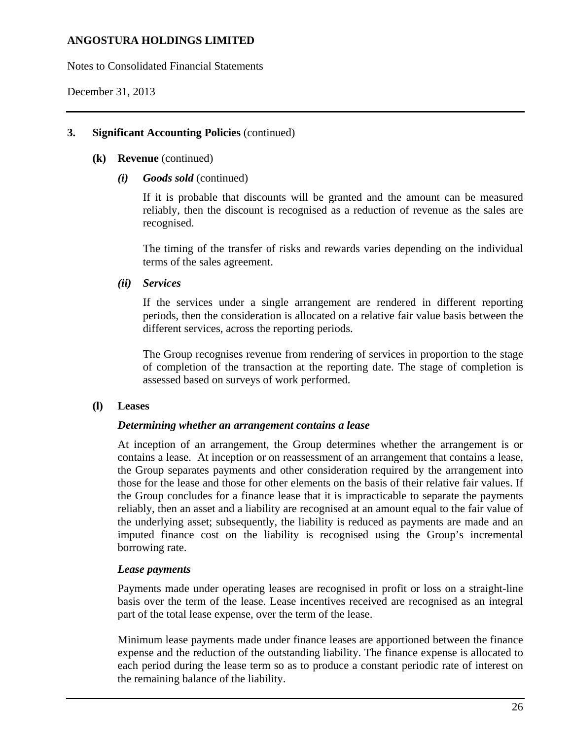## 3. Significant Accounting Policies (continued)

### (k) Revenue (continued)

#### *(i) Goods sold* (continued)

If it is probable that discounts will be granted and the amount can be measured reliably, then the discount is recognised as a reduction of revenue as the sales are recognised.

The timing of the transfer of risks and rewards varies depending on the individual terms of the sales agreement.

#### *(ii) Services*

If the services under a single arrangement are rendered in different reporting periods, then the consideration is allocated on a relative fair value basis between the different services, across the reporting periods.

The Group recognises revenue from rendering of services in proportion to the stage of completion of the transaction at the reporting date. The stage of completion is assessed based on surveys of work performed.

### (l) Leases

***Determining whether an arrangement contains a lease***

At inception of an arrangement, the Group determines whether the arrangement is or contains a lease. At inception or on reassessment of an arrangement that contains a lease, the Group separates payments and other consideration required by the arrangement into those for the lease and those for other elements on the basis of their relative fair values. If the Group concludes for a finance lease that it is impracticable to separate the payments reliably, then an asset and a liability are recognised at an amount equal to the fair value of the underlying asset; subsequently, the liability is reduced as payments are made and an imputed finance cost on the liability is recognised using the Group's incremental borrowing rate.

***Lease payments***

Payments made under operating leases are recognised in profit or loss on a straight-line basis over the term of the lease. Lease incentives received are recognised as an integral part of the total lease expense, over the term of the lease.

Minimum lease payments made under finance leases are apportioned between the finance expense and the reduction of the outstanding liability. The finance expense is allocated to each period during the lease term so as to produce a constant periodic rate of interest on the remaining balance of the liability.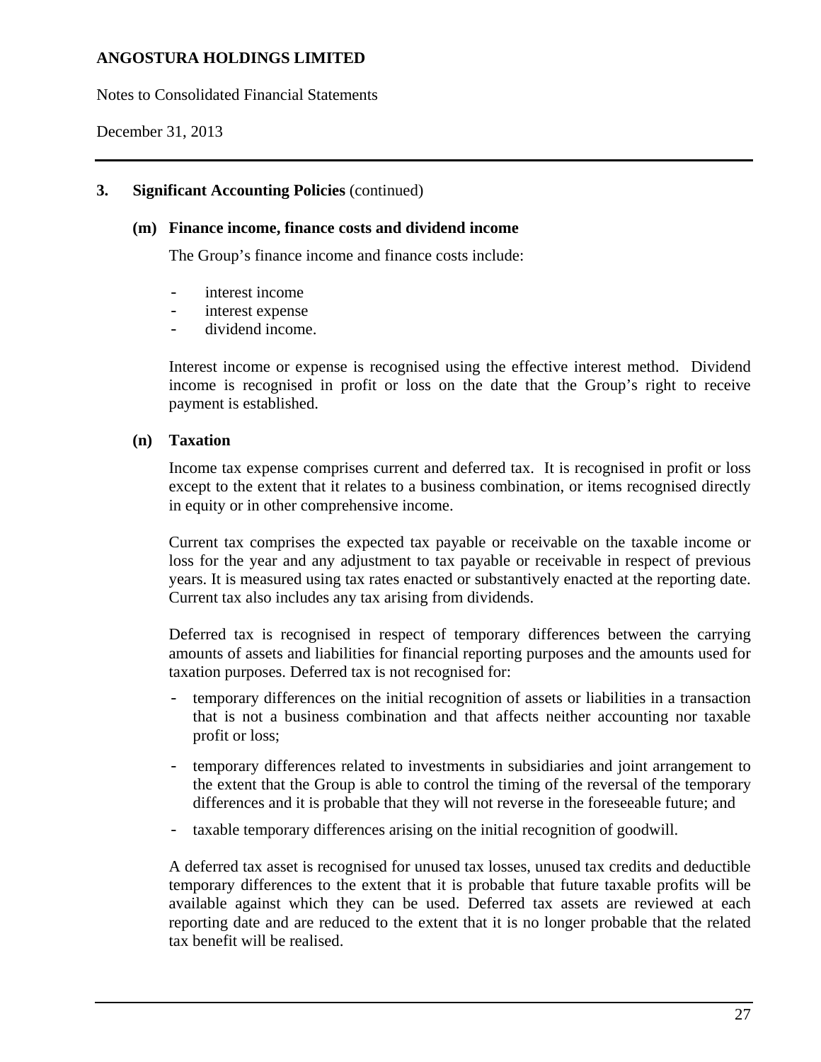### 3. Significant Accounting Policies (continued)

**(m) Finance income, finance costs and dividend income**

The Group's finance income and finance costs include:

- interest income
- interest expense
- dividend income.

Interest income or expense is recognised using the effective interest method. Dividend income is recognised in profit or loss on the date that the Group's right to receive payment is established.

**(n) Taxation**

Income tax expense comprises current and deferred tax. It is recognised in profit or loss except to the extent that it relates to a business combination, or items recognised directly in equity or in other comprehensive income.

Current tax comprises the expected tax payable or receivable on the taxable income or loss for the year and any adjustment to tax payable or receivable in respect of previous years. It is measured using tax rates enacted or substantively enacted at the reporting date. Current tax also includes any tax arising from dividends.

Deferred tax is recognised in respect of temporary differences between the carrying amounts of assets and liabilities for financial reporting purposes and the amounts used for taxation purposes. Deferred tax is not recognised for:

- temporary differences on the initial recognition of assets or liabilities in a transaction that is not a business combination and that affects neither accounting nor taxable profit or loss;
- temporary differences related to investments in subsidiaries and joint arrangement to the extent that the Group is able to control the timing of the reversal of the temporary differences and it is probable that they will not reverse in the foreseeable future; and
- taxable temporary differences arising on the initial recognition of goodwill.

A deferred tax asset is recognised for unused tax losses, unused tax credits and deductible temporary differences to the extent that it is probable that future taxable profits will be available against which they can be used. Deferred tax assets are reviewed at each reporting date and are reduced to the extent that it is no longer probable that the related tax benefit will be realised.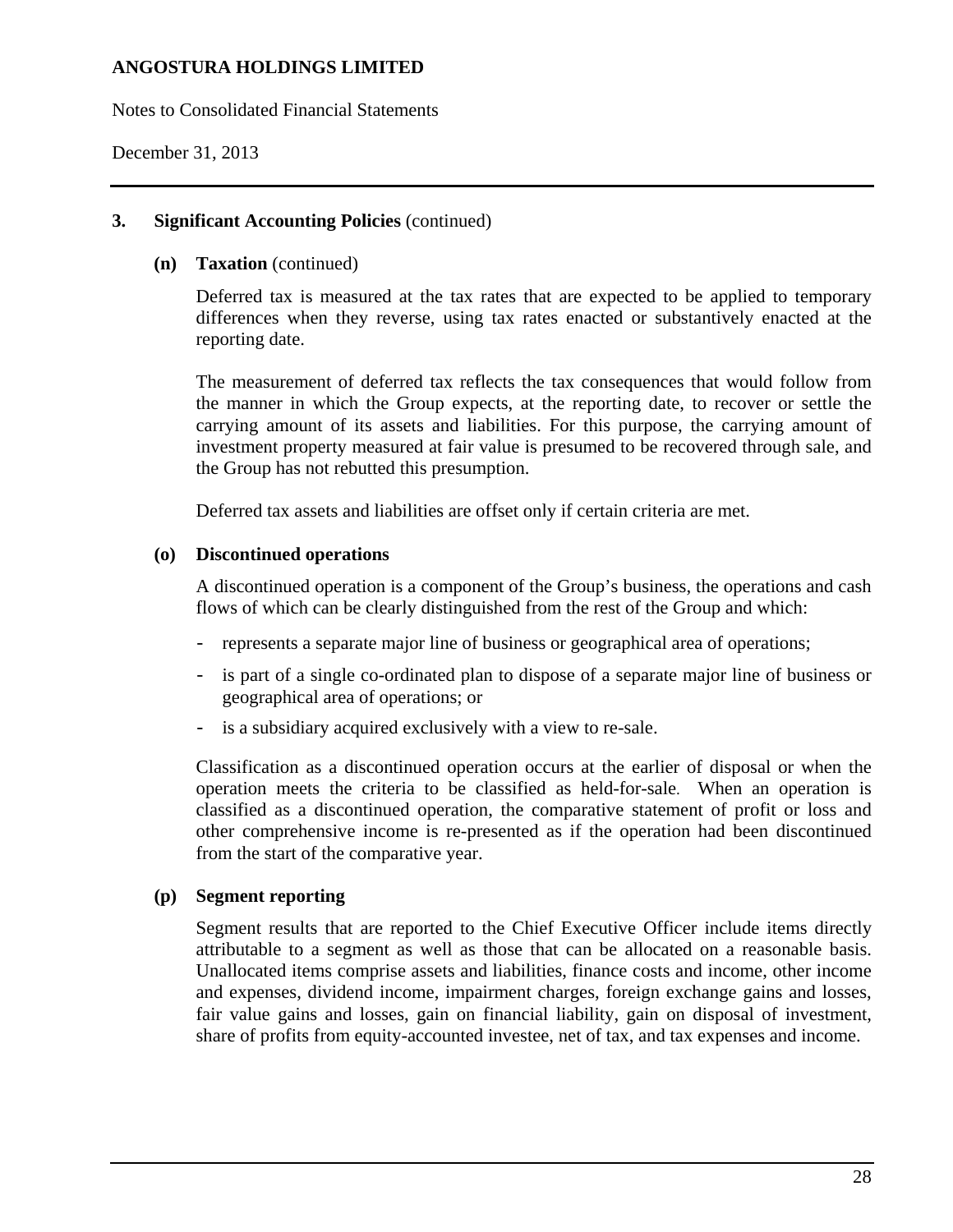## 3. Significant Accounting Policies (continued)

### (n) Taxation (continued)

Deferred tax is measured at the tax rates that are expected to be applied to temporary differences when they reverse, using tax rates enacted or substantively enacted at the reporting date.

The measurement of deferred tax reflects the tax consequences that would follow from the manner in which the Group expects, at the reporting date, to recover or settle the carrying amount of its assets and liabilities. For this purpose, the carrying amount of investment property measured at fair value is presumed to be recovered through sale, and the Group has not rebutted this presumption.

Deferred tax assets and liabilities are offset only if certain criteria are met.

### (o) Discontinued operations

A discontinued operation is a component of the Group's business, the operations and cash flows of which can be clearly distinguished from the rest of the Group and which:

- represents a separate major line of business or geographical area of operations;
- is part of a single co-ordinated plan to dispose of a separate major line of business or geographical area of operations; or
- is a subsidiary acquired exclusively with a view to re-sale.

Classification as a discontinued operation occurs at the earlier of disposal or when the operation meets the criteria to be classified as held-for-sale. When an operation is classified as a discontinued operation, the comparative statement of profit or loss and other comprehensive income is re-presented as if the operation had been discontinued from the start of the comparative year.

### (p) Segment reporting

Segment results that are reported to the Chief Executive Officer include items directly attributable to a segment as well as those that can be allocated on a reasonable basis. Unallocated items comprise assets and liabilities, finance costs and income, other income and expenses, dividend income, impairment charges, foreign exchange gains and losses, fair value gains and losses, gain on financial liability, gain on disposal of investment, share of profits from equity-accounted investee, net of tax, and tax expenses and income.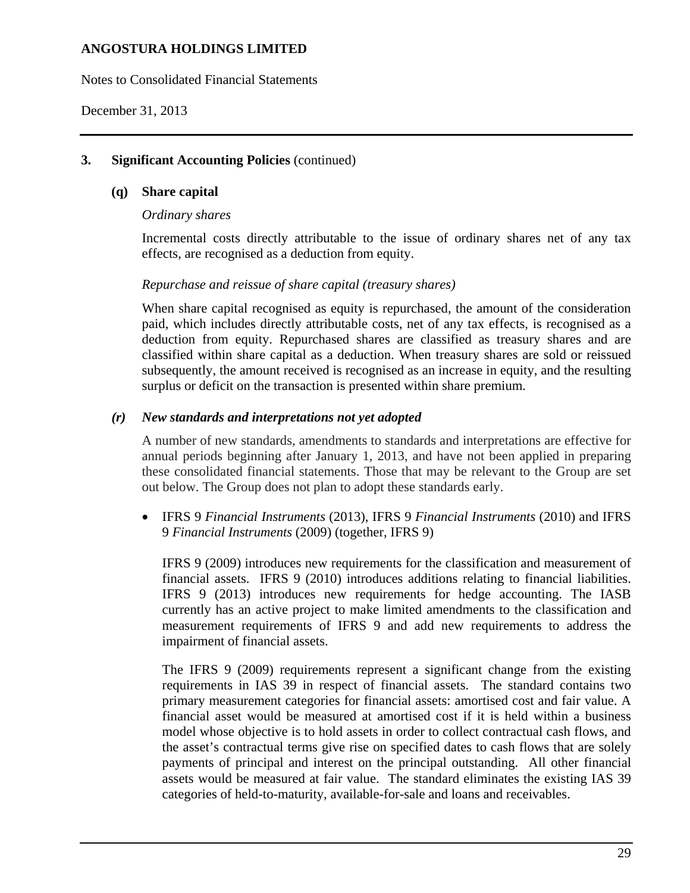## 3. Significant Accounting Policies (continued)

### (q) Share capital

*Ordinary shares*

Incremental costs directly attributable to the issue of ordinary shares net of any tax effects, are recognised as a deduction from equity.

*Repurchase and reissue of share capital (treasury shares)*

When share capital recognised as equity is repurchased, the amount of the consideration paid, which includes directly attributable costs, net of any tax effects, is recognised as a deduction from equity. Repurchased shares are classified as treasury shares and are classified within share capital as a deduction. When treasury shares are sold or reissued subsequently, the amount received is recognised as an increase in equity, and the resulting surplus or deficit on the transaction is presented within share premium.

### *(r) New standards and interpretations not yet adopted*

A number of new standards, amendments to standards and interpretations are effective for annual periods beginning after January 1, 2013, and have not been applied in preparing these consolidated financial statements. Those that may be relevant to the Group are set out below. The Group does not plan to adopt these standards early.

- IFRS 9 *Financial Instruments* (2013), IFRS 9 *Financial Instruments* (2010) and IFRS 9 *Financial Instruments* (2009) (together, IFRS 9)

  IFRS 9 (2009) introduces new requirements for the classification and measurement of financial assets. IFRS 9 (2010) introduces additions relating to financial liabilities. IFRS 9 (2013) introduces new requirements for hedge accounting. The IASB currently has an active project to make limited amendments to the classification and measurement requirements of IFRS 9 and add new requirements to address the impairment of financial assets.

  The IFRS 9 (2009) requirements represent a significant change from the existing requirements in IAS 39 in respect of financial assets. The standard contains two primary measurement categories for financial assets: amortised cost and fair value. A financial asset would be measured at amortised cost if it is held within a business model whose objective is to hold assets in order to collect contractual cash flows, and the asset's contractual terms give rise on specified dates to cash flows that are solely payments of principal and interest on the principal outstanding. All other financial assets would be measured at fair value. The standard eliminates the existing IAS 39 categories of held-to-maturity, available-for-sale and loans and receivables.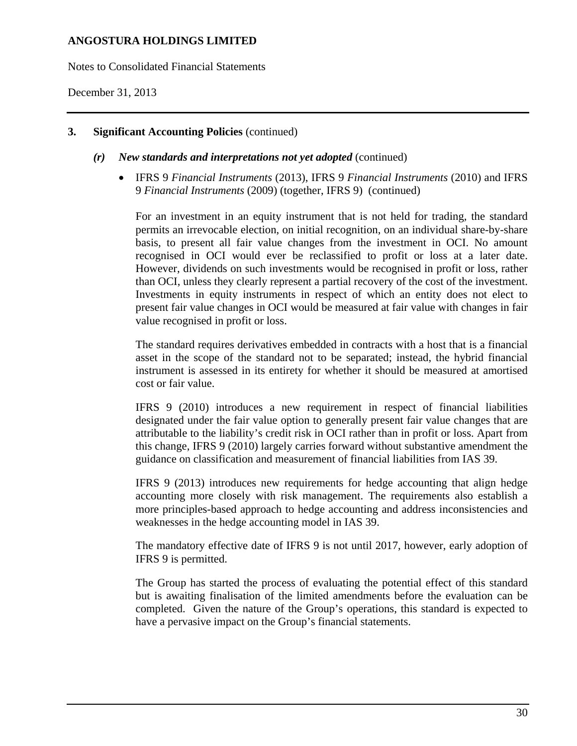## 3. Significant Accounting Policies (continued)

### *(r) New standards and interpretations not yet adopted* (continued)

- IFRS 9 *Financial Instruments* (2013), IFRS 9 *Financial Instruments* (2010) and IFRS 9 *Financial Instruments* (2009) (together, IFRS 9) (continued)

  For an investment in an equity instrument that is not held for trading, the standard permits an irrevocable election, on initial recognition, on an individual share-by-share basis, to present all fair value changes from the investment in OCI. No amount recognised in OCI would ever be reclassified to profit or loss at a later date. However, dividends on such investments would be recognised in profit or loss, rather than OCI, unless they clearly represent a partial recovery of the cost of the investment. Investments in equity instruments in respect of which an entity does not elect to present fair value changes in OCI would be measured at fair value with changes in fair value recognised in profit or loss.

  The standard requires derivatives embedded in contracts with a host that is a financial asset in the scope of the standard not to be separated; instead, the hybrid financial instrument is assessed in its entirety for whether it should be measured at amortised cost or fair value.

  IFRS 9 (2010) introduces a new requirement in respect of financial liabilities designated under the fair value option to generally present fair value changes that are attributable to the liability's credit risk in OCI rather than in profit or loss. Apart from this change, IFRS 9 (2010) largely carries forward without substantive amendment the guidance on classification and measurement of financial liabilities from IAS 39.

  IFRS 9 (2013) introduces new requirements for hedge accounting that align hedge accounting more closely with risk management. The requirements also establish a more principles-based approach to hedge accounting and address inconsistencies and weaknesses in the hedge accounting model in IAS 39.

  The mandatory effective date of IFRS 9 is not until 2017, however, early adoption of IFRS 9 is permitted.

  The Group has started the process of evaluating the potential effect of this standard but is awaiting finalisation of the limited amendments before the evaluation can be completed. Given the nature of the Group's operations, this standard is expected to have a pervasive impact on the Group's financial statements.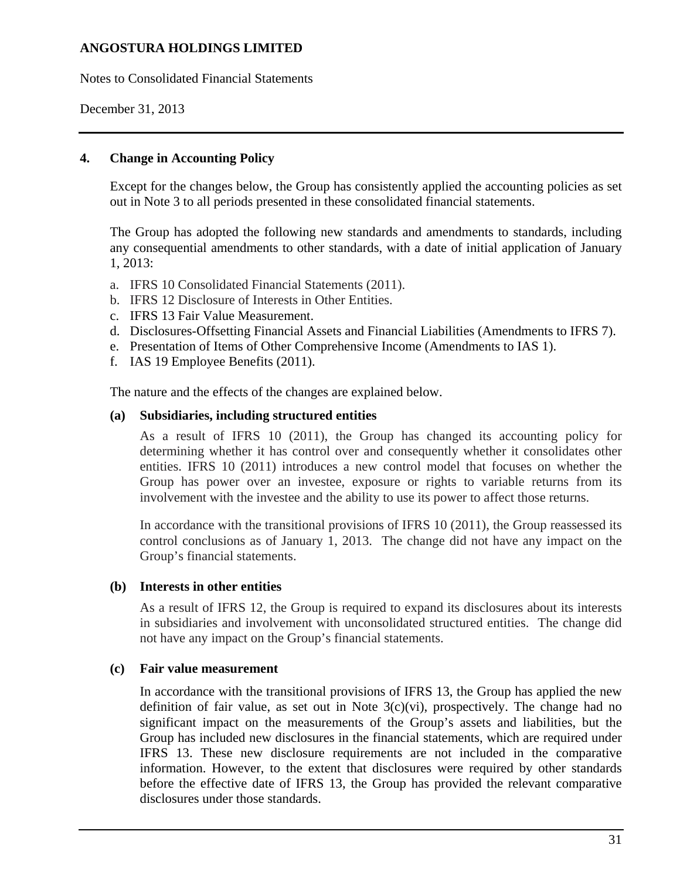## 4. Change in Accounting Policy

Except for the changes below, the Group has consistently applied the accounting policies as set out in Note 3 to all periods presented in these consolidated financial statements.

The Group has adopted the following new standards and amendments to standards, including any consequential amendments to other standards, with a date of initial application of January 1, 2013:

a. IFRS 10 Consolidated Financial Statements (2011).
b. IFRS 12 Disclosure of Interests in Other Entities.
c. IFRS 13 Fair Value Measurement.
d. Disclosures-Offsetting Financial Assets and Financial Liabilities (Amendments to IFRS 7).
e. Presentation of Items of Other Comprehensive Income (Amendments to IAS 1).
f. IAS 19 Employee Benefits (2011).

The nature and the effects of the changes are explained below.

### (a) Subsidiaries, including structured entities

As a result of IFRS 10 (2011), the Group has changed its accounting policy for determining whether it has control over and consequently whether it consolidates other entities. IFRS 10 (2011) introduces a new control model that focuses on whether the Group has power over an investee, exposure or rights to variable returns from its involvement with the investee and the ability to use its power to affect those returns.

In accordance with the transitional provisions of IFRS 10 (2011), the Group reassessed its control conclusions as of January 1, 2013. The change did not have any impact on the Group's financial statements.

### (b) Interests in other entities

As a result of IFRS 12, the Group is required to expand its disclosures about its interests in subsidiaries and involvement with unconsolidated structured entities. The change did not have any impact on the Group's financial statements.

### (c) Fair value measurement

In accordance with the transitional provisions of IFRS 13, the Group has applied the new definition of fair value, as set out in Note 3(c)(vi), prospectively. The change had no significant impact on the measurements of the Group's assets and liabilities, but the Group has included new disclosures in the financial statements, which are required under IFRS 13. These new disclosure requirements are not included in the comparative information. However, to the extent that disclosures were required by other standards before the effective date of IFRS 13, the Group has provided the relevant comparative disclosures under those standards.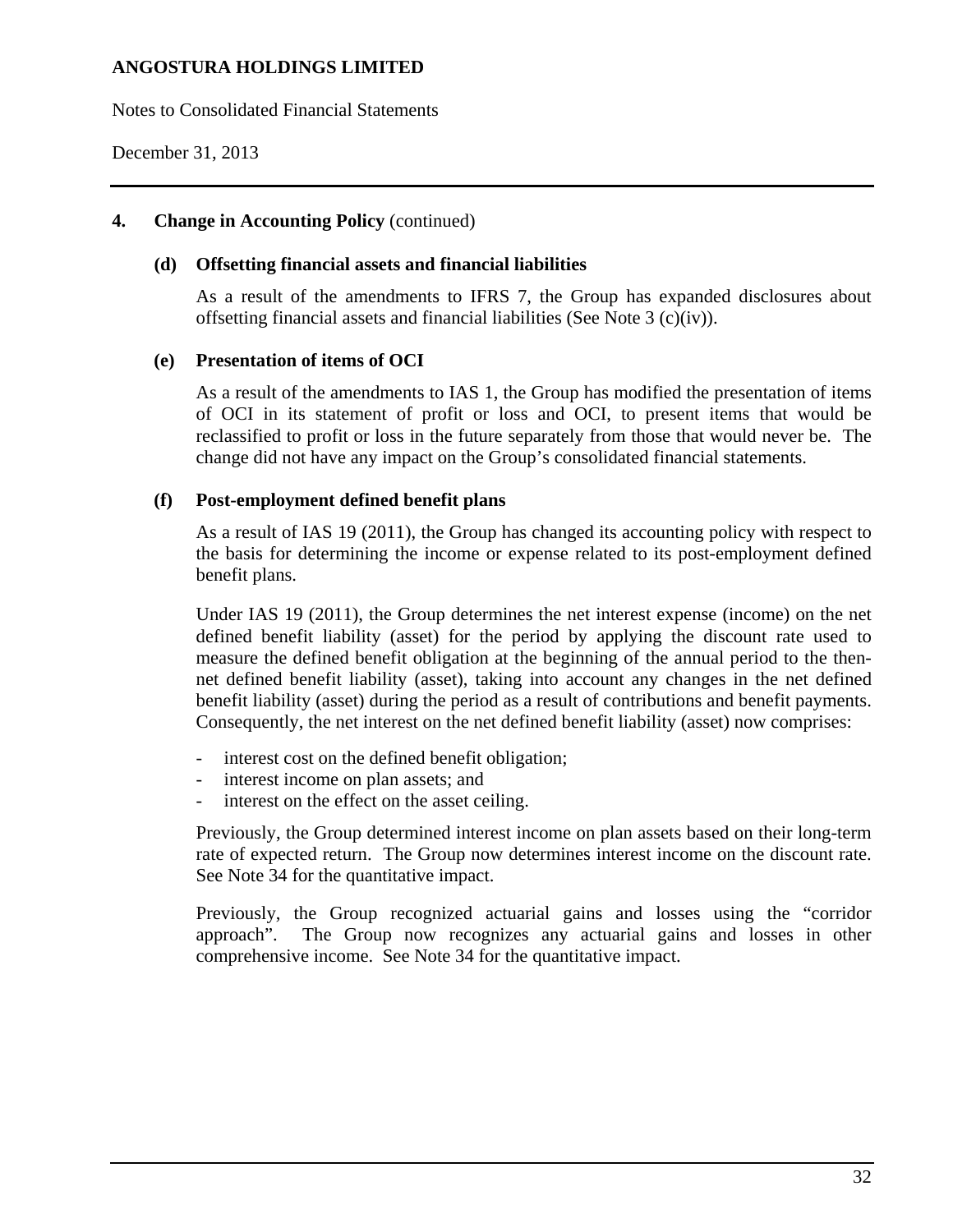## 4. Change in Accounting Policy (continued)

### (d) Offsetting financial assets and financial liabilities

As a result of the amendments to IFRS 7, the Group has expanded disclosures about offsetting financial assets and financial liabilities (See Note 3 (c)(iv)).

### (e) Presentation of items of OCI

As a result of the amendments to IAS 1, the Group has modified the presentation of items of OCI in its statement of profit or loss and OCI, to present items that would be reclassified to profit or loss in the future separately from those that would never be. The change did not have any impact on the Group's consolidated financial statements.

### (f) Post-employment defined benefit plans

As a result of IAS 19 (2011), the Group has changed its accounting policy with respect to the basis for determining the income or expense related to its post-employment defined benefit plans.

Under IAS 19 (2011), the Group determines the net interest expense (income) on the net defined benefit liability (asset) for the period by applying the discount rate used to measure the defined benefit obligation at the beginning of the annual period to the then-net defined benefit liability (asset), taking into account any changes in the net defined benefit liability (asset) during the period as a result of contributions and benefit payments. Consequently, the net interest on the net defined benefit liability (asset) now comprises:

- interest cost on the defined benefit obligation;
- interest income on plan assets; and
- interest on the effect on the asset ceiling.

Previously, the Group determined interest income on plan assets based on their long-term rate of expected return. The Group now determines interest income on the discount rate. See Note 34 for the quantitative impact.

Previously, the Group recognized actuarial gains and losses using the "corridor approach". The Group now recognizes any actuarial gains and losses in other comprehensive income. See Note 34 for the quantitative impact.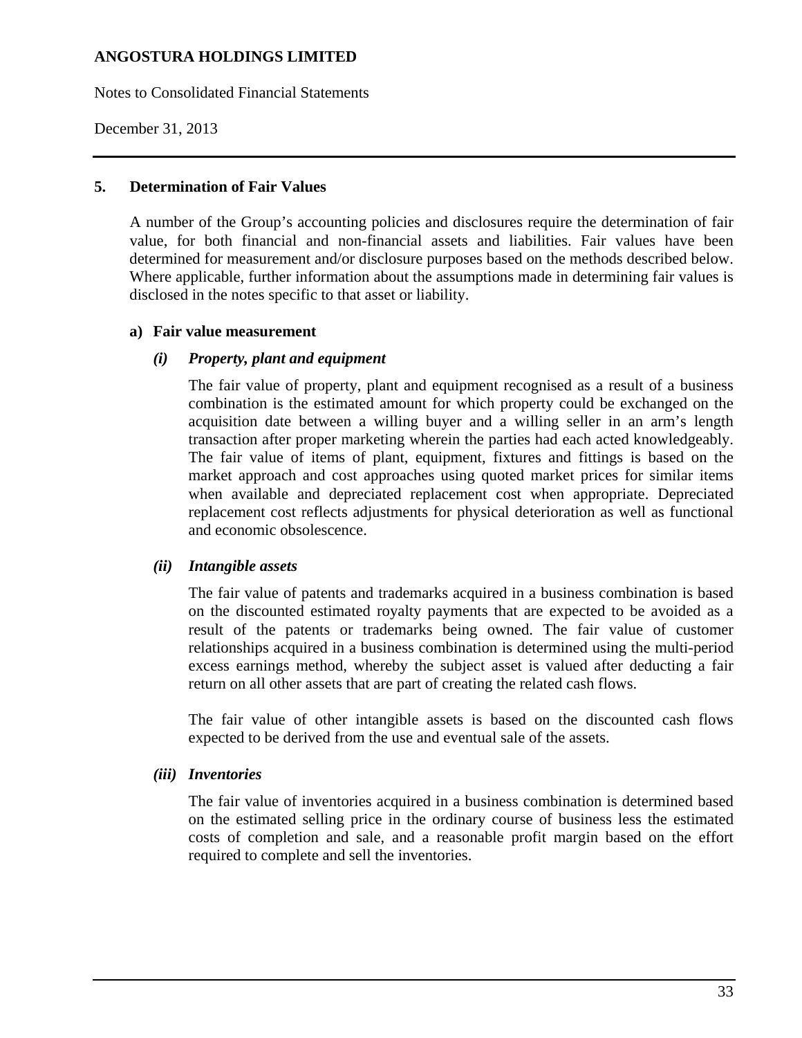## 5. Determination of Fair Values

A number of the Group's accounting policies and disclosures require the determination of fair value, for both financial and non-financial assets and liabilities. Fair values have been determined for measurement and/or disclosure purposes based on the methods described below. Where applicable, further information about the assumptions made in determining fair values is disclosed in the notes specific to that asset or liability.

### a) Fair value measurement

#### *(i) Property, plant and equipment*

The fair value of property, plant and equipment recognised as a result of a business combination is the estimated amount for which property could be exchanged on the acquisition date between a willing buyer and a willing seller in an arm's length transaction after proper marketing wherein the parties had each acted knowledgeably. The fair value of items of plant, equipment, fixtures and fittings is based on the market approach and cost approaches using quoted market prices for similar items when available and depreciated replacement cost when appropriate. Depreciated replacement cost reflects adjustments for physical deterioration as well as functional and economic obsolescence.

#### *(ii) Intangible assets*

The fair value of patents and trademarks acquired in a business combination is based on the discounted estimated royalty payments that are expected to be avoided as a result of the patents or trademarks being owned. The fair value of customer relationships acquired in a business combination is determined using the multi-period excess earnings method, whereby the subject asset is valued after deducting a fair return on all other assets that are part of creating the related cash flows.

The fair value of other intangible assets is based on the discounted cash flows expected to be derived from the use and eventual sale of the assets.

#### *(iii) Inventories*

The fair value of inventories acquired in a business combination is determined based on the estimated selling price in the ordinary course of business less the estimated costs of completion and sale, and a reasonable profit margin based on the effort required to complete and sell the inventories.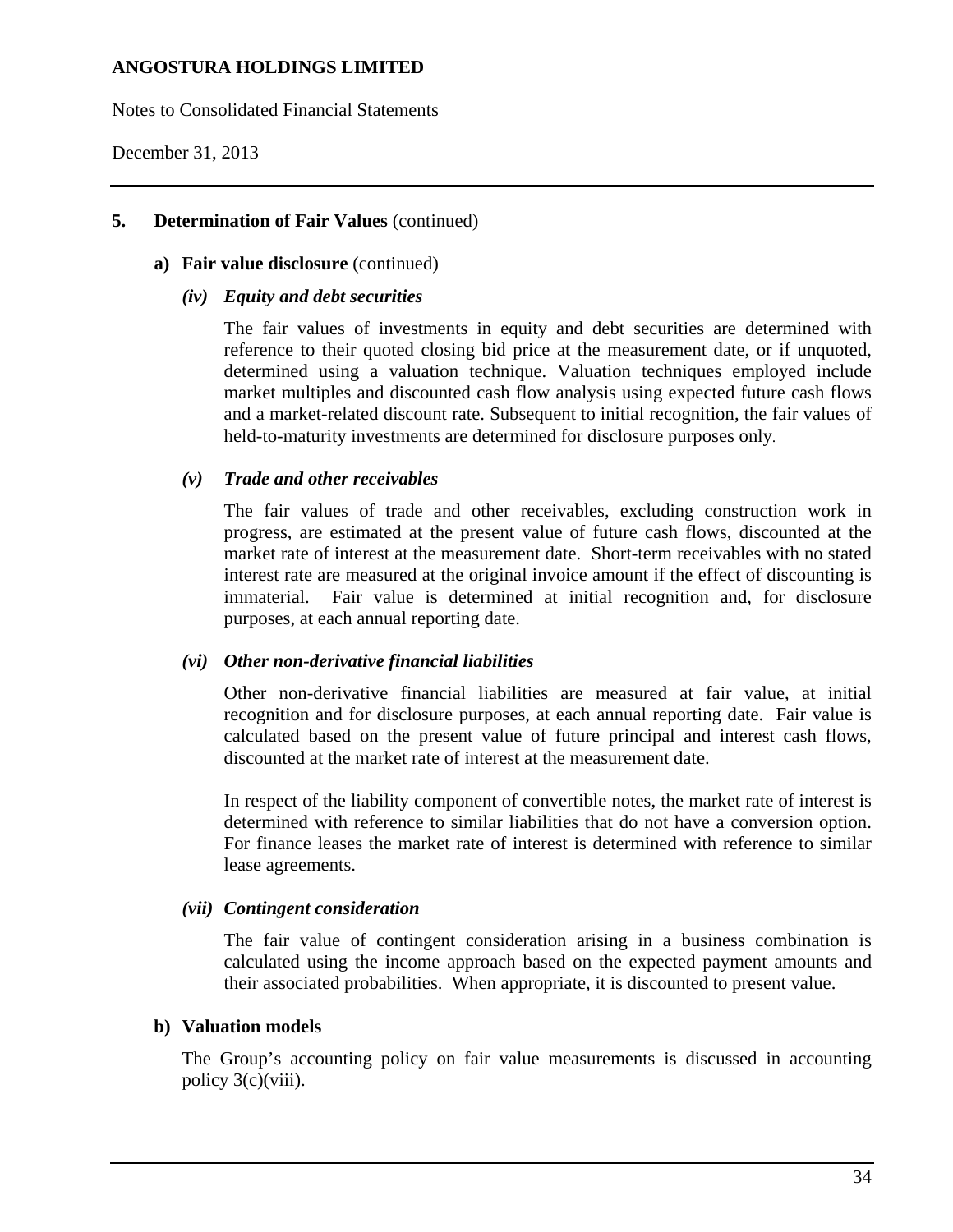## 5. Determination of Fair Values (continued)

### a) Fair value disclosure (continued)

#### *(iv) Equity and debt securities*

The fair values of investments in equity and debt securities are determined with reference to their quoted closing bid price at the measurement date, or if unquoted, determined using a valuation technique. Valuation techniques employed include market multiples and discounted cash flow analysis using expected future cash flows and a market-related discount rate. Subsequent to initial recognition, the fair values of held-to-maturity investments are determined for disclosure purposes only.

#### *(v) Trade and other receivables*

The fair values of trade and other receivables, excluding construction work in progress, are estimated at the present value of future cash flows, discounted at the market rate of interest at the measurement date. Short-term receivables with no stated interest rate are measured at the original invoice amount if the effect of discounting is immaterial. Fair value is determined at initial recognition and, for disclosure purposes, at each annual reporting date.

#### *(vi) Other non-derivative financial liabilities*

Other non-derivative financial liabilities are measured at fair value, at initial recognition and for disclosure purposes, at each annual reporting date. Fair value is calculated based on the present value of future principal and interest cash flows, discounted at the market rate of interest at the measurement date.

In respect of the liability component of convertible notes, the market rate of interest is determined with reference to similar liabilities that do not have a conversion option. For finance leases the market rate of interest is determined with reference to similar lease agreements.

#### *(vii) Contingent consideration*

The fair value of contingent consideration arising in a business combination is calculated using the income approach based on the expected payment amounts and their associated probabilities. When appropriate, it is discounted to present value.

### b) Valuation models

The Group's accounting policy on fair value measurements is discussed in accounting policy 3(c)(viii).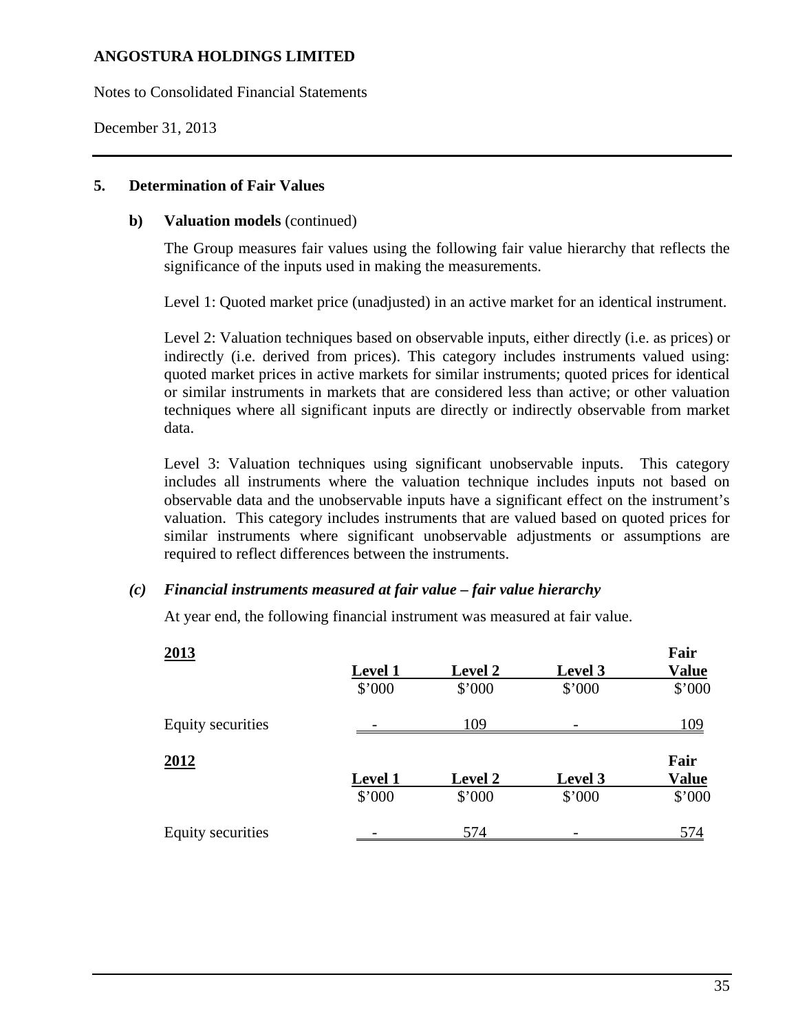## 5. Determination of Fair Values

### b) Valuation models (continued)

The Group measures fair values using the following fair value hierarchy that reflects the significance of the inputs used in making the measurements.

Level 1: Quoted market price (unadjusted) in an active market for an identical instrument.

Level 2: Valuation techniques based on observable inputs, either directly (i.e. as prices) or indirectly (i.e. derived from prices). This category includes instruments valued using: quoted market prices in active markets for similar instruments; quoted prices for identical or similar instruments in markets that are considered less than active; or other valuation techniques where all significant inputs are directly or indirectly observable from market data.

Level 3: Valuation techniques using significant unobservable inputs. This category includes all instruments where the valuation technique includes inputs not based on observable data and the unobservable inputs have a significant effect on the instrument's valuation. This category includes instruments that are valued based on quoted prices for similar instruments where significant unobservable adjustments or assumptions are required to reflect differences between the instruments.

### *(c) Financial instruments measured at fair value – fair value hierarchy*

At year end, the following financial instrument was measured at fair value.

| **2013** | **Level 1** | **Level 2** | **Level 3** | **Fair Value** |
|---|---|---|---|---|
| | $'000 | $'000 | $'000 | $'000 |
| Equity securities | - | 109 | - | 109 |

| **2012** | **Level 1** | **Level 2** | **Level 3** | **Fair Value** |
|---|---|---|---|---|
| | $'000 | $'000 | $'000 | $'000 |
| Equity securities | - | 574 | - | 574 |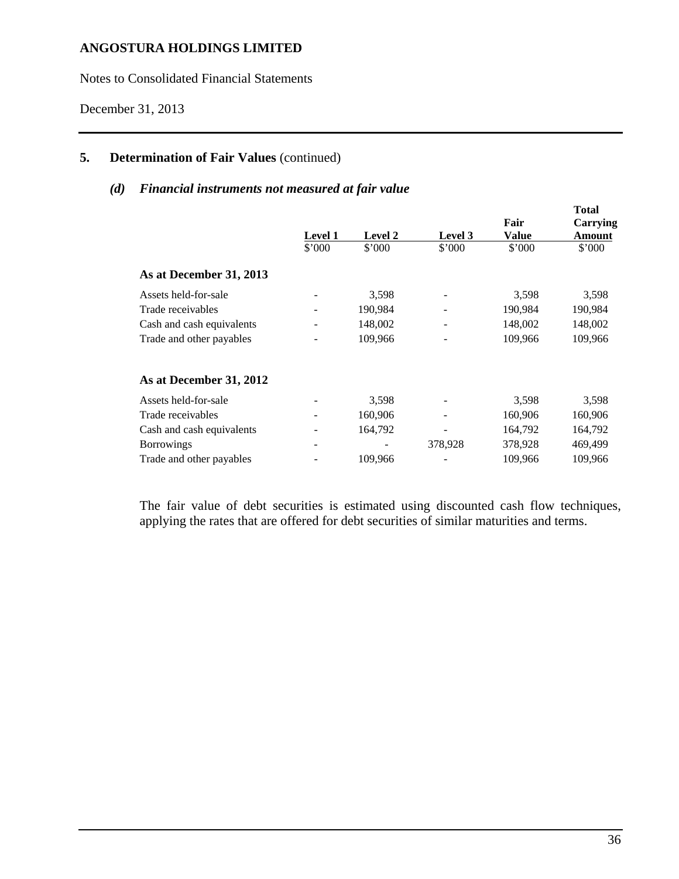**ANGOSTURA HOLDINGS LIMITED**

Notes to Consolidated Financial Statements

December 31, 2013

## 5. Determination of Fair Values (continued)

### *(d) Financial instruments not measured at fair value*

| | Level 1 | Level 2 | Level 3 | Fair Value | Total Carrying Amount |
|---|---|---|---|---|---|
| | $'000 | $'000 | $'000 | $'000 | $'000 |
| **As at December 31, 2013** | | | | | |
| Assets held-for-sale | - | 3,598 | - | 3,598 | 3,598 |
| Trade receivables | - | 190,984 | - | 190,984 | 190,984 |
| Cash and cash equivalents | - | 148,002 | - | 148,002 | 148,002 |
| Trade and other payables | - | 109,966 | - | 109,966 | 109,966 |
| **As at December 31, 2012** | | | | | |
| Assets held-for-sale | - | 3,598 | - | 3,598 | 3,598 |
| Trade receivables | - | 160,906 | - | 160,906 | 160,906 |
| Cash and cash equivalents | - | 164,792 | - | 164,792 | 164,792 |
| Borrowings | - | - | 378,928 | 378,928 | 469,499 |
| Trade and other payables | - | 109,966 | - | 109,966 | 109,966 |

The fair value of debt securities is estimated using discounted cash flow techniques, applying the rates that are offered for debt securities of similar maturities and terms.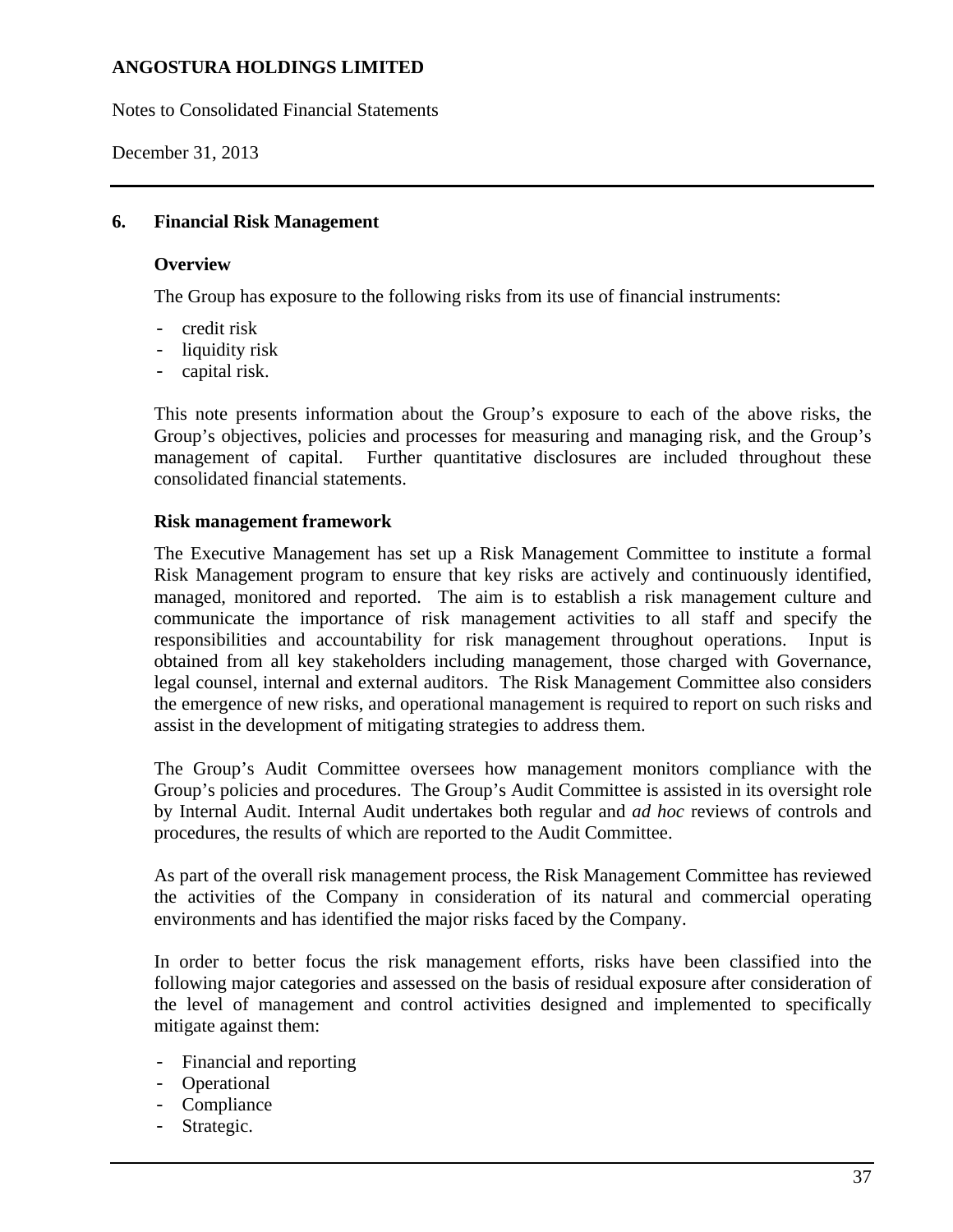## 6. Financial Risk Management

### Overview

The Group has exposure to the following risks from its use of financial instruments:

- credit risk
- liquidity risk
- capital risk.

This note presents information about the Group's exposure to each of the above risks, the Group's objectives, policies and processes for measuring and managing risk, and the Group's management of capital. Further quantitative disclosures are included throughout these consolidated financial statements.

### Risk management framework

The Executive Management has set up a Risk Management Committee to institute a formal Risk Management program to ensure that key risks are actively and continuously identified, managed, monitored and reported. The aim is to establish a risk management culture and communicate the importance of risk management activities to all staff and specify the responsibilities and accountability for risk management throughout operations. Input is obtained from all key stakeholders including management, those charged with Governance, legal counsel, internal and external auditors. The Risk Management Committee also considers the emergence of new risks, and operational management is required to report on such risks and assist in the development of mitigating strategies to address them.

The Group's Audit Committee oversees how management monitors compliance with the Group's policies and procedures. The Group's Audit Committee is assisted in its oversight role by Internal Audit. Internal Audit undertakes both regular and *ad hoc* reviews of controls and procedures, the results of which are reported to the Audit Committee.

As part of the overall risk management process, the Risk Management Committee has reviewed the activities of the Company in consideration of its natural and commercial operating environments and has identified the major risks faced by the Company.

In order to better focus the risk management efforts, risks have been classified into the following major categories and assessed on the basis of residual exposure after consideration of the level of management and control activities designed and implemented to specifically mitigate against them:

- Financial and reporting
- Operational
- Compliance
- Strategic.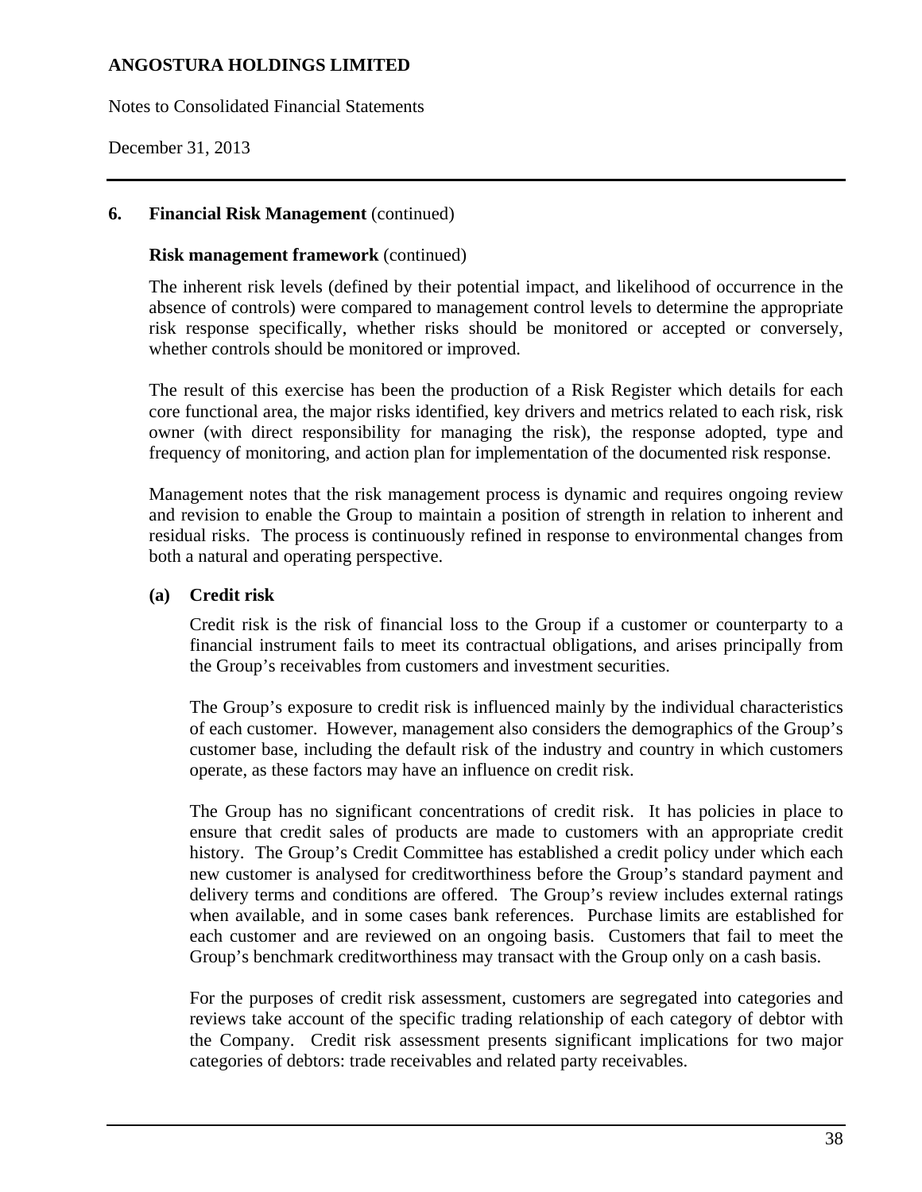## 6. Financial Risk Management (continued)

### Risk management framework (continued)

The inherent risk levels (defined by their potential impact, and likelihood of occurrence in the absence of controls) were compared to management control levels to determine the appropriate risk response specifically, whether risks should be monitored or accepted or conversely, whether controls should be monitored or improved.

The result of this exercise has been the production of a Risk Register which details for each core functional area, the major risks identified, key drivers and metrics related to each risk, risk owner (with direct responsibility for managing the risk), the response adopted, type and frequency of monitoring, and action plan for implementation of the documented risk response.

Management notes that the risk management process is dynamic and requires ongoing review and revision to enable the Group to maintain a position of strength in relation to inherent and residual risks. The process is continuously refined in response to environmental changes from both a natural and operating perspective.

### (a) Credit risk

Credit risk is the risk of financial loss to the Group if a customer or counterparty to a financial instrument fails to meet its contractual obligations, and arises principally from the Group's receivables from customers and investment securities.

The Group's exposure to credit risk is influenced mainly by the individual characteristics of each customer. However, management also considers the demographics of the Group's customer base, including the default risk of the industry and country in which customers operate, as these factors may have an influence on credit risk.

The Group has no significant concentrations of credit risk. It has policies in place to ensure that credit sales of products are made to customers with an appropriate credit history. The Group's Credit Committee has established a credit policy under which each new customer is analysed for creditworthiness before the Group's standard payment and delivery terms and conditions are offered. The Group's review includes external ratings when available, and in some cases bank references. Purchase limits are established for each customer and are reviewed on an ongoing basis. Customers that fail to meet the Group's benchmark creditworthiness may transact with the Group only on a cash basis.

For the purposes of credit risk assessment, customers are segregated into categories and reviews take account of the specific trading relationship of each category of debtor with the Company. Credit risk assessment presents significant implications for two major categories of debtors: trade receivables and related party receivables.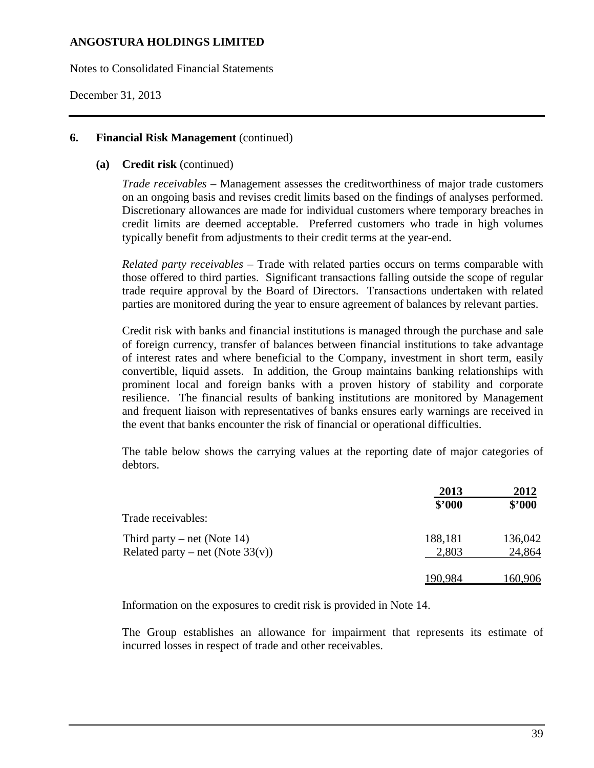**ANGOSTURA HOLDINGS LIMITED**

Notes to Consolidated Financial Statements

December 31, 2013

## 6. Financial Risk Management (continued)

### (a) Credit risk (continued)

*Trade receivables* – Management assesses the creditworthiness of major trade customers on an ongoing basis and revises credit limits based on the findings of analyses performed. Discretionary allowances are made for individual customers where temporary breaches in credit limits are deemed acceptable. Preferred customers who trade in high volumes typically benefit from adjustments to their credit terms at the year-end.

*Related party receivables* – Trade with related parties occurs on terms comparable with those offered to third parties. Significant transactions falling outside the scope of regular trade require approval by the Board of Directors. Transactions undertaken with related parties are monitored during the year to ensure agreement of balances by relevant parties.

Credit risk with banks and financial institutions is managed through the purchase and sale of foreign currency, transfer of balances between financial institutions to take advantage of interest rates and where beneficial to the Company, investment in short term, easily convertible, liquid assets. In addition, the Group maintains banking relationships with prominent local and foreign banks with a proven history of stability and corporate resilience. The financial results of banking institutions are monitored by Management and frequent liaison with representatives of banks ensures early warnings are received in the event that banks encounter the risk of financial or operational difficulties.

The table below shows the carrying values at the reporting date of major categories of debtors.

| | 2013 | 2012 |
|---|---|---|
| | $'000 | $'000 |
| Trade receivables: | | |
| Third party – net (Note 14) | 188,181 | 136,042 |
| Related party – net (Note 33(v)) | 2,803 | 24,864 |
| | 190,984 | 160,906 |

Information on the exposures to credit risk is provided in Note 14.

The Group establishes an allowance for impairment that represents its estimate of incurred losses in respect of trade and other receivables.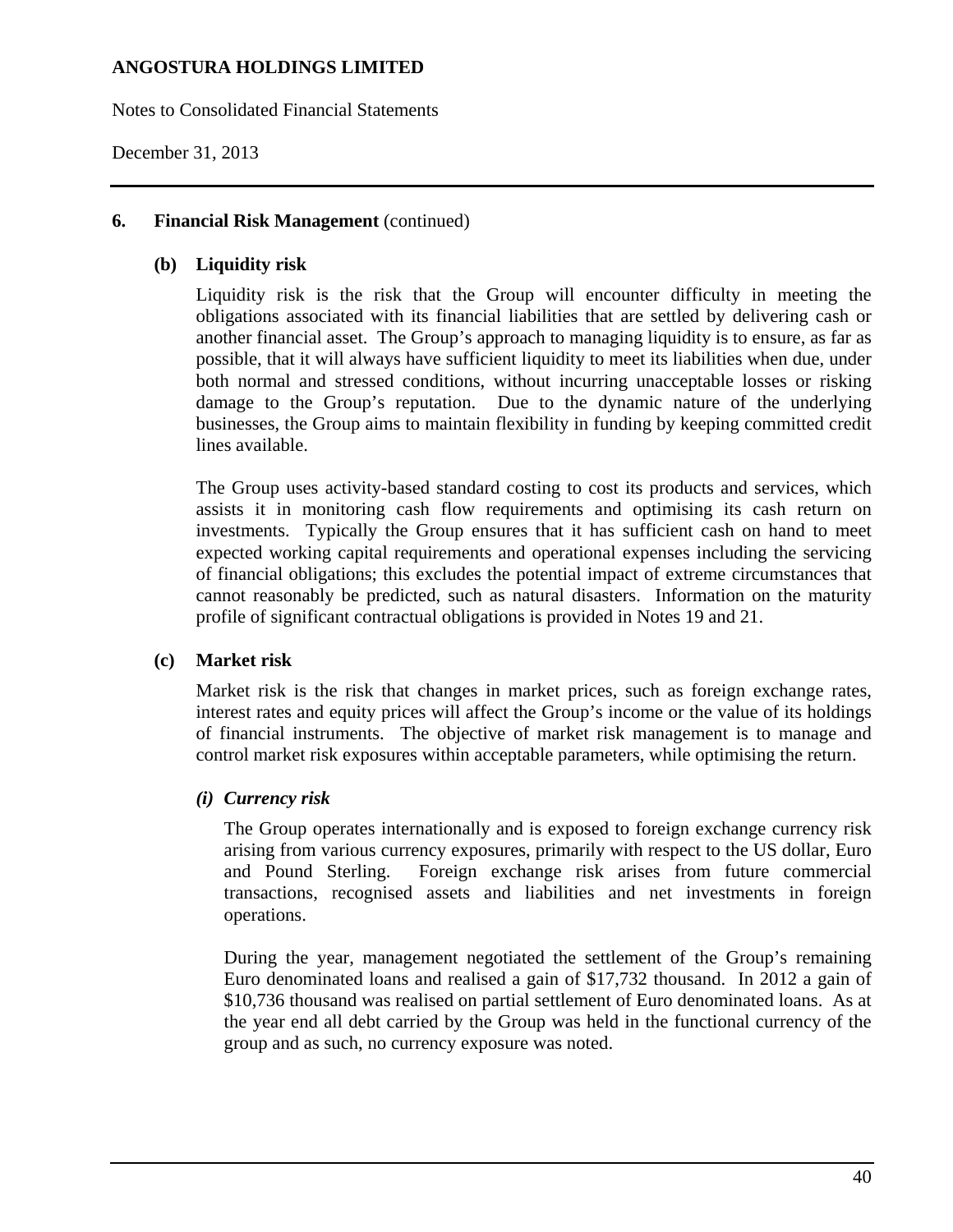## 6. Financial Risk Management (continued)

### (b) Liquidity risk

Liquidity risk is the risk that the Group will encounter difficulty in meeting the obligations associated with its financial liabilities that are settled by delivering cash or another financial asset. The Group's approach to managing liquidity is to ensure, as far as possible, that it will always have sufficient liquidity to meet its liabilities when due, under both normal and stressed conditions, without incurring unacceptable losses or risking damage to the Group's reputation. Due to the dynamic nature of the underlying businesses, the Group aims to maintain flexibility in funding by keeping committed credit lines available.

The Group uses activity-based standard costing to cost its products and services, which assists it in monitoring cash flow requirements and optimising its cash return on investments. Typically the Group ensures that it has sufficient cash on hand to meet expected working capital requirements and operational expenses including the servicing of financial obligations; this excludes the potential impact of extreme circumstances that cannot reasonably be predicted, such as natural disasters. Information on the maturity profile of significant contractual obligations is provided in Notes 19 and 21.

### (c) Market risk

Market risk is the risk that changes in market prices, such as foreign exchange rates, interest rates and equity prices will affect the Group's income or the value of its holdings of financial instruments. The objective of market risk management is to manage and control market risk exposures within acceptable parameters, while optimising the return.

#### *(i) Currency risk*

The Group operates internationally and is exposed to foreign exchange currency risk arising from various currency exposures, primarily with respect to the US dollar, Euro and Pound Sterling. Foreign exchange risk arises from future commercial transactions, recognised assets and liabilities and net investments in foreign operations.

During the year, management negotiated the settlement of the Group's remaining Euro denominated loans and realised a gain of $17,732 thousand. In 2012 a gain of $10,736 thousand was realised on partial settlement of Euro denominated loans. As at the year end all debt carried by the Group was held in the functional currency of the group and as such, no currency exposure was noted.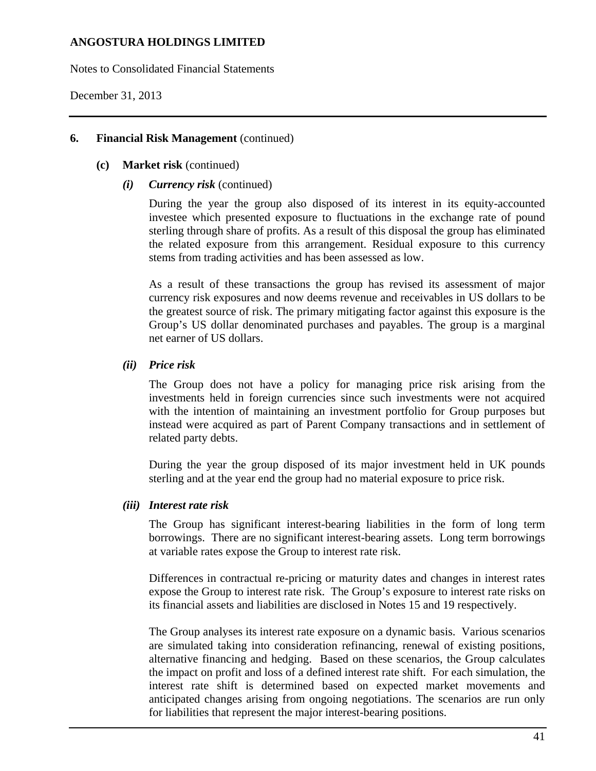## 6. Financial Risk Management (continued)

### (c) Market risk (continued)

#### *(i) Currency risk* (continued)

During the year the group also disposed of its interest in its equity-accounted investee which presented exposure to fluctuations in the exchange rate of pound sterling through share of profits. As a result of this disposal the group has eliminated the related exposure from this arrangement. Residual exposure to this currency stems from trading activities and has been assessed as low.

As a result of these transactions the group has revised its assessment of major currency risk exposures and now deems revenue and receivables in US dollars to be the greatest source of risk. The primary mitigating factor against this exposure is the Group's US dollar denominated purchases and payables. The group is a marginal net earner of US dollars.

#### *(ii) Price risk*

The Group does not have a policy for managing price risk arising from the investments held in foreign currencies since such investments were not acquired with the intention of maintaining an investment portfolio for Group purposes but instead were acquired as part of Parent Company transactions and in settlement of related party debts.

During the year the group disposed of its major investment held in UK pounds sterling and at the year end the group had no material exposure to price risk.

#### *(iii) Interest rate risk*

The Group has significant interest-bearing liabilities in the form of long term borrowings. There are no significant interest-bearing assets. Long term borrowings at variable rates expose the Group to interest rate risk.

Differences in contractual re-pricing or maturity dates and changes in interest rates expose the Group to interest rate risk. The Group's exposure to interest rate risks on its financial assets and liabilities are disclosed in Notes 15 and 19 respectively.

The Group analyses its interest rate exposure on a dynamic basis. Various scenarios are simulated taking into consideration refinancing, renewal of existing positions, alternative financing and hedging. Based on these scenarios, the Group calculates the impact on profit and loss of a defined interest rate shift. For each simulation, the interest rate shift is determined based on expected market movements and anticipated changes arising from ongoing negotiations. The scenarios are run only for liabilities that represent the major interest-bearing positions.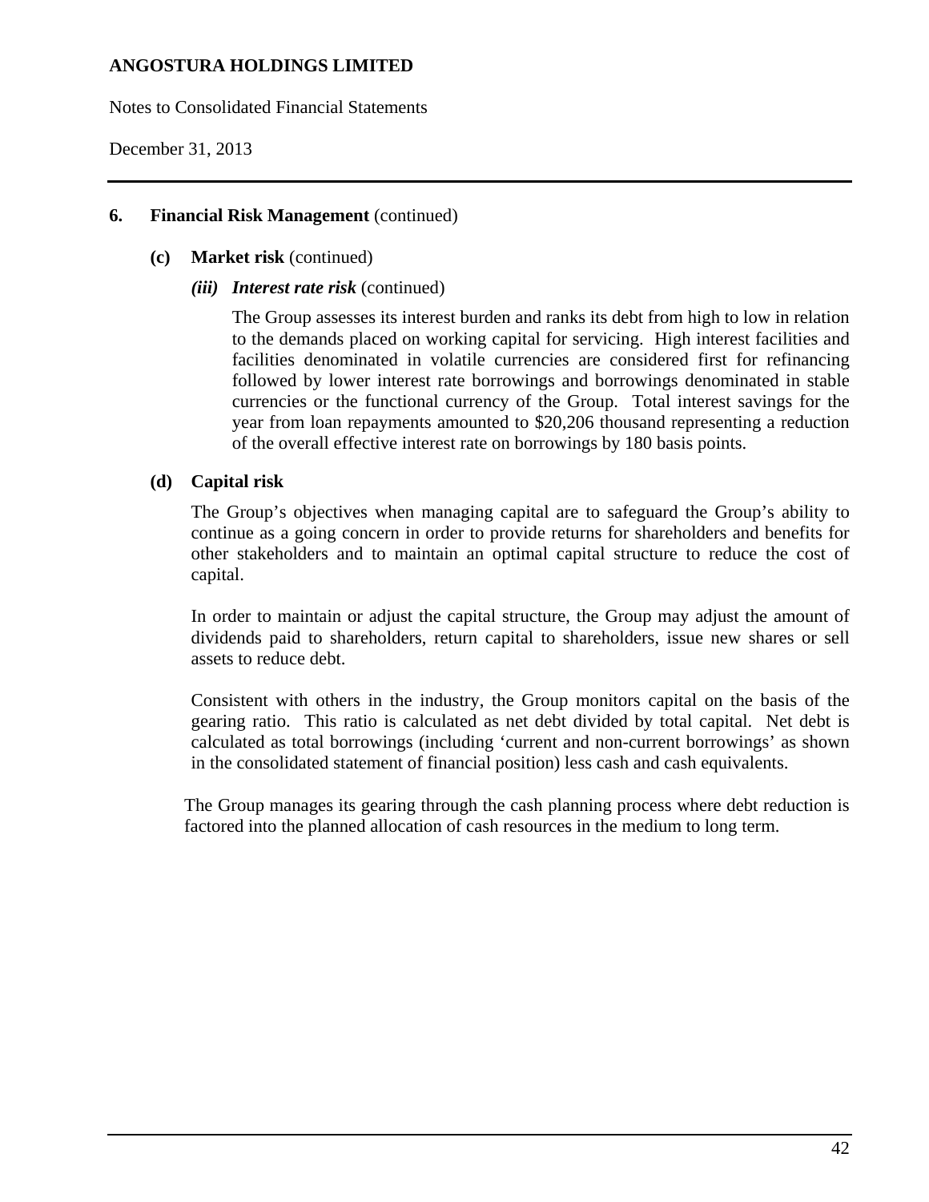## 6. Financial Risk Management (continued)

### (c) Market risk (continued)

#### *(iii) Interest rate risk* (continued)

The Group assesses its interest burden and ranks its debt from high to low in relation to the demands placed on working capital for servicing. High interest facilities and facilities denominated in volatile currencies are considered first for refinancing followed by lower interest rate borrowings and borrowings denominated in stable currencies or the functional currency of the Group. Total interest savings for the year from loan repayments amounted to $20,206 thousand representing a reduction of the overall effective interest rate on borrowings by 180 basis points.

### (d) Capital risk

The Group's objectives when managing capital are to safeguard the Group's ability to continue as a going concern in order to provide returns for shareholders and benefits for other stakeholders and to maintain an optimal capital structure to reduce the cost of capital.

In order to maintain or adjust the capital structure, the Group may adjust the amount of dividends paid to shareholders, return capital to shareholders, issue new shares or sell assets to reduce debt.

Consistent with others in the industry, the Group monitors capital on the basis of the gearing ratio. This ratio is calculated as net debt divided by total capital. Net debt is calculated as total borrowings (including 'current and non-current borrowings' as shown in the consolidated statement of financial position) less cash and cash equivalents.

The Group manages its gearing through the cash planning process where debt reduction is factored into the planned allocation of cash resources in the medium to long term.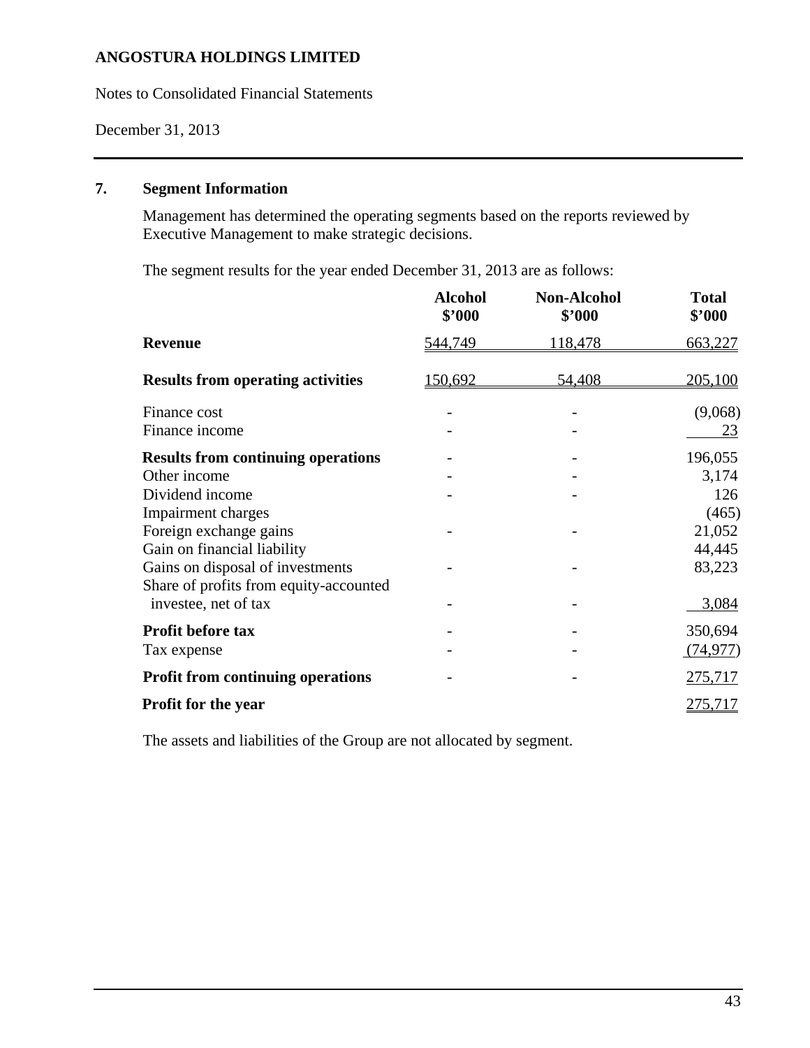**ANGOSTURA HOLDINGS LIMITED**

Notes to Consolidated Financial Statements

December 31, 2013

## 7. Segment Information

Management has determined the operating segments based on the reports reviewed by Executive Management to make strategic decisions.

The segment results for the year ended December 31, 2013 are as follows:

| | Alcohol<br>$'000 | Non-Alcohol<br>$'000 | Total<br>$'000 |
|---|---|---|---|
| **Revenue** | 544,749 | 118,478 | 663,227 |
| **Results from operating activities** | 150,692 | 54,408 | 205,100 |
| Finance cost | - | - | (9,068) |
| Finance income | - | - | 23 |
| **Results from continuing operations** | - | - | 196,055 |
| Other income | - | - | 3,174 |
| Dividend income | - | - | 126 |
| Impairment charges | | | (465) |
| Foreign exchange gains | - | - | 21,052 |
| Gain on financial liability | | | 44,445 |
| Gains on disposal of investments | - | - | 83,223 |
| Share of profits from equity-accounted investee, net of tax | - | - | 3,084 |
| **Profit before tax** | - | - | 350,694 |
| Tax expense | - | - | (74,977) |
| **Profit from continuing operations** | - | - | 275,717 |
| **Profit for the year** | | | 275,717 |

The assets and liabilities of the Group are not allocated by segment.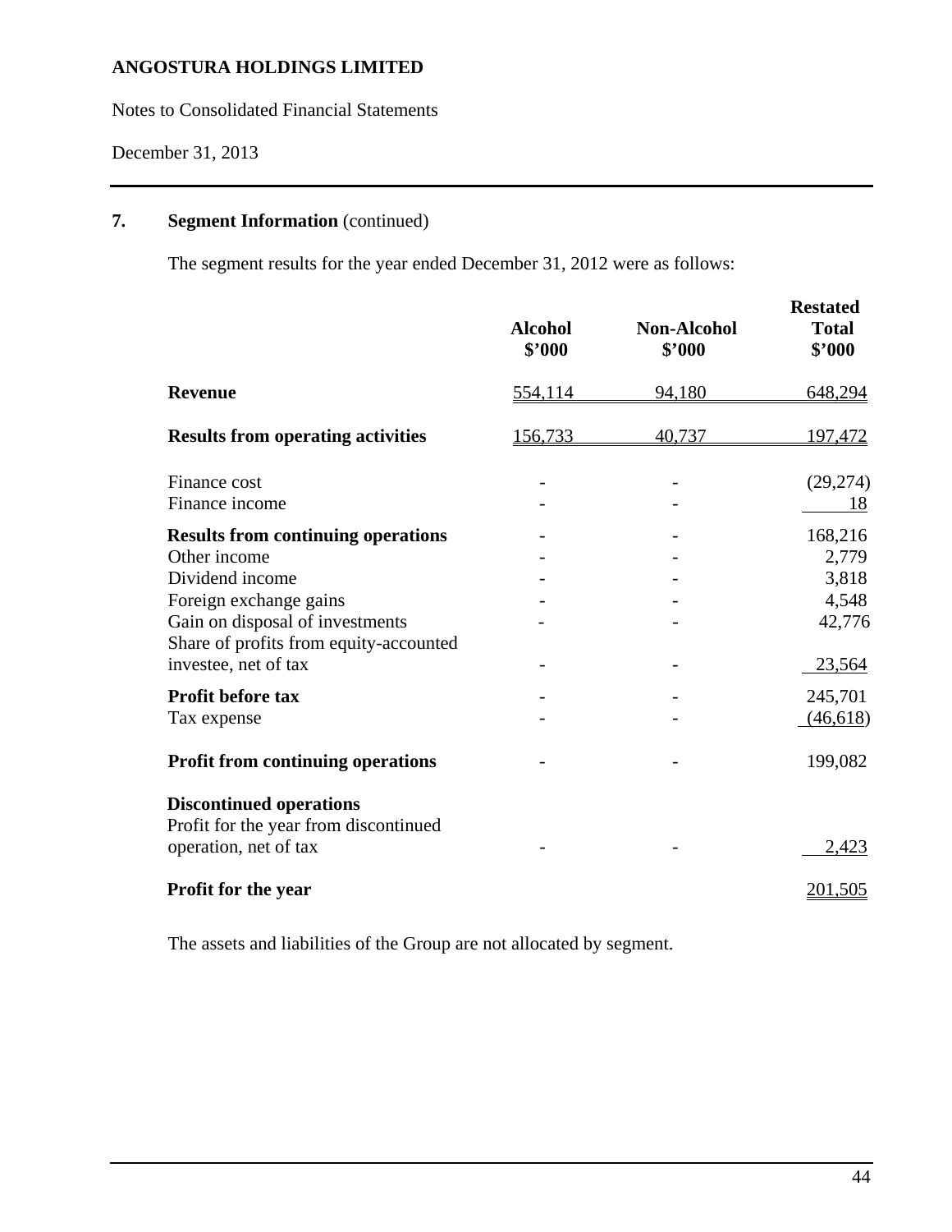**ANGOSTURA HOLDINGS LIMITED**

Notes to Consolidated Financial Statements

December 31, 2013

## 7. Segment Information (continued)

The segment results for the year ended December 31, 2012 were as follows:

| | Alcohol $'000 | Non-Alcohol $'000 | Restated Total $'000 |
|---|---|---|---|
| **Revenue** | 554,114 | 94,180 | 648,294 |
| **Results from operating activities** | 156,733 | 40,737 | 197,472 |
| Finance cost | - | - | (29,274) |
| Finance income | - | - | 18 |
| **Results from continuing operations** | - | - | 168,216 |
| Other income | - | - | 2,779 |
| Dividend income | - | - | 3,818 |
| Foreign exchange gains | - | - | 4,548 |
| Gain on disposal of investments | - | - | 42,776 |
| Share of profits from equity-accounted investee, net of tax | - | - | 23,564 |
| **Profit before tax** | - | - | 245,701 |
| Tax expense | - | - | (46,618) |
| **Profit from continuing operations** | - | - | 199,082 |
| **Discontinued operations** | | | |
| Profit for the year from discontinued operation, net of tax | - | - | 2,423 |
| **Profit for the year** | | | 201,505 |

The assets and liabilities of the Group are not allocated by segment.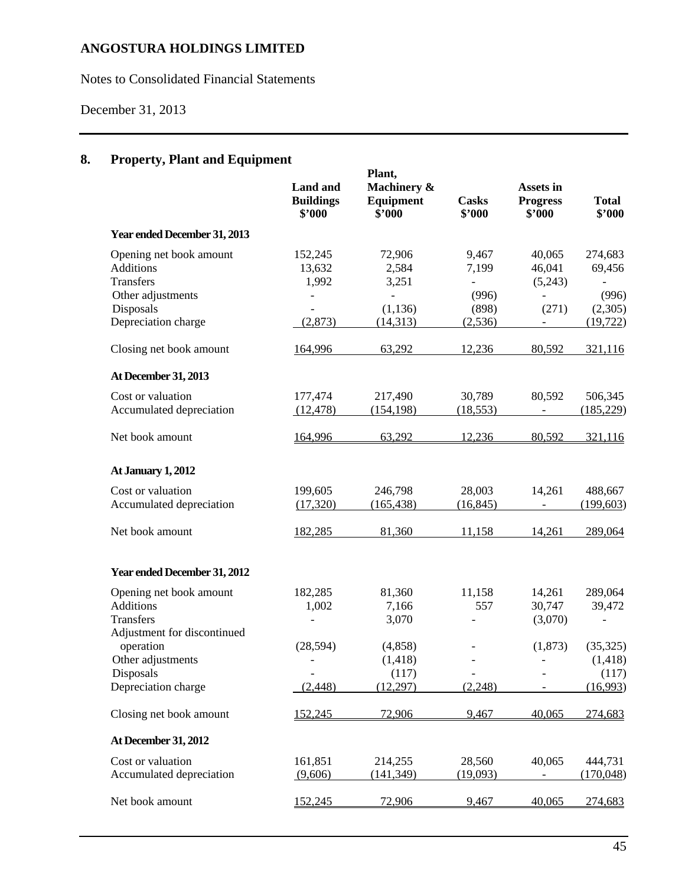# ANGOSTURA HOLDINGS LIMITED

Notes to Consolidated Financial Statements

December 31, 2013

## 8. Property, Plant and Equipment

| | Land and Buildings $'000 | Plant, Machinery & Equipment $'000 | Casks $'000 | Assets in Progress $'000 | Total $'000 |
|---|---|---|---|---|---|
| **Year ended December 31, 2013** | | | | | |
| Opening net book amount | 152,245 | 72,906 | 9,467 | 40,065 | 274,683 |
| Additions | 13,632 | 2,584 | 7,199 | 46,041 | 69,456 |
| Transfers | 1,992 | 3,251 | - | (5,243) | - |
| Other adjustments | - | - | (996) | - | (996) |
| Disposals | - | (1,136) | (898) | (271) | (2,305) |
| Depreciation charge | (2,873) | (14,313) | (2,536) | - | (19,722) |
| Closing net book amount | 164,996 | 63,292 | 12,236 | 80,592 | 321,116 |
| **At December 31, 2013** | | | | | |
| Cost or valuation | 177,474 | 217,490 | 30,789 | 80,592 | 506,345 |
| Accumulated depreciation | (12,478) | (154,198) | (18,553) | - | (185,229) |
| Net book amount | 164,996 | 63,292 | 12,236 | 80,592 | 321,116 |
| **At January 1, 2012** | | | | | |
| Cost or valuation | 199,605 | 246,798 | 28,003 | 14,261 | 488,667 |
| Accumulated depreciation | (17,320) | (165,438) | (16,845) | - | (199,603) |
| Net book amount | 182,285 | 81,360 | 11,158 | 14,261 | 289,064 |
| **Year ended December 31, 2012** | | | | | |
| Opening net book amount | 182,285 | 81,360 | 11,158 | 14,261 | 289,064 |
| Additions | 1,002 | 7,166 | 557 | 30,747 | 39,472 |
| Transfers | - | 3,070 | - | (3,070) | - |
| Adjustment for discontinued operation | (28,594) | (4,858) | - | (1,873) | (35,325) |
| Other adjustments | - | (1,418) | - | - | (1,418) |
| Disposals | - | (117) | - | - | (117) |
| Depreciation charge | (2,448) | (12,297) | (2,248) | - | (16,993) |
| Closing net book amount | 152,245 | 72,906 | 9,467 | 40,065 | 274,683 |
| **At December 31, 2012** | | | | | |
| Cost or valuation | 161,851 | 214,255 | 28,560 | 40,065 | 444,731 |
| Accumulated depreciation | (9,606) | (141,349) | (19,093) | - | (170,048) |
| Net book amount | 152,245 | 72,906 | 9,467 | 40,065 | 274,683 |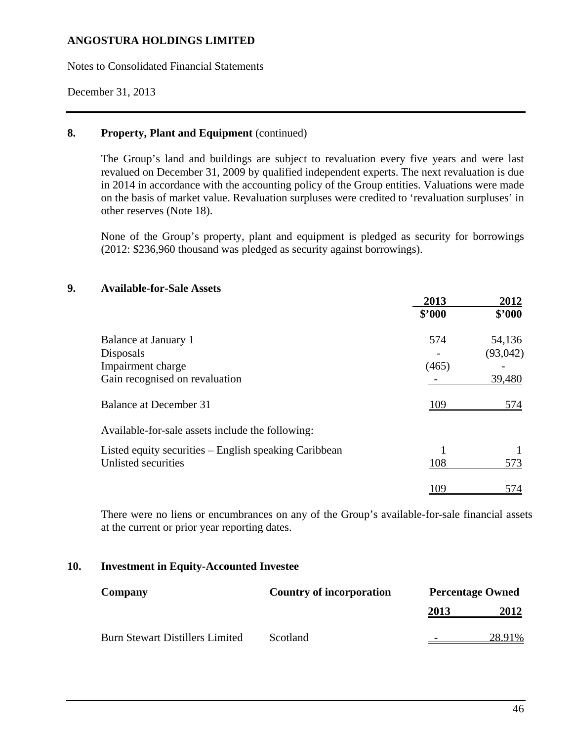**ANGOSTURA HOLDINGS LIMITED**

Notes to Consolidated Financial Statements

December 31, 2013

## 8. Property, Plant and Equipment (continued)

The Group's land and buildings are subject to revaluation every five years and were last revalued on December 31, 2009 by qualified independent experts. The next revaluation is due in 2014 in accordance with the accounting policy of the Group entities. Valuations were made on the basis of market value. Revaluation surpluses were credited to 'revaluation surpluses' in other reserves (Note 18).

None of the Group's property, plant and equipment is pledged as security for borrowings (2012: $236,960 thousand was pledged as security against borrowings).

## 9. Available-for-Sale Assets

| | 2013<br>$'000 | 2012<br>$'000 |
|---|---|---|
| Balance at January 1 | 574 | 54,136 |
| Disposals | - | (93,042) |
| Impairment charge | (465) | - |
| Gain recognised on revaluation | - | 39,480 |
| Balance at December 31 | 109 | 574 |
| Available-for-sale assets include the following: | | |
| Listed equity securities – English speaking Caribbean | 1 | 1 |
| Unlisted securities | 108 | 573 |
| | 109 | 574 |

There were no liens or encumbrances on any of the Group's available-for-sale financial assets at the current or prior year reporting dates.

## 10. Investment in Equity-Accounted Investee

| Company | Country of incorporation | Percentage Owned 2013 | Percentage Owned 2012 |
|---|---|---|---|
| Burn Stewart Distillers Limited | Scotland | - | 28.91% |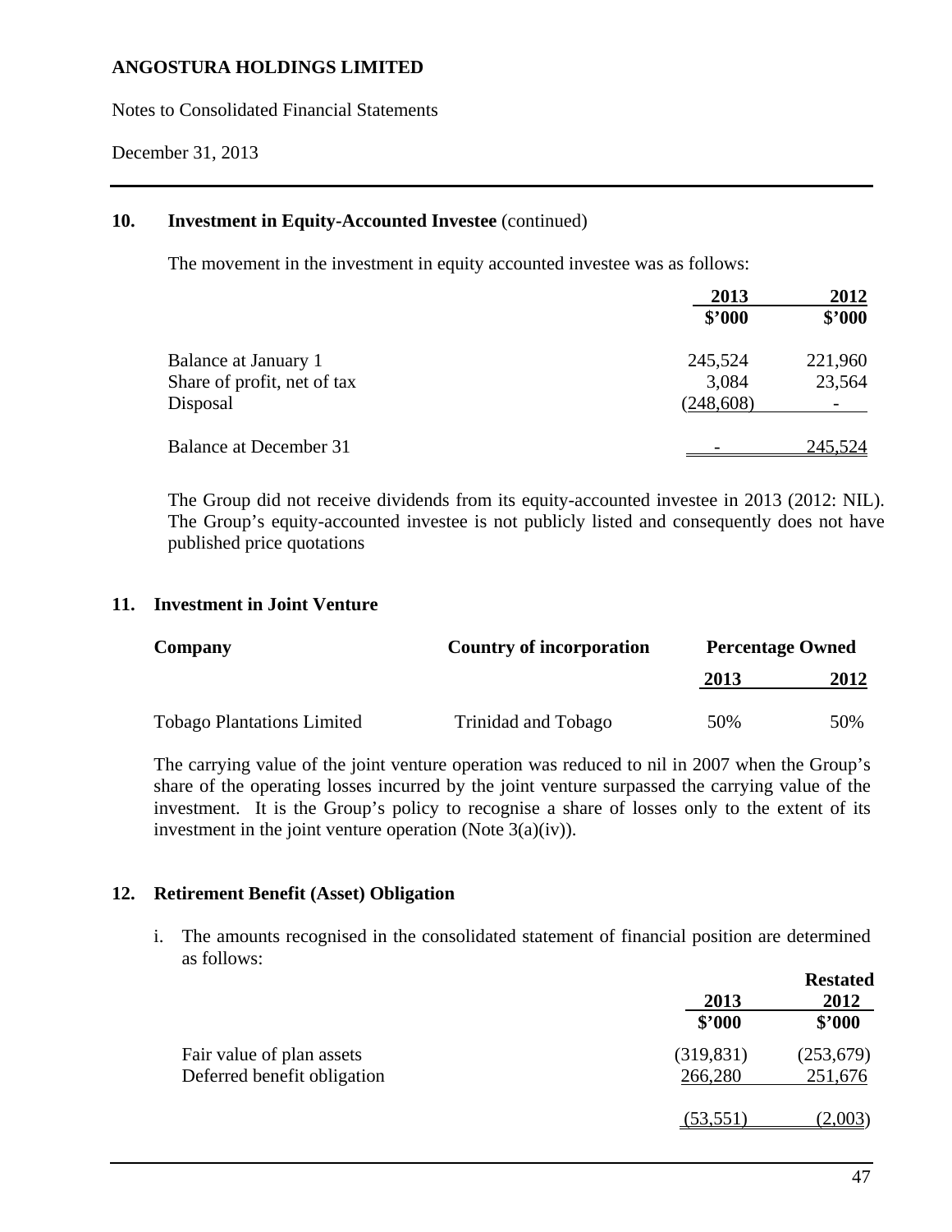## 10. Investment in Equity-Accounted Investee (continued)

The movement in the investment in equity accounted investee was as follows:

| | 2013 $'000 | 2012 $'000 |
|---|---|---|
| Balance at January 1 | 245,524 | 221,960 |
| Share of profit, net of tax | 3,084 | 23,564 |
| Disposal | (248,608) | - |
| Balance at December 31 | - | 245,524 |

The Group did not receive dividends from its equity-accounted investee in 2013 (2012: NIL). The Group's equity-accounted investee is not publicly listed and consequently does not have published price quotations

## 11. Investment in Joint Venture

| Company | Country of incorporation | Percentage Owned | |
|---|---|---|---|
| | | 2013 | 2012 |
| Tobago Plantations Limited | Trinidad and Tobago | 50% | 50% |

The carrying value of the joint venture operation was reduced to nil in 2007 when the Group's share of the operating losses incurred by the joint venture surpassed the carrying value of the investment. It is the Group's policy to recognise a share of losses only to the extent of its investment in the joint venture operation (Note 3(a)(iv)).

## 12. Retirement Benefit (Asset) Obligation

i. The amounts recognised in the consolidated statement of financial position are determined as follows:

| | 2013 $'000 | Restated 2012 $'000 |
|---|---|---|
| Fair value of plan assets | (319,831) | (253,679) |
| Deferred benefit obligation | 266,280 | 251,676 |
| | (53,551) | (2,003) |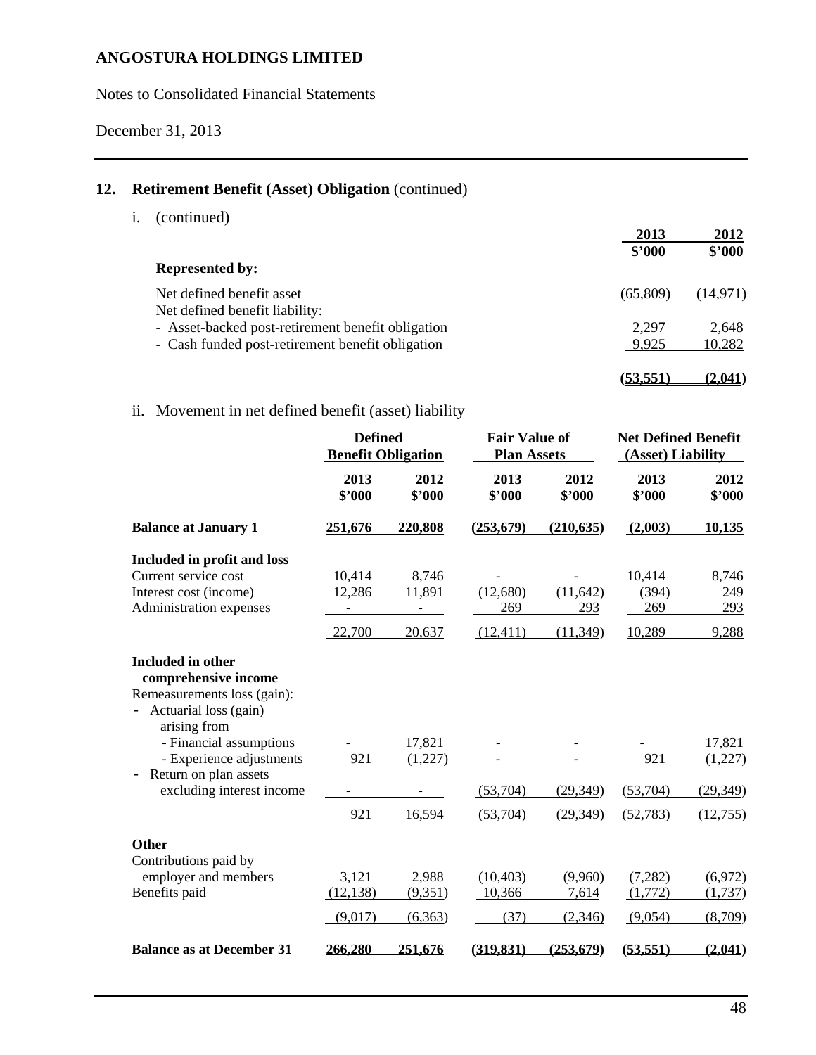## 12. Retirement Benefit (Asset) Obligation (continued)

i. (continued)

| | 2013 $'000 | 2012 $'000 |
|---|---|---|
| **Represented by:** | | |
| Net defined benefit asset | (65,809) | (14,971) |
| Net defined benefit liability: | | |
| - Asset-backed post-retirement benefit obligation | 2,297 | 2,648 |
| - Cash funded post-retirement benefit obligation | 9,925 | 10,282 |
| | **(53,551)** | **(2,041)** |

ii. Movement in net defined benefit (asset) liability

| | Defined Benefit Obligation | | Fair Value of Plan Assets | | Net Defined Benefit (Asset) Liability | |
|---|---|---|---|---|---|---|
| | 2013 $'000 | 2012 $'000 | 2013 $'000 | 2012 $'000 | 2013 $'000 | 2012 $'000 |
| **Balance at January 1** | **251,676** | **220,808** | **(253,679)** | **(210,635)** | **(2,003)** | **10,135** |
| **Included in profit and loss** | | | | | | |
| Current service cost | 10,414 | 8,746 | - | - | 10,414 | 8,746 |
| Interest cost (income) | 12,286 | 11,891 | (12,680) | (11,642) | (394) | 249 |
| Administration expenses | - | - | 269 | 293 | 269 | 293 |
| | 22,700 | 20,637 | (12,411) | (11,349) | 10,289 | 9,288 |
| **Included in other comprehensive income** | | | | | | |
| Remeasurements loss (gain): | | | | | | |
| - Actuarial loss (gain) arising from | | | | | | |
| - Financial assumptions | - | 17,821 | - | - | - | 17,821 |
| - Experience adjustments | 921 | (1,227) | - | - | 921 | (1,227) |
| - Return on plan assets excluding interest income | - | - | (53,704) | (29,349) | (53,704) | (29,349) |
| | 921 | 16,594 | (53,704) | (29,349) | (52,783) | (12,755) |
| **Other** | | | | | | |
| Contributions paid by employer and members | 3,121 | 2,988 | (10,403) | (9,960) | (7,282) | (6,972) |
| Benefits paid | (12,138) | (9,351) | 10,366 | 7,614 | (1,772) | (1,737) |
| | (9,017) | (6,363) | (37) | (2,346) | (9,054) | (8,709) |
| **Balance as at December 31** | **266,280** | **251,676** | **(319,831)** | **(253,679)** | **(53,551)** | **(2,041)** |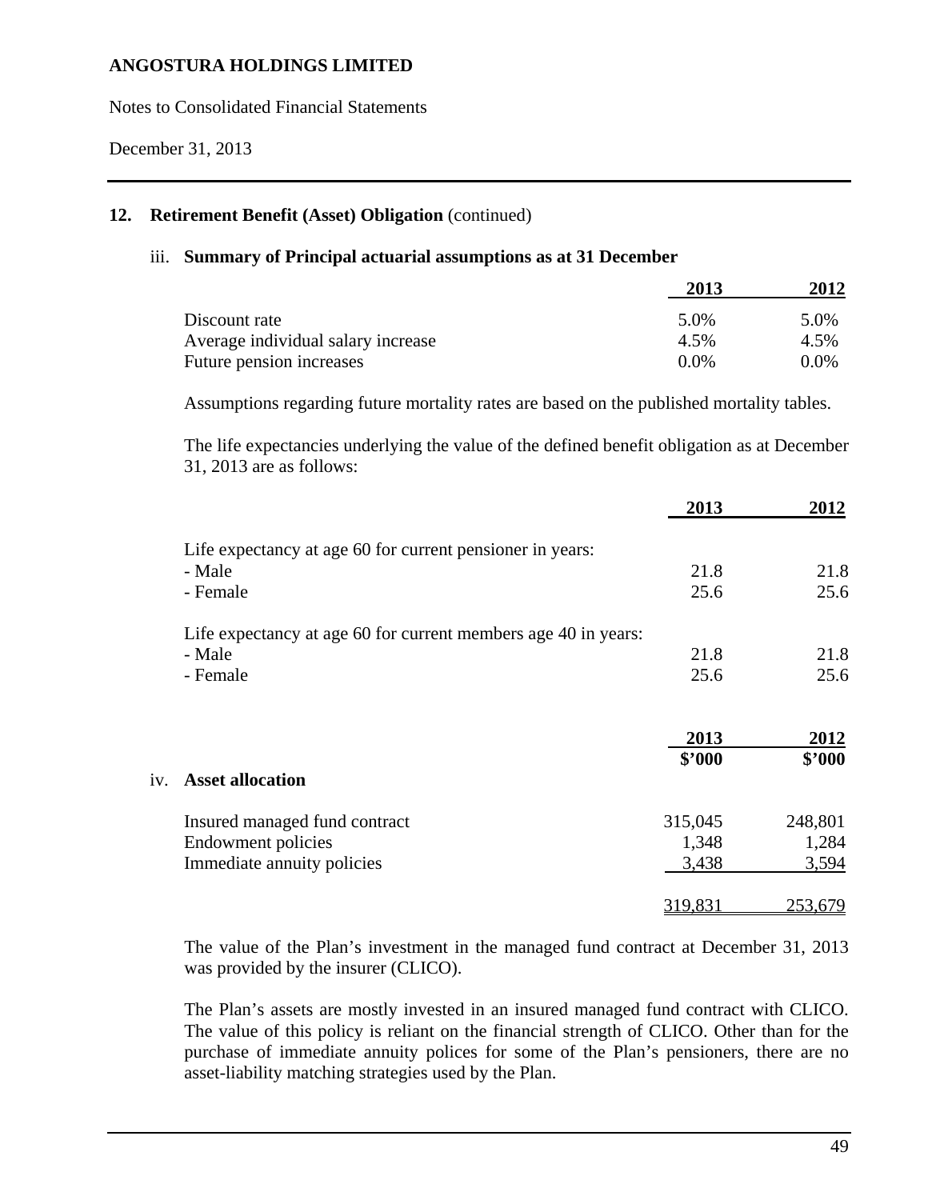**ANGOSTURA HOLDINGS LIMITED**

Notes to Consolidated Financial Statements

December 31, 2013

## 12. Retirement Benefit (Asset) Obligation (continued)

### iii. Summary of Principal actuarial assumptions as at 31 December

| | 2013 | 2012 |
|---|---|---|
| Discount rate | 5.0% | 5.0% |
| Average individual salary increase | 4.5% | 4.5% |
| Future pension increases | 0.0% | 0.0% |

Assumptions regarding future mortality rates are based on the published mortality tables.

The life expectancies underlying the value of the defined benefit obligation as at December 31, 2013 are as follows:

| | 2013 | 2012 |
|---|---|---|
| Life expectancy at age 60 for current pensioner in years: | | |
| - Male | 21.8 | 21.8 |
| - Female | 25.6 | 25.6 |
| Life expectancy at age 60 for current members age 40 in years: | | |
| - Male | 21.8 | 21.8 |
| - Female | 25.6 | 25.6 |

### iv. Asset allocation

| | 2013 $'000 | 2012 $'000 |
|---|---|---|
| Insured managed fund contract | 315,045 | 248,801 |
| Endowment policies | 1,348 | 1,284 |
| Immediate annuity policies | 3,438 | 3,594 |
| | 319,831 | 253,679 |

The value of the Plan's investment in the managed fund contract at December 31, 2013 was provided by the insurer (CLICO).

The Plan's assets are mostly invested in an insured managed fund contract with CLICO. The value of this policy is reliant on the financial strength of CLICO. Other than for the purchase of immediate annuity polices for some of the Plan's pensioners, there are no asset-liability matching strategies used by the Plan.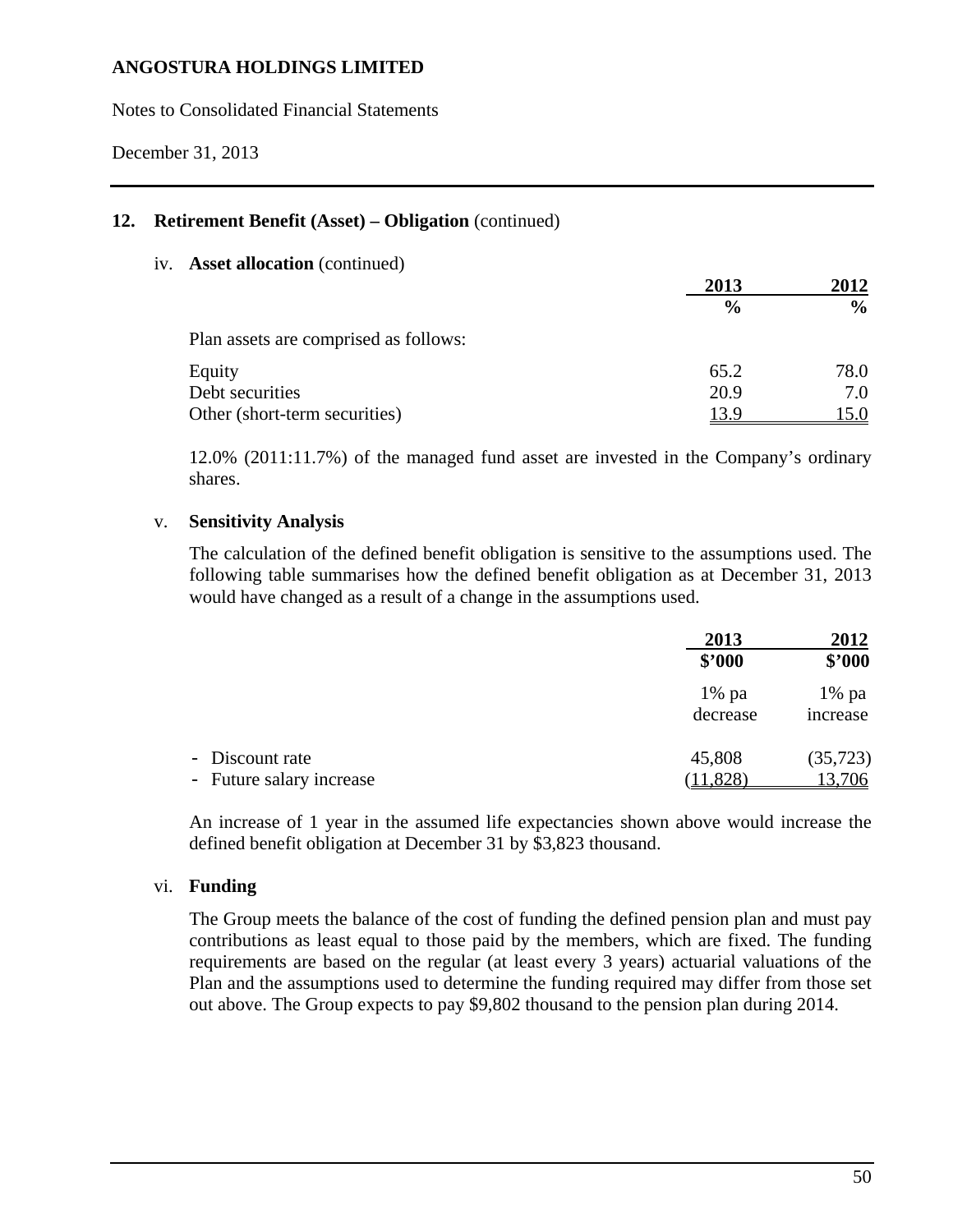## 12. Retirement Benefit (Asset) – Obligation (continued)

### iv. Asset allocation (continued)

| | 2013 | 2012 |
|---|---|---|
| | % | % |
| Plan assets are comprised as follows: | | |
| Equity | 65.2 | 78.0 |
| Debt securities | 20.9 | 7.0 |
| Other (short-term securities) | 13.9 | 15.0 |

12.0% (2011:11.7%) of the managed fund asset are invested in the Company's ordinary shares.

### v. Sensitivity Analysis

The calculation of the defined benefit obligation is sensitive to the assumptions used. The following table summarises how the defined benefit obligation as at December 31, 2013 would have changed as a result of a change in the assumptions used.

| | 2013 | 2012 |
|---|---|---|
| | $'000 | $'000 |
| | 1% pa decrease | 1% pa increase |
| - Discount rate | 45,808 | (35,723) |
| - Future salary increase | (11,828) | 13,706 |

An increase of 1 year in the assumed life expectancies shown above would increase the defined benefit obligation at December 31 by $3,823 thousand.

### vi. Funding

The Group meets the balance of the cost of funding the defined pension plan and must pay contributions as least equal to those paid by the members, which are fixed. The funding requirements are based on the regular (at least every 3 years) actuarial valuations of the Plan and the assumptions used to determine the funding required may differ from those set out above. The Group expects to pay $9,802 thousand to the pension plan during 2014.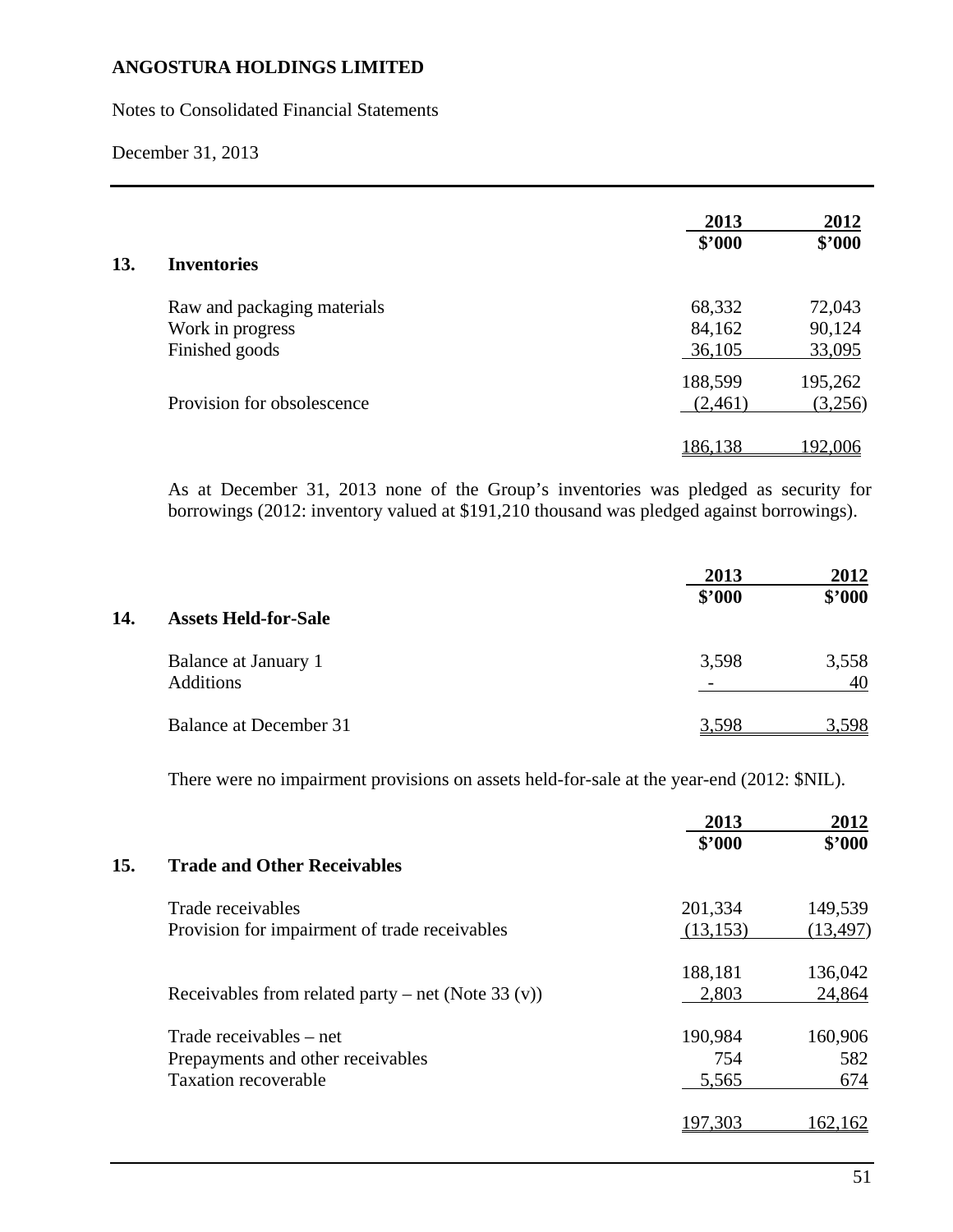**ANGOSTURA HOLDINGS LIMITED**

Notes to Consolidated Financial Statements

December 31, 2013

## 13. Inventories

| | 2013 $'000 | 2012 $'000 |
|---|---|---|
| Raw and packaging materials | 68,332 | 72,043 |
| Work in progress | 84,162 | 90,124 |
| Finished goods | 36,105 | 33,095 |
| | 188,599 | 195,262 |
| Provision for obsolescence | (2,461) | (3,256) |
| | 186,138 | 192,006 |

As at December 31, 2013 none of the Group's inventories was pledged as security for borrowings (2012: inventory valued at $191,210 thousand was pledged against borrowings).

## 14. Assets Held-for-Sale

| | 2013 $'000 | 2012 $'000 |
|---|---|---|
| Balance at January 1 | 3,598 | 3,558 |
| Additions | - | 40 |
| Balance at December 31 | 3,598 | 3,598 |

There were no impairment provisions on assets held-for-sale at the year-end (2012: $NIL).

## 15. Trade and Other Receivables

| | 2013 $'000 | 2012 $'000 |
|---|---|---|
| Trade receivables | 201,334 | 149,539 |
| Provision for impairment of trade receivables | (13,153) | (13,497) |
| | 188,181 | 136,042 |
| Receivables from related party – net (Note 33 (v)) | 2,803 | 24,864 |
| Trade receivables – net | 190,984 | 160,906 |
| Prepayments and other receivables | 754 | 582 |
| Taxation recoverable | 5,565 | 674 |
| | 197,303 | 162,162 |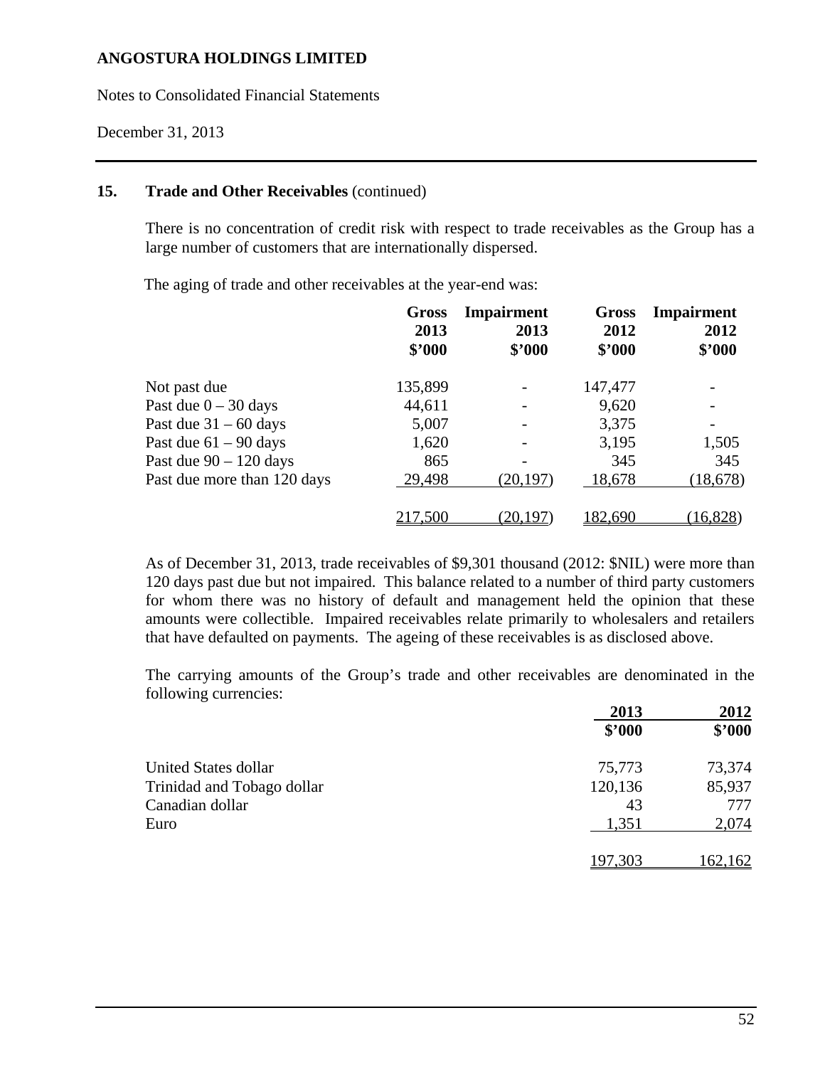## 15. Trade and Other Receivables (continued)

There is no concentration of credit risk with respect to trade receivables as the Group has a large number of customers that are internationally dispersed.

The aging of trade and other receivables at the year-end was:

| | Gross 2013 $'000 | Impairment 2013 $'000 | Gross 2012 $'000 | Impairment 2012 $'000 |
|---|---|---|---|---|
| Not past due | 135,899 | - | 147,477 | - |
| Past due 0 – 30 days | 44,611 | - | 9,620 | - |
| Past due 31 – 60 days | 5,007 | - | 3,375 | - |
| Past due 61 – 90 days | 1,620 | - | 3,195 | 1,505 |
| Past due 90 – 120 days | 865 | - | 345 | 345 |
| Past due more than 120 days | 29,498 | (20,197) | 18,678 | (18,678) |
| | 217,500 | (20,197) | 182,690 | (16,828) |

As of December 31, 2013, trade receivables of $9,301 thousand (2012: $NIL) were more than 120 days past due but not impaired. This balance related to a number of third party customers for whom there was no history of default and management held the opinion that these amounts were collectible. Impaired receivables relate primarily to wholesalers and retailers that have defaulted on payments. The ageing of these receivables is as disclosed above.

The carrying amounts of the Group's trade and other receivables are denominated in the following currencies:

| | 2013 $'000 | 2012 $'000 |
|---|---|---|
| United States dollar | 75,773 | 73,374 |
| Trinidad and Tobago dollar | 120,136 | 85,937 |
| Canadian dollar | 43 | 777 |
| Euro | 1,351 | 2,074 |
| | 197,303 | 162,162 |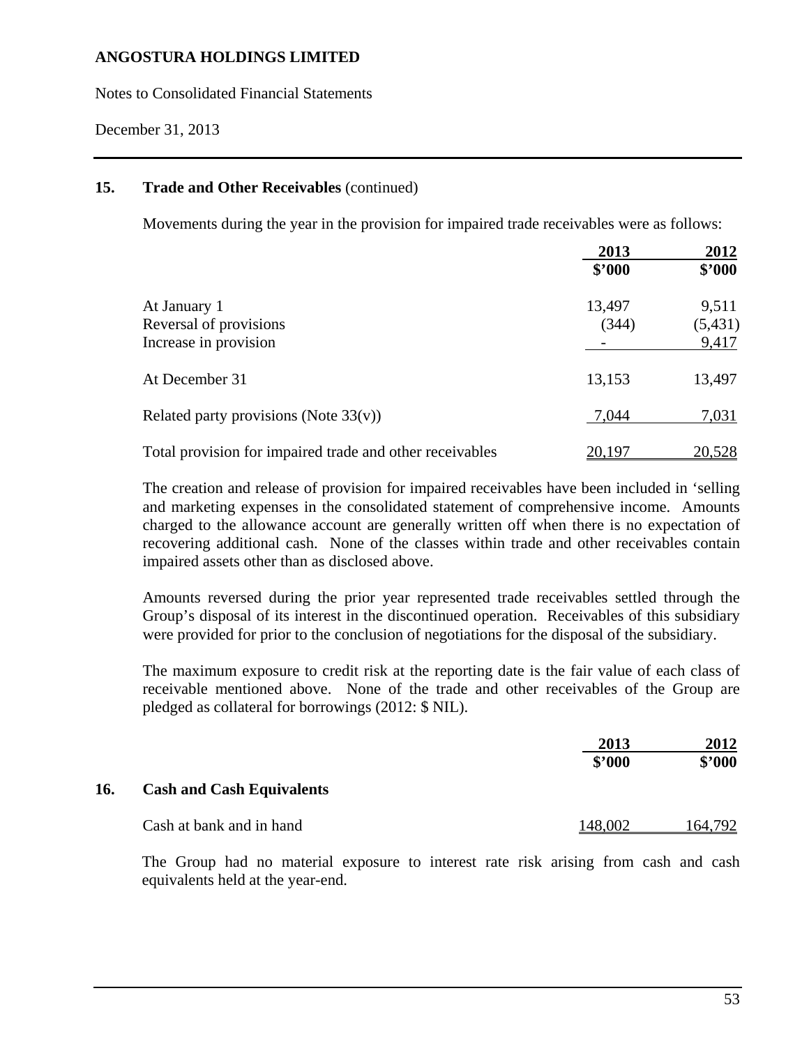## 15. Trade and Other Receivables (continued)

Movements during the year in the provision for impaired trade receivables were as follows:

| | 2013<br>$'000 | 2012<br>$'000 |
|---|---|---|
| At January 1 | 13,497 | 9,511 |
| Reversal of provisions | (344) | (5,431) |
| Increase in provision | - | 9,417 |
| At December 31 | 13,153 | 13,497 |
| Related party provisions (Note 33(v)) | 7,044 | 7,031 |
| Total provision for impaired trade and other receivables | 20,197 | 20,528 |

The creation and release of provision for impaired receivables have been included in 'selling and marketing expenses in the consolidated statement of comprehensive income. Amounts charged to the allowance account are generally written off when there is no expectation of recovering additional cash. None of the classes within trade and other receivables contain impaired assets other than as disclosed above.

Amounts reversed during the prior year represented trade receivables settled through the Group's disposal of its interest in the discontinued operation. Receivables of this subsidiary were provided for prior to the conclusion of negotiations for the disposal of the subsidiary.

The maximum exposure to credit risk at the reporting date is the fair value of each class of receivable mentioned above. None of the trade and other receivables of the Group are pledged as collateral for borrowings (2012: $ NIL).

## 16. Cash and Cash Equivalents

| | 2013<br>$'000 | 2012<br>$'000 |
|---|---|---|
| Cash at bank and in hand | 148,002 | 164,792 |

The Group had no material exposure to interest rate risk arising from cash and cash equivalents held at the year-end.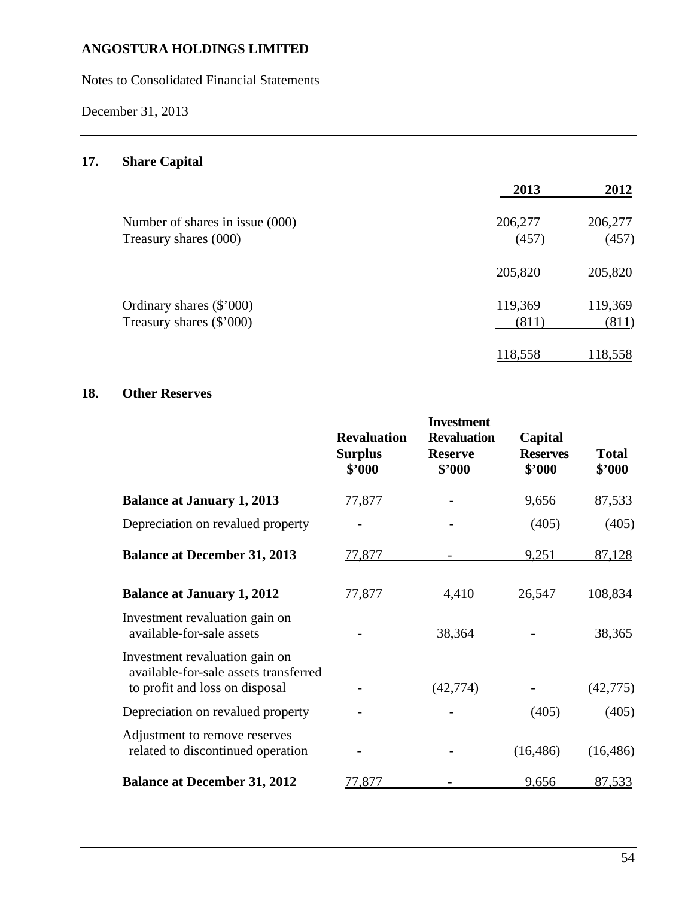**ANGOSTURA HOLDINGS LIMITED**

Notes to Consolidated Financial Statements

December 31, 2013

## 17. Share Capital

| | 2013 | 2012 |
|---|---|---|
| Number of shares in issue (000) | 206,277 | 206,277 |
| Treasury shares (000) | (457) | (457) |
| | 205,820 | 205,820 |
| Ordinary shares ($'000) | 119,369 | 119,369 |
| Treasury shares ($'000) | (811) | (811) |
| | 118,558 | 118,558 |

## 18. Other Reserves

| | Revaluation Surplus $'000 | Investment Revaluation Reserve $'000 | Capital Reserves $'000 | Total $'000 |
|---|---|---|---|---|
| **Balance at January 1, 2013** | 77,877 | - | 9,656 | 87,533 |
| Depreciation on revalued property | - | - | (405) | (405) |
| **Balance at December 31, 2013** | 77,877 | - | 9,251 | 87,128 |
| **Balance at January 1, 2012** | 77,877 | 4,410 | 26,547 | 108,834 |
| Investment revaluation gain on available-for-sale assets | - | 38,364 | - | 38,365 |
| Investment revaluation gain on available-for-sale assets transferred to profit and loss on disposal | - | (42,774) | - | (42,775) |
| Depreciation on revalued property | - | - | (405) | (405) |
| Adjustment to remove reserves related to discontinued operation | - | - | (16,486) | (16,486) |
| **Balance at December 31, 2012** | 77,877 | - | 9,656 | 87,533 |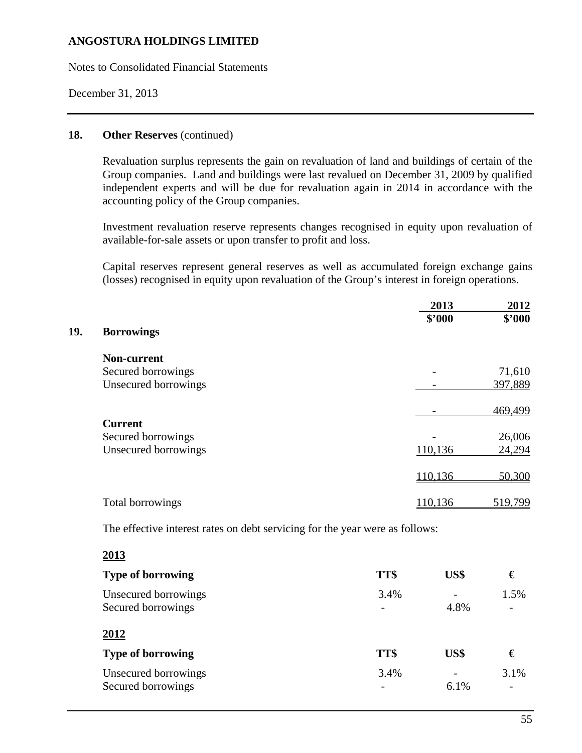## 18. Other Reserves (continued)

Revaluation surplus represents the gain on revaluation of land and buildings of certain of the Group companies. Land and buildings were last revalued on December 31, 2009 by qualified independent experts and will be due for revaluation again in 2014 in accordance with the accounting policy of the Group companies.

Investment revaluation reserve represents changes recognised in equity upon revaluation of available-for-sale assets or upon transfer to profit and loss.

Capital reserves represent general reserves as well as accumulated foreign exchange gains (losses) recognised in equity upon revaluation of the Group's interest in foreign operations.

## 19. Borrowings

| | 2013 $'000 | 2012 $'000 |
|---|---|---|
| **Non-current** | | |
| Secured borrowings | - | 71,610 |
| Unsecured borrowings | - | 397,889 |
| | - | 469,499 |
| **Current** | | |
| Secured borrowings | - | 26,006 |
| Unsecured borrowings | 110,136 | 24,294 |
| | 110,136 | 50,300 |
| Total borrowings | 110,136 | 519,799 |

The effective interest rates on debt servicing for the year were as follows:

**2013**

| Type of borrowing | TT$ | US$ | € |
|---|---|---|---|
| Unsecured borrowings | 3.4% | - | 1.5% |
| Secured borrowings | - | 4.8% | - |

**2012**

| Type of borrowing | TT$ | US$ | € |
|---|---|---|---|
| Unsecured borrowings | 3.4% | - | 3.1% |
| Secured borrowings | - | 6.1% | - |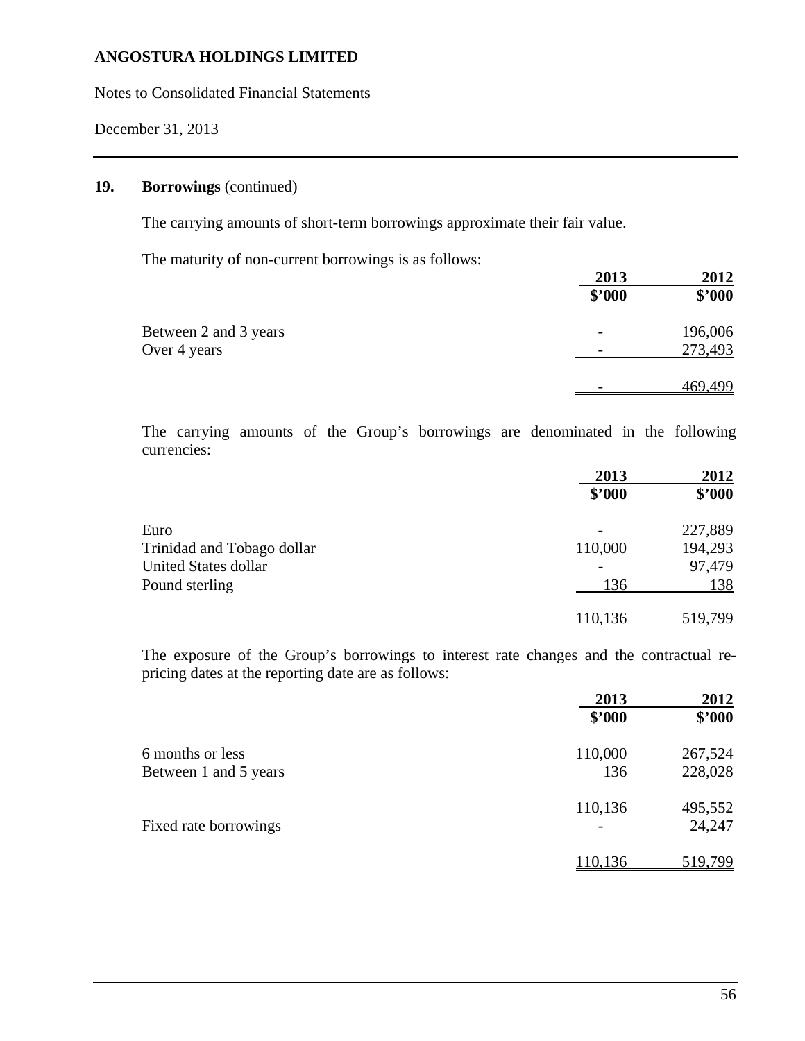## 19. Borrowings (continued)

The carrying amounts of short-term borrowings approximate their fair value.

The maturity of non-current borrowings is as follows:

| | 2013 | 2012 |
|---|---|---|
| | $'000 | $'000 |
| Between 2 and 3 years | - | 196,006 |
| Over 4 years | - | 273,493 |
| | - | 469,499 |

The carrying amounts of the Group's borrowings are denominated in the following currencies:

| | 2013 | 2012 |
|---|---|---|
| | $'000 | $'000 |
| Euro | - | 227,889 |
| Trinidad and Tobago dollar | 110,000 | 194,293 |
| United States dollar | - | 97,479 |
| Pound sterling | 136 | 138 |
| | 110,136 | 519,799 |

The exposure of the Group's borrowings to interest rate changes and the contractual re-pricing dates at the reporting date are as follows:

| | 2013 | 2012 |
|---|---|---|
| | $'000 | $'000 |
| 6 months or less | 110,000 | 267,524 |
| Between 1 and 5 years | 136 | 228,028 |
| | 110,136 | 495,552 |
| Fixed rate borrowings | - | 24,247 |
| | 110,136 | 519,799 |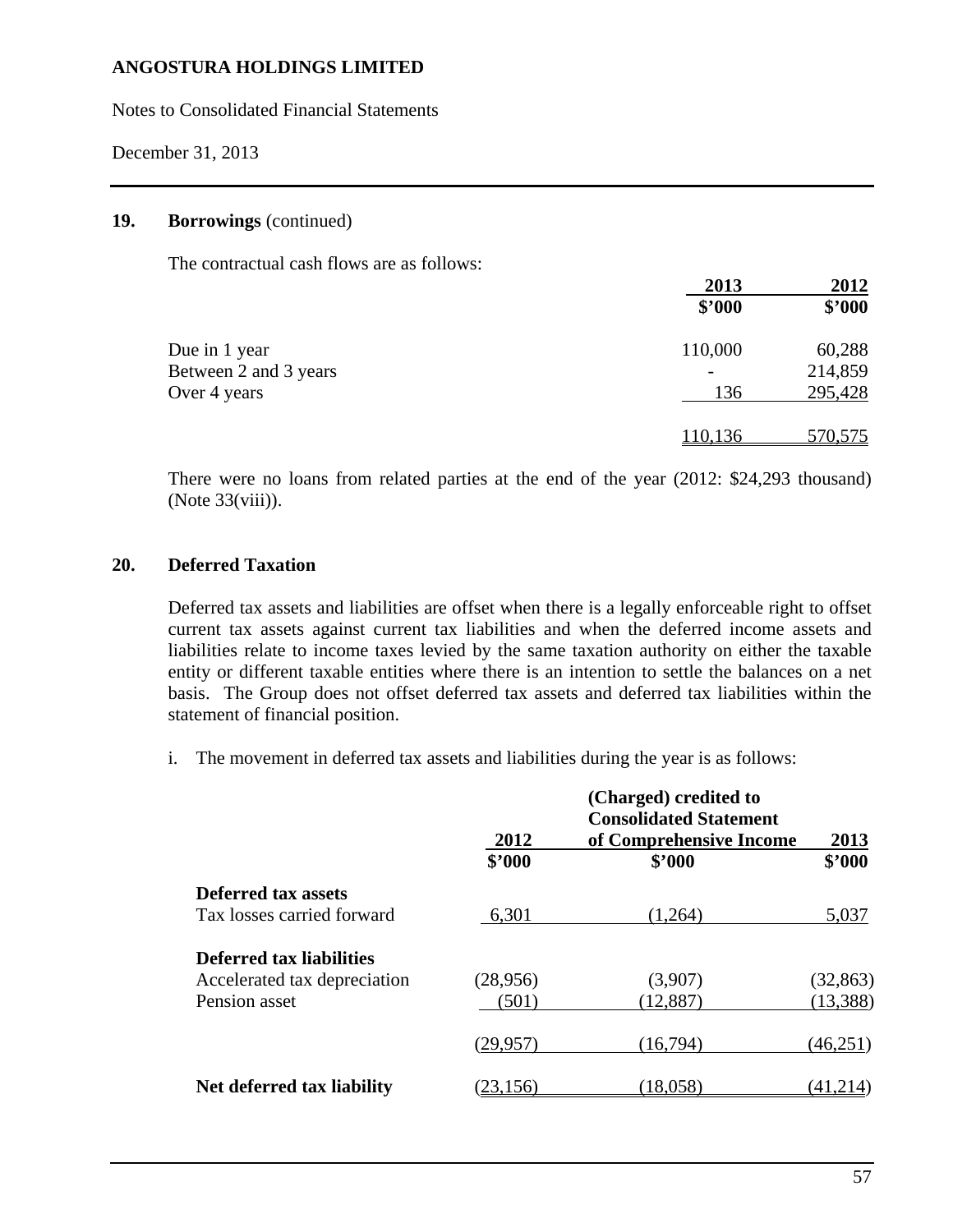# ANGOSTURA HOLDINGS LIMITED

Notes to Consolidated Financial Statements

December 31, 2013

## 19. Borrowings (continued)

The contractual cash flows are as follows:

| | 2013 | 2012 |
|---|---|---|
| | $'000 | $'000 |
| Due in 1 year | 110,000 | 60,288 |
| Between 2 and 3 years | - | 214,859 |
| Over 4 years | 136 | 295,428 |
| | 110,136 | 570,575 |

There were no loans from related parties at the end of the year (2012: $24,293 thousand) (Note 33(viii)).

## 20. Deferred Taxation

Deferred tax assets and liabilities are offset when there is a legally enforceable right to offset current tax assets against current tax liabilities and when the deferred income assets and liabilities relate to income taxes levied by the same taxation authority on either the taxable entity or different taxable entities where there is an intention to settle the balances on a net basis. The Group does not offset deferred tax assets and deferred tax liabilities within the statement of financial position.

i. The movement in deferred tax assets and liabilities during the year is as follows:

| | 2012 | (Charged) credited to Consolidated Statement of Comprehensive Income | 2013 |
|---|---|---|---|
| | $'000 | $'000 | $'000 |
| **Deferred tax assets** | | | |
| Tax losses carried forward | 6,301 | (1,264) | 5,037 |
| **Deferred tax liabilities** | | | |
| Accelerated tax depreciation | (28,956) | (3,907) | (32,863) |
| Pension asset | (501) | (12,887) | (13,388) |
| | (29,957) | (16,794) | (46,251) |
| **Net deferred tax liability** | (23,156) | (18,058) | (41,214) |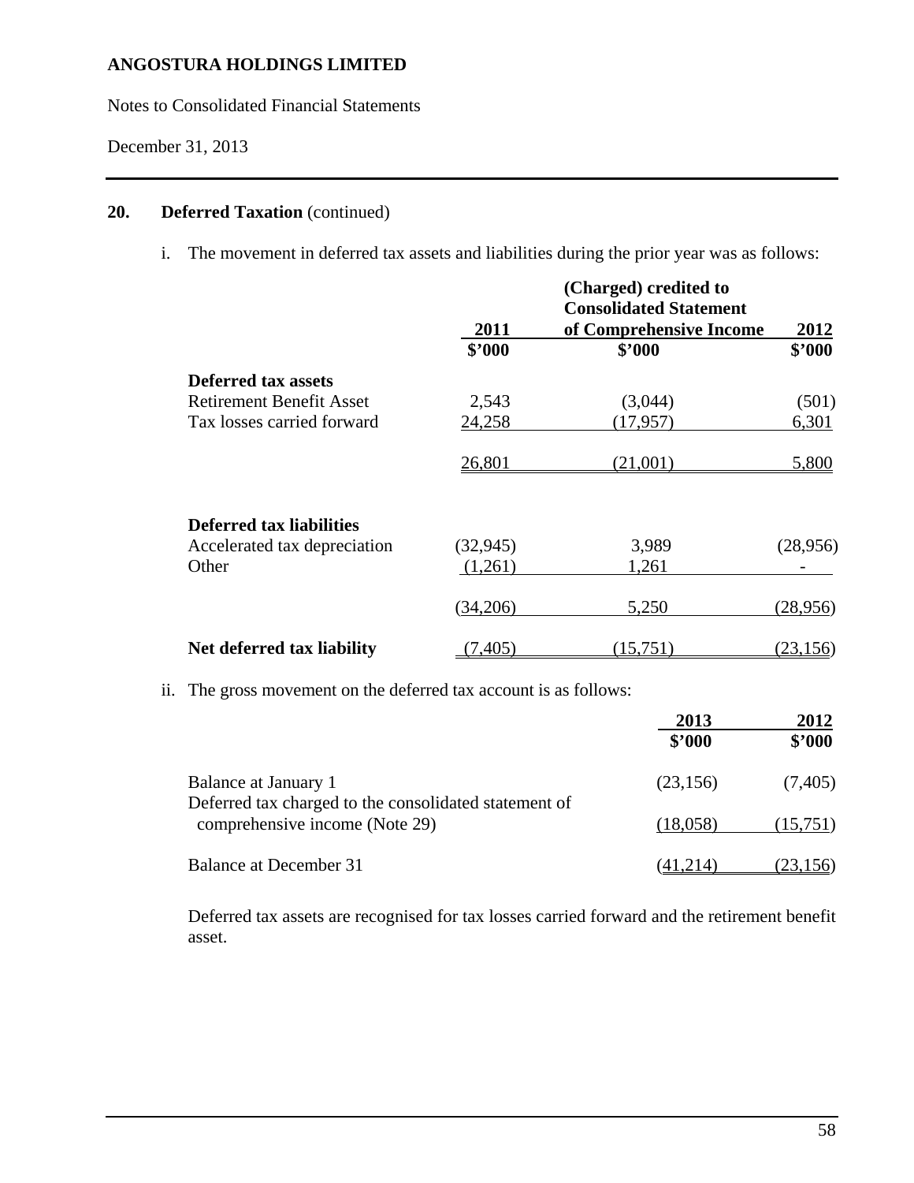## 20. Deferred Taxation (continued)

i. The movement in deferred tax assets and liabilities during the prior year was as follows:

| | 2011 | (Charged) credited to Consolidated Statement of Comprehensive Income | 2012 |
|---|---|---|---|
| | $'000 | $'000 | $'000 |
| **Deferred tax assets** | | | |
| Retirement Benefit Asset | 2,543 | (3,044) | (501) |
| Tax losses carried forward | 24,258 | (17,957) | 6,301 |
| | 26,801 | (21,001) | 5,800 |
| **Deferred tax liabilities** | | | |
| Accelerated tax depreciation | (32,945) | 3,989 | (28,956) |
| Other | (1,261) | 1,261 | - |
| | (34,206) | 5,250 | (28,956) |
| **Net deferred tax liability** | (7,405) | (15,751) | (23,156) |

ii. The gross movement on the deferred tax account is as follows:

| | 2013 | 2012 |
|---|---|---|
| | $'000 | $'000 |
| Balance at January 1 | (23,156) | (7,405) |
| Deferred tax charged to the consolidated statement of comprehensive income (Note 29) | (18,058) | (15,751) |
| Balance at December 31 | (41,214) | (23,156) |

Deferred tax assets are recognised for tax losses carried forward and the retirement benefit asset.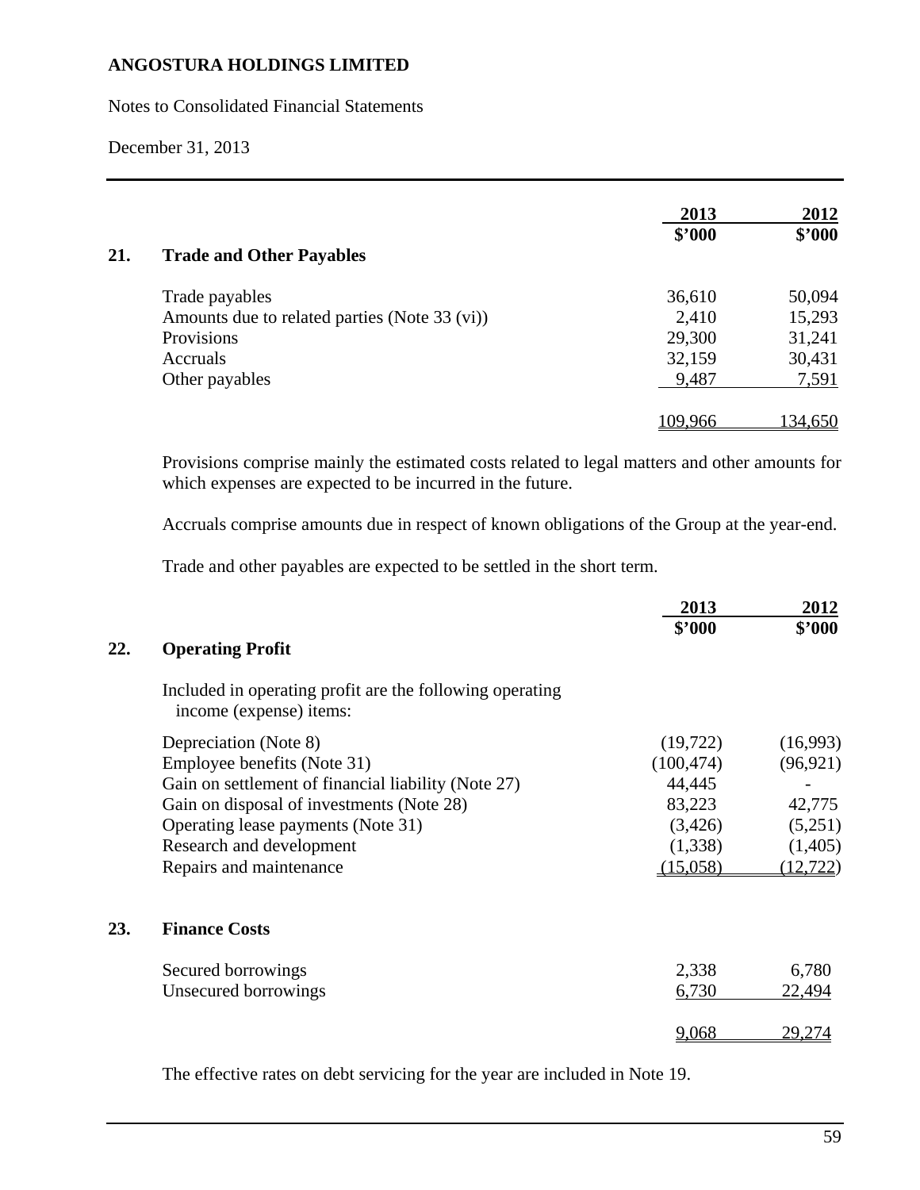**ANGOSTURA HOLDINGS LIMITED**

Notes to Consolidated Financial Statements

December 31, 2013

## 21. Trade and Other Payables

| | 2013<br>$'000 | 2012<br>$'000 |
|---|---|---|
| Trade payables | 36,610 | 50,094 |
| Amounts due to related parties (Note 33 (vi)) | 2,410 | 15,293 |
| Provisions | 29,300 | 31,241 |
| Accruals | 32,159 | 30,431 |
| Other payables | 9,487 | 7,591 |
| | 109,966 | 134,650 |

Provisions comprise mainly the estimated costs related to legal matters and other amounts for which expenses are expected to be incurred in the future.

Accruals comprise amounts due in respect of known obligations of the Group at the year-end.

Trade and other payables are expected to be settled in the short term.

## 22. Operating Profit

Included in operating profit are the following operating income (expense) items:

| | 2013<br>$'000 | 2012<br>$'000 |
|---|---|---|
| Depreciation (Note 8) | (19,722) | (16,993) |
| Employee benefits (Note 31) | (100,474) | (96,921) |
| Gain on settlement of financial liability (Note 27) | 44,445 | - |
| Gain on disposal of investments (Note 28) | 83,223 | 42,775 |
| Operating lease payments (Note 31) | (3,426) | (5,251) |
| Research and development | (1,338) | (1,405) |
| Repairs and maintenance | (15,058) | (12,722) |

## 23. Finance Costs

| | 2013<br>$'000 | 2012<br>$'000 |
|---|---|---|
| Secured borrowings | 2,338 | 6,780 |
| Unsecured borrowings | 6,730 | 22,494 |
| | 9,068 | 29,274 |

The effective rates on debt servicing for the year are included in Note 19.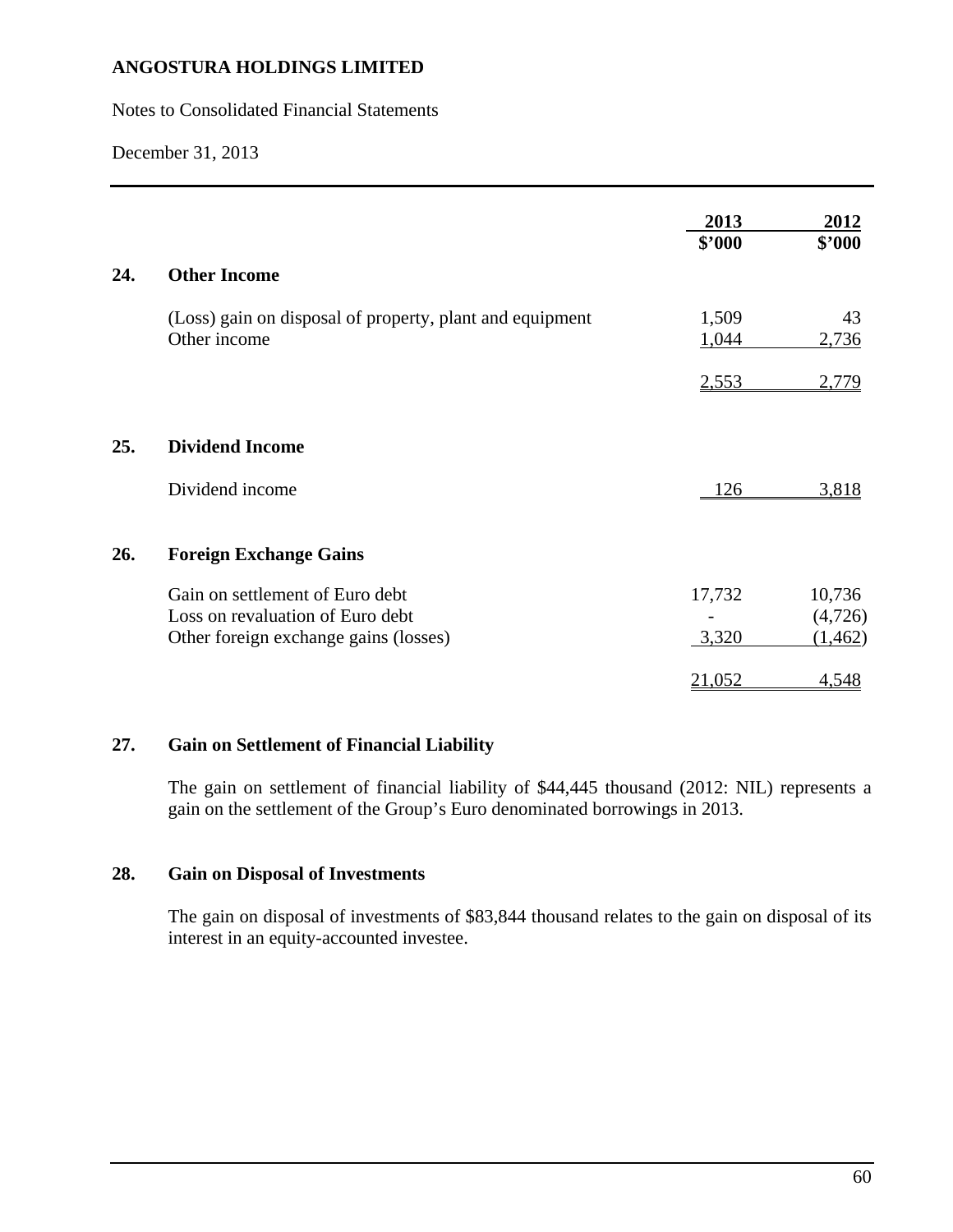**ANGOSTURA HOLDINGS LIMITED**

Notes to Consolidated Financial Statements

December 31, 2013

| | | 2013<br>$'000 | 2012<br>$'000 |
|---|---|---|---|
| **24.** | **Other Income** | | |
| | (Loss) gain on disposal of property, plant and equipment | 1,509 | 43 |
| | Other income | 1,044 | 2,736 |
| | | 2,553 | 2,779 |
| **25.** | **Dividend Income** | | |
| | Dividend income | 126 | 3,818 |
| **26.** | **Foreign Exchange Gains** | | |
| | Gain on settlement of Euro debt | 17,732 | 10,736 |
| | Loss on revaluation of Euro debt | - | (4,726) |
| | Other foreign exchange gains (losses) | 3,320 | (1,462) |
| | | 21,052 | 4,548 |

## 27. Gain on Settlement of Financial Liability

The gain on settlement of financial liability of $44,445 thousand (2012: NIL) represents a gain on the settlement of the Group's Euro denominated borrowings in 2013.

## 28. Gain on Disposal of Investments

The gain on disposal of investments of $83,844 thousand relates to the gain on disposal of its interest in an equity-accounted investee.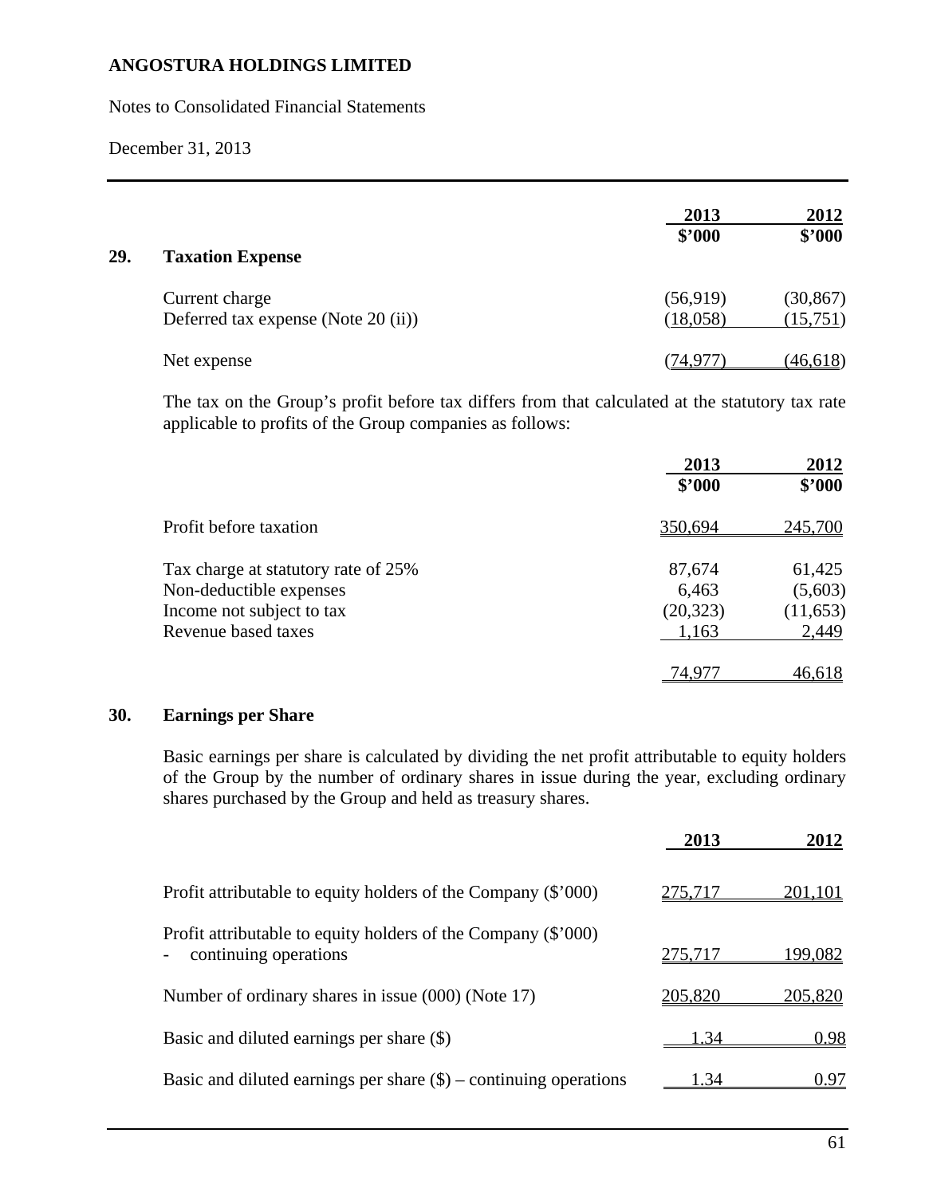# ANGOSTURA HOLDINGS LIMITED

Notes to Consolidated Financial Statements

December 31, 2013

## 29. Taxation Expense

| | 2013 $'000 | 2012 $'000 |
|---|---|---|
| Current charge | (56,919) | (30,867) |
| Deferred tax expense (Note 20 (ii)) | (18,058) | (15,751) |
| Net expense | (74,977) | (46,618) |

The tax on the Group's profit before tax differs from that calculated at the statutory tax rate applicable to profits of the Group companies as follows:

| | 2013 $'000 | 2012 $'000 |
|---|---|---|
| Profit before taxation | 350,694 | 245,700 |
| Tax charge at statutory rate of 25% | 87,674 | 61,425 |
| Non-deductible expenses | 6,463 | (5,603) |
| Income not subject to tax | (20,323) | (11,653) |
| Revenue based taxes | 1,163 | 2,449 |
| | 74,977 | 46,618 |

## 30. Earnings per Share

Basic earnings per share is calculated by dividing the net profit attributable to equity holders of the Group by the number of ordinary shares in issue during the year, excluding ordinary shares purchased by the Group and held as treasury shares.

| | 2013 | 2012 |
|---|---|---|
| Profit attributable to equity holders of the Company ($'000) | 275,717 | 201,101 |
| Profit attributable to equity holders of the Company ($'000) - continuing operations | 275,717 | 199,082 |
| Number of ordinary shares in issue (000) (Note 17) | 205,820 | 205,820 |
| Basic and diluted earnings per share ($) | 1.34 | 0.98 |
| Basic and diluted earnings per share ($) – continuing operations | 1.34 | 0.97 |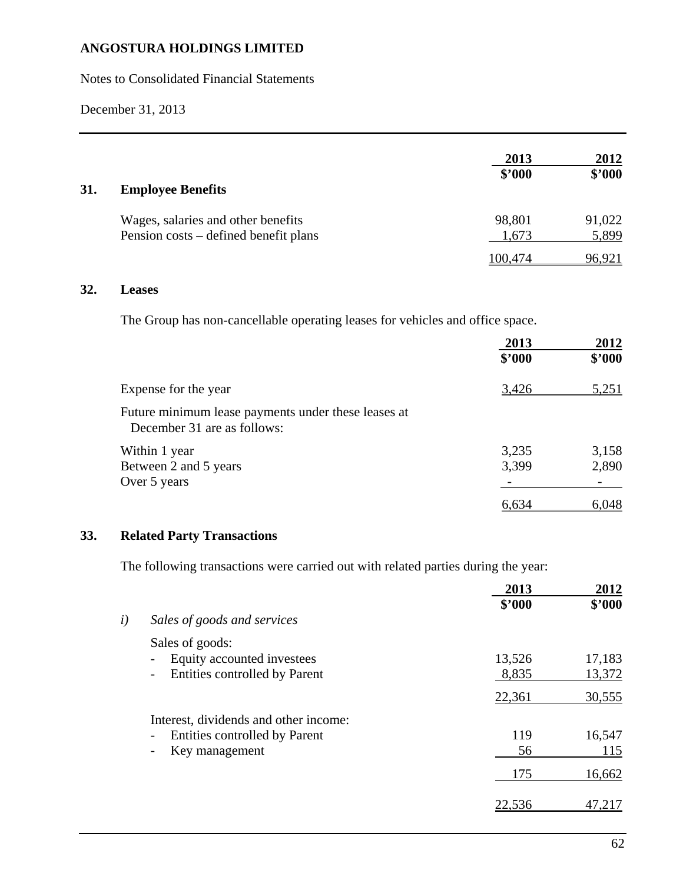**ANGOSTURA HOLDINGS LIMITED**

Notes to Consolidated Financial Statements

December 31, 2013

## 31. Employee Benefits

| | 2013 $'000 | 2012 $'000 |
|---|---|---|
| Wages, salaries and other benefits | 98,801 | 91,022 |
| Pension costs – defined benefit plans | 1,673 | 5,899 |
| | 100,474 | 96,921 |

## 32. Leases

The Group has non-cancellable operating leases for vehicles and office space.

| | 2013 $'000 | 2012 $'000 |
|---|---|---|
| Expense for the year | 3,426 | 5,251 |
| Future minimum lease payments under these leases at December 31 are as follows: | | |
| Within 1 year | 3,235 | 3,158 |
| Between 2 and 5 years | 3,399 | 2,890 |
| Over 5 years | - | - |
| | 6,634 | 6,048 |

## 33. Related Party Transactions

The following transactions were carried out with related parties during the year:

| | 2013 $'000 | 2012 $'000 |
|---|---|---|
| *i) Sales of goods and services* | | |
| Sales of goods: | | |
| - Equity accounted investees | 13,526 | 17,183 |
| - Entities controlled by Parent | 8,835 | 13,372 |
| | 22,361 | 30,555 |
| Interest, dividends and other income: | | |
| - Entities controlled by Parent | 119 | 16,547 |
| - Key management | 56 | 115 |
| | 175 | 16,662 |
| | 22,536 | 47,217 |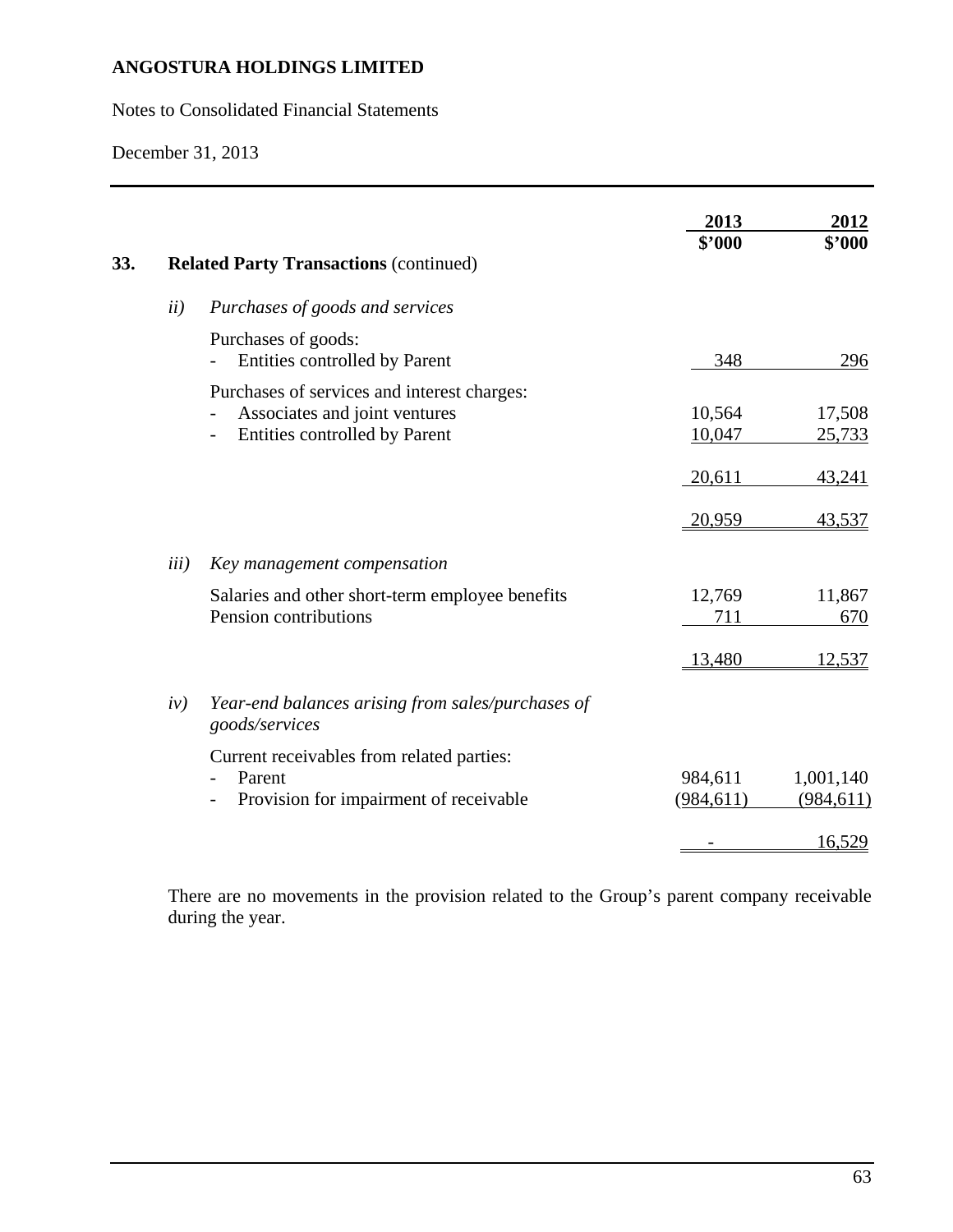**ANGOSTURA HOLDINGS LIMITED**

Notes to Consolidated Financial Statements

December 31, 2013

| | 2013 $'000 | 2012 $'000 |
|---|---|---|
| **33. Related Party Transactions** (continued) | | |
| *ii) Purchases of goods and services* | | |
| Purchases of goods: | | |
| - Entities controlled by Parent | 348 | 296 |
| Purchases of services and interest charges: | | |
| - Associates and joint ventures | 10,564 | 17,508 |
| - Entities controlled by Parent | 10,047 | 25,733 |
| | 20,611 | 43,241 |
| | 20,959 | 43,537 |
| *iii) Key management compensation* | | |
| Salaries and other short-term employee benefits | 12,769 | 11,867 |
| Pension contributions | 711 | 670 |
| | 13,480 | 12,537 |
| *iv) Year-end balances arising from sales/purchases of goods/services* | | |
| Current receivables from related parties: | | |
| - Parent | 984,611 | 1,001,140 |
| - Provision for impairment of receivable | (984,611) | (984,611) |
| | - | 16,529 |

There are no movements in the provision related to the Group's parent company receivable during the year.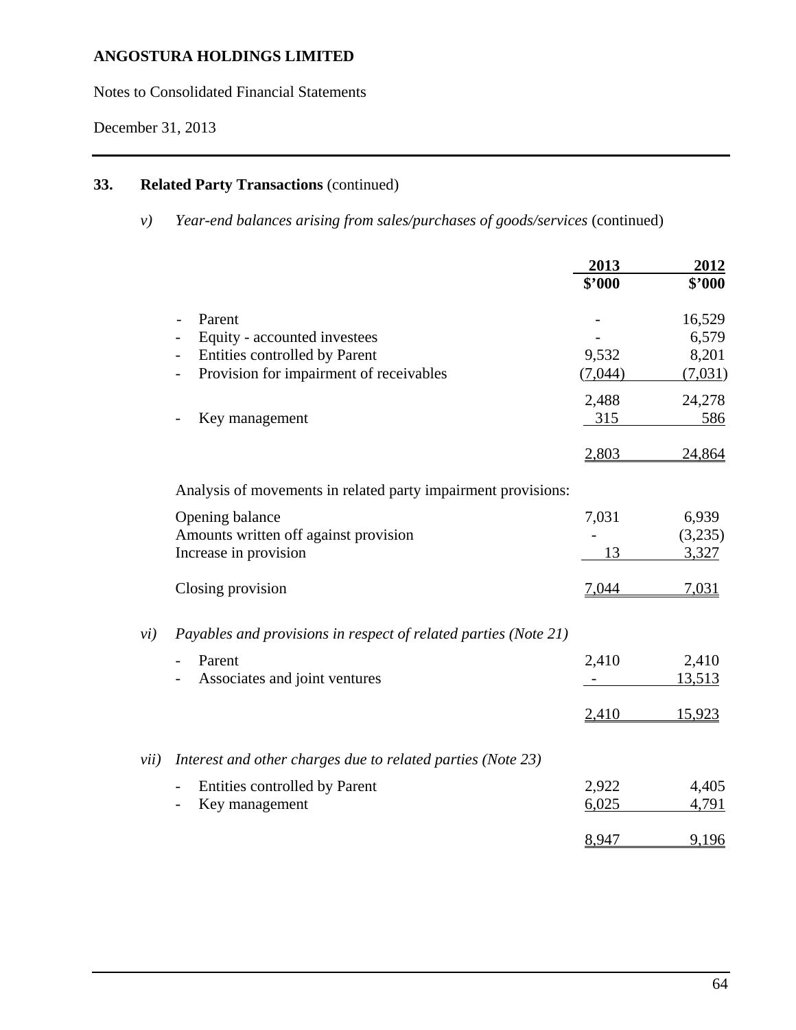ANGOSTURA HOLDINGS LIMITED

Notes to Consolidated Financial Statements

December 31, 2013

## 33. Related Party Transactions (continued)

*v) Year-end balances arising from sales/purchases of goods/services* (continued)

| | 2013 | 2012 |
|---|---|---|
| | $'000 | $'000 |
| - Parent | - | 16,529 |
| - Equity - accounted investees | - | 6,579 |
| - Entities controlled by Parent | 9,532 | 8,201 |
| - Provision for impairment of receivables | (7,044) | (7,031) |
| | 2,488 | 24,278 |
| - Key management | 315 | 586 |
| | 2,803 | 24,864 |

Analysis of movements in related party impairment provisions:

| | 2013 | 2012 |
|---|---|---|
| Opening balance | 7,031 | 6,939 |
| Amounts written off against provision | - | (3,235) |
| Increase in provision | 13 | 3,327 |
| Closing provision | 7,044 | 7,031 |

*vi) Payables and provisions in respect of related parties (Note 21)*

| | 2013 | 2012 |
|---|---|---|
| - Parent | 2,410 | 2,410 |
| - Associates and joint ventures | - | 13,513 |
| | 2,410 | 15,923 |

*vii) Interest and other charges due to related parties (Note 23)*

| | 2013 | 2012 |
|---|---|---|
| - Entities controlled by Parent | 2,922 | 4,405 |
| - Key management | 6,025 | 4,791 |
| | 8,947 | 9,196 |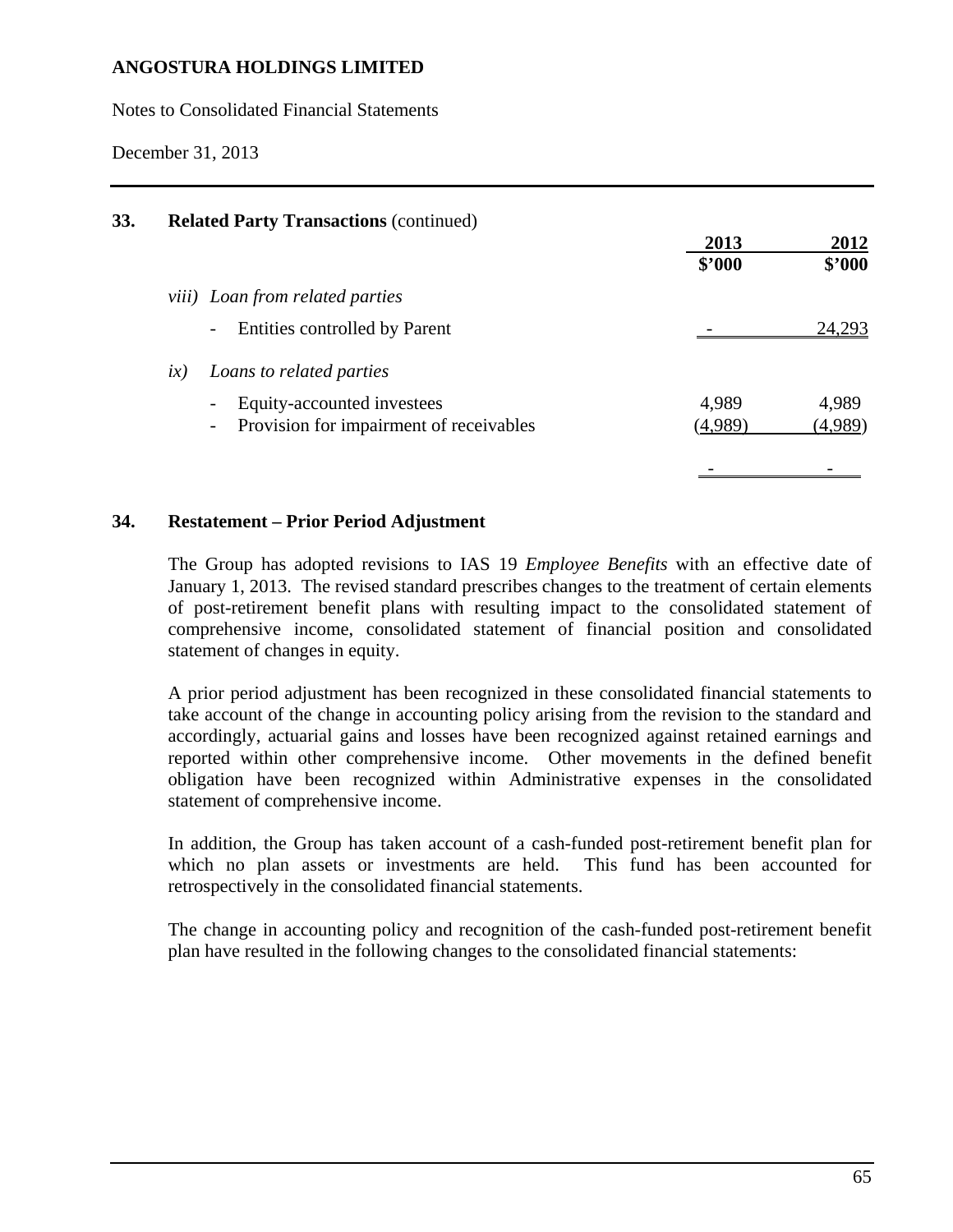## 33. Related Party Transactions (continued)

| | 2013 \$'000 | 2012 \$'000 |
|---|---|---|
| *viii) Loan from related parties* | | |
| - Entities controlled by Parent | - | 24,293 |
| *ix) Loans to related parties* | | |
| - Equity-accounted investees | 4,989 | 4,989 |
| - Provision for impairment of receivables | (4,989) | (4,989) |
| | - | - |

## 34. Restatement – Prior Period Adjustment

The Group has adopted revisions to IAS 19 *Employee Benefits* with an effective date of January 1, 2013. The revised standard prescribes changes to the treatment of certain elements of post-retirement benefit plans with resulting impact to the consolidated statement of comprehensive income, consolidated statement of financial position and consolidated statement of changes in equity.

A prior period adjustment has been recognized in these consolidated financial statements to take account of the change in accounting policy arising from the revision to the standard and accordingly, actuarial gains and losses have been recognized against retained earnings and reported within other comprehensive income. Other movements in the defined benefit obligation have been recognized within Administrative expenses in the consolidated statement of comprehensive income.

In addition, the Group has taken account of a cash-funded post-retirement benefit plan for which no plan assets or investments are held. This fund has been accounted for retrospectively in the consolidated financial statements.

The change in accounting policy and recognition of the cash-funded post-retirement benefit plan have resulted in the following changes to the consolidated financial statements: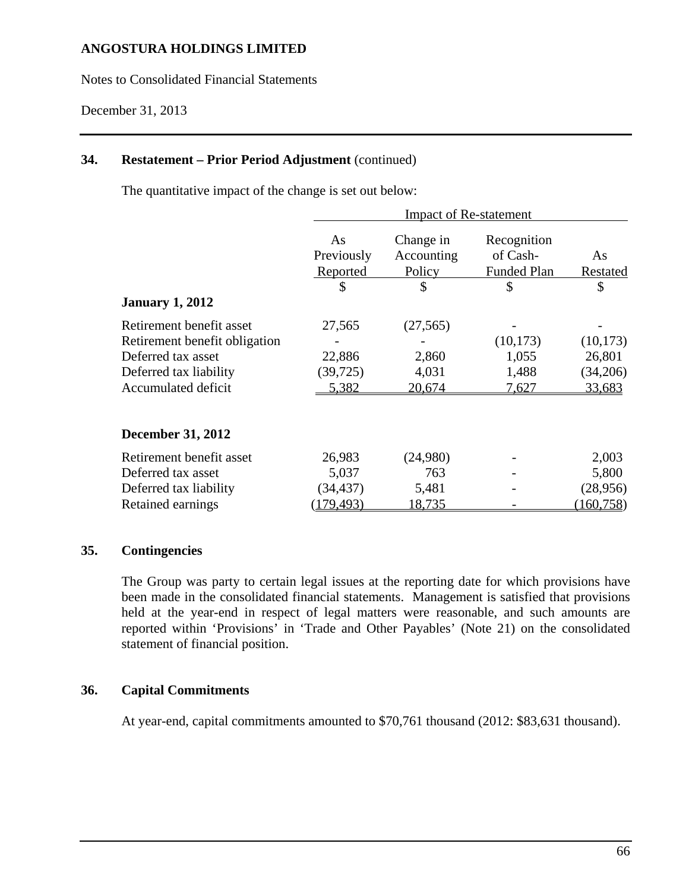## 34. Restatement – Prior Period Adjustment (continued)

The quantitative impact of the change is set out below:

| | Impact of Re-statement | | | |
|---|---|---|---|---|
| | As Previously Reported | Change in Accounting Policy | Recognition of Cash-Funded Plan | As Restated |
| | $ | $ | $ | $ |
| **January 1, 2012** | | | | |
| Retirement benefit asset | 27,565 | (27,565) | - | - |
| Retirement benefit obligation | - | - | (10,173) | (10,173) |
| Deferred tax asset | 22,886 | 2,860 | 1,055 | 26,801 |
| Deferred tax liability | (39,725) | 4,031 | 1,488 | (34,206) |
| Accumulated deficit | 5,382 | 20,674 | 7,627 | 33,683 |
| **December 31, 2012** | | | | |
| Retirement benefit asset | 26,983 | (24,980) | - | 2,003 |
| Deferred tax asset | 5,037 | 763 | - | 5,800 |
| Deferred tax liability | (34,437) | 5,481 | - | (28,956) |
| Retained earnings | (179,493) | 18,735 | - | (160,758) |

## 35. Contingencies

The Group was party to certain legal issues at the reporting date for which provisions have been made in the consolidated financial statements. Management is satisfied that provisions held at the year-end in respect of legal matters were reasonable, and such amounts are reported within 'Provisions' in 'Trade and Other Payables' (Note 21) on the consolidated statement of financial position.

## 36. Capital Commitments

At year-end, capital commitments amounted to $70,761 thousand (2012: $83,631 thousand).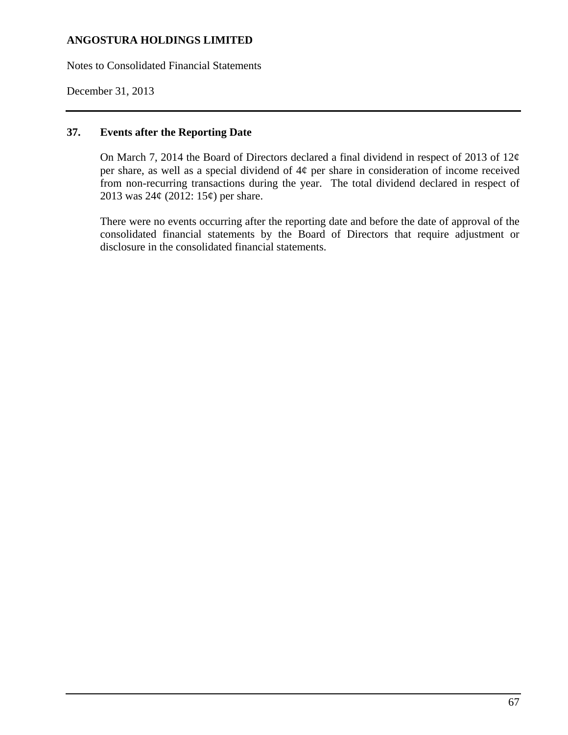## 37. Events after the Reporting Date

On March 7, 2014 the Board of Directors declared a final dividend in respect of 2013 of 12¢ per share, as well as a special dividend of 4¢ per share in consideration of income received from non-recurring transactions during the year. The total dividend declared in respect of 2013 was 24¢ (2012: 15¢) per share.

There were no events occurring after the reporting date and before the date of approval of the consolidated financial statements by the Board of Directors that require adjustment or disclosure in the consolidated financial statements.